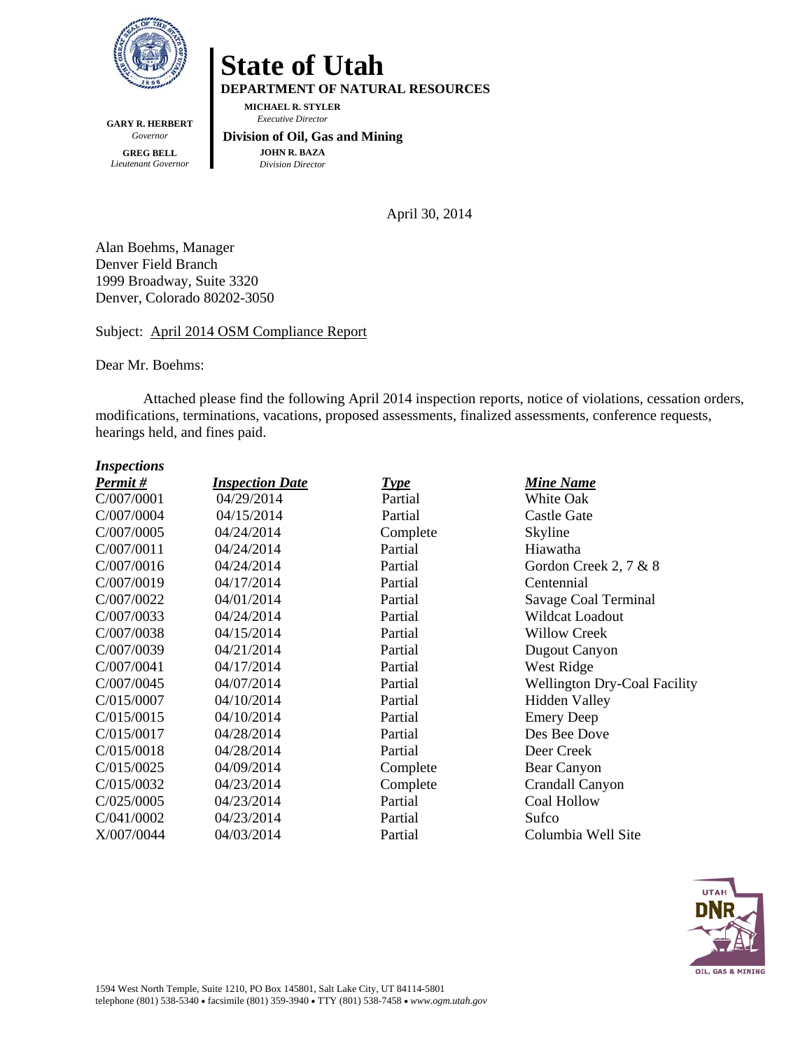# State of Utah

**DEPARTMENT OF NATURAL RESOURCES**

**MICHAEL R. STYLER**
*Executive Director*

**Division of Oil, Gas and Mining**

**JOHN R. BAZA**
*Division Director*

**GARY R. HERBERT**
*Governor*

**GREG BELL**
*Lieutenant Governor*

April 30, 2014

Alan Boehms, Manager
Denver Field Branch
1999 Broadway, Suite 3320
Denver, Colorado 80202-3050

Subject: April 2014 OSM Compliance Report

Dear Mr. Boehms:

Attached please find the following April 2014 inspection reports, notice of violations, cessation orders, modifications, terminations, vacations, proposed assessments, finalized assessments, conference requests, hearings held, and fines paid.

***Inspections***

| ***Permit #*** | ***Inspection Date*** | ***Type*** | ***Mine Name*** |
|---|---|---|---|
| C/007/0001 | 04/29/2014 | Partial | White Oak |
| C/007/0004 | 04/15/2014 | Partial | Castle Gate |
| C/007/0005 | 04/24/2014 | Complete | Skyline |
| C/007/0011 | 04/24/2014 | Partial | Hiawatha |
| C/007/0016 | 04/24/2014 | Partial | Gordon Creek 2, 7 & 8 |
| C/007/0019 | 04/17/2014 | Partial | Centennial |
| C/007/0022 | 04/01/2014 | Partial | Savage Coal Terminal |
| C/007/0033 | 04/24/2014 | Partial | Wildcat Loadout |
| C/007/0038 | 04/15/2014 | Partial | Willow Creek |
| C/007/0039 | 04/21/2014 | Partial | Dugout Canyon |
| C/007/0041 | 04/17/2014 | Partial | West Ridge |
| C/007/0045 | 04/07/2014 | Partial | Wellington Dry-Coal Facility |
| C/015/0007 | 04/10/2014 | Partial | Hidden Valley |
| C/015/0015 | 04/10/2014 | Partial | Emery Deep |
| C/015/0017 | 04/28/2014 | Partial | Des Bee Dove |
| C/015/0018 | 04/28/2014 | Partial | Deer Creek |
| C/015/0025 | 04/09/2014 | Complete | Bear Canyon |
| C/015/0032 | 04/23/2014 | Complete | Crandall Canyon |
| C/025/0005 | 04/23/2014 | Partial | Coal Hollow |
| C/041/0002 | 04/23/2014 | Partial | Sufco |
| X/007/0044 | 04/03/2014 | Partial | Columbia Well Site |

1594 West North Temple, Suite 1210, PO Box 145801, Salt Lake City, UT 84114-5801
telephone (801) 538-5340 • facsimile (801) 359-3940 • TTY (801) 538-7458 • *www.ogm.utah.gov*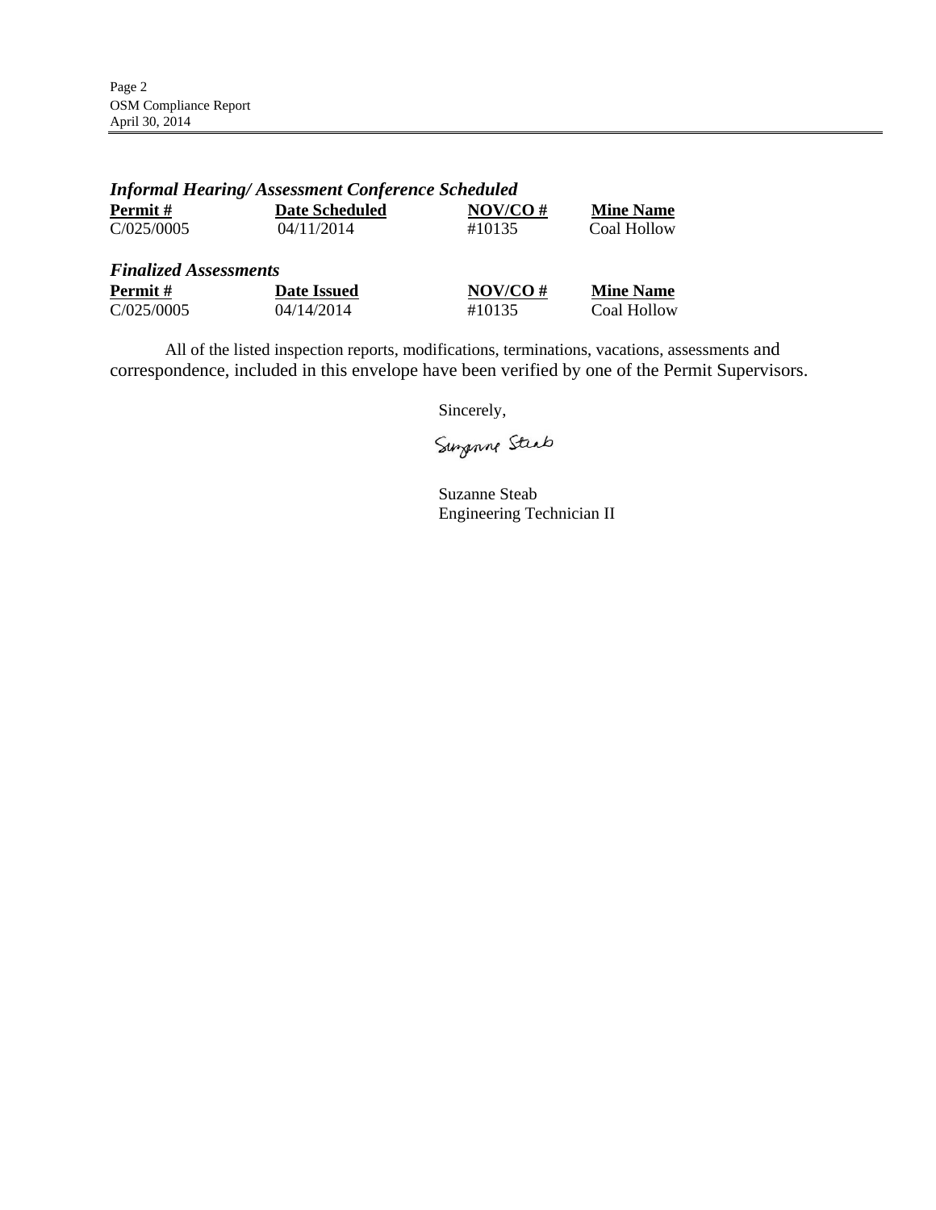### *Informal Hearing/ Assessment Conference Scheduled*

| Permit # | Date Scheduled | NOV/CO # | Mine Name |
|---|---|---|---|
| C/025/0005 | 04/11/2014 | #10135 | Coal Hollow |

### *Finalized Assessments*

| Permit # | Date Issued | NOV/CO # | Mine Name |
|---|---|---|---|
| C/025/0005 | 04/14/2014 | #10135 | Coal Hollow |

All of the listed inspection reports, modifications, terminations, vacations, assessments and correspondence, included in this envelope have been verified by one of the Permit Supervisors.

Sincerely,

Suzanne Steab

Suzanne Steab
Engineering Technician II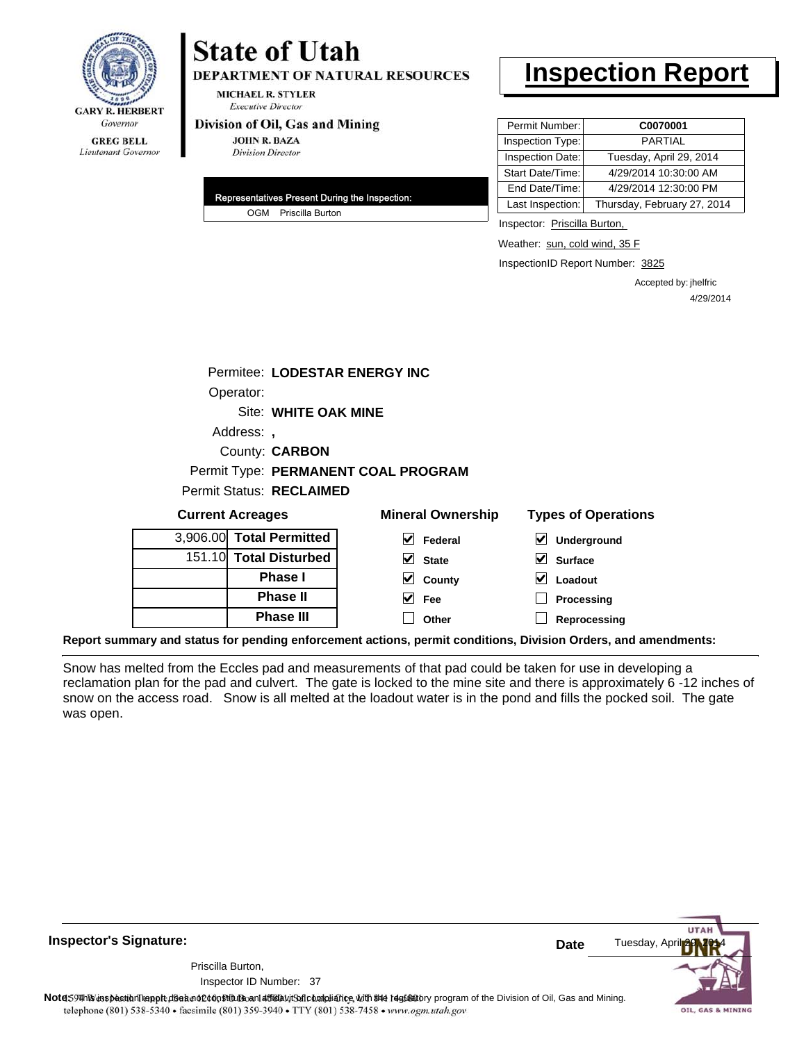GARY R. HERBERT
*Governor*

GREG BELL
*Lieutenant Governor*

# State of Utah

**DEPARTMENT OF NATURAL RESOURCES**

MICHAEL R. STYLER
*Executive Director*

**Division of Oil, Gas and Mining**

JOHN R. BAZA
*Division Director*

# Inspection Report

| | |
|---|---|
| Permit Number: | **C0070001** |
| Inspection Type: | PARTIAL |
| Inspection Date: | Tuesday, April 29, 2014 |
| Start Date/Time: | 4/29/2014 10:30:00 AM |
| End Date/Time: | 4/29/2014 12:30:00 PM |
| Last Inspection: | Thursday, February 27, 2014 |

**Representatives Present During the Inspection:**

OGM Priscilla Burton

Inspector: Priscilla Burton,

Weather: sun, cold wind, 35 F

InspectionID Report Number: 3825

Accepted by: jhelfric
4/29/2014

Permitee: **LODESTAR ENERGY INC**
Operator:
Site: **WHITE OAK MINE**
Address: **,**
County: **CARBON**
Permit Type: **PERMANENT COAL PROGRAM**
Permit Status: **RECLAIMED**

**Current Acreages**

| | |
|---|---|
| 3,906.00 | **Total Permitted** |
| 151.10 | **Total Disturbed** |
| | **Phase I** |
| | **Phase II** |
| | **Phase III** |

**Mineral Ownership**

- [x] Federal
- [x] State
- [x] County
- [x] Fee
- [ ] Other

**Types of Operations**

- [x] Underground
- [x] Surface
- [x] Loadout
- [ ] Processing
- [ ] Reprocessing

**Report summary and status for pending enforcement actions, permit conditions, Division Orders, and amendments:**

Snow has melted from the Eccles pad and measurements of that pad could be taken for use in developing a reclamation plan for the pad and culvert. The gate is locked to the mine site and there is approximately 6 -12 inches of snow on the access road. Snow is all melted at the loadout water is in the pond and fills the pocked soil. The gate was open.

**Inspector's Signature:**

Priscilla Burton,
Inspector ID Number: 37

**Date** Tuesday, April 29, 2014

**Note:** This inspection report does not constitute an affidavit of compliance with the regulatory program of the Division of Oil, Gas and Mining.

1594 West North Temple, Suite 1210, PO Box 145801, Salt Lake City, UT 84114-5801
telephone (801) 538-5340 • facsimile (801) 359-3940 • TTY (801) 538-7458 • www.ogm.utah.gov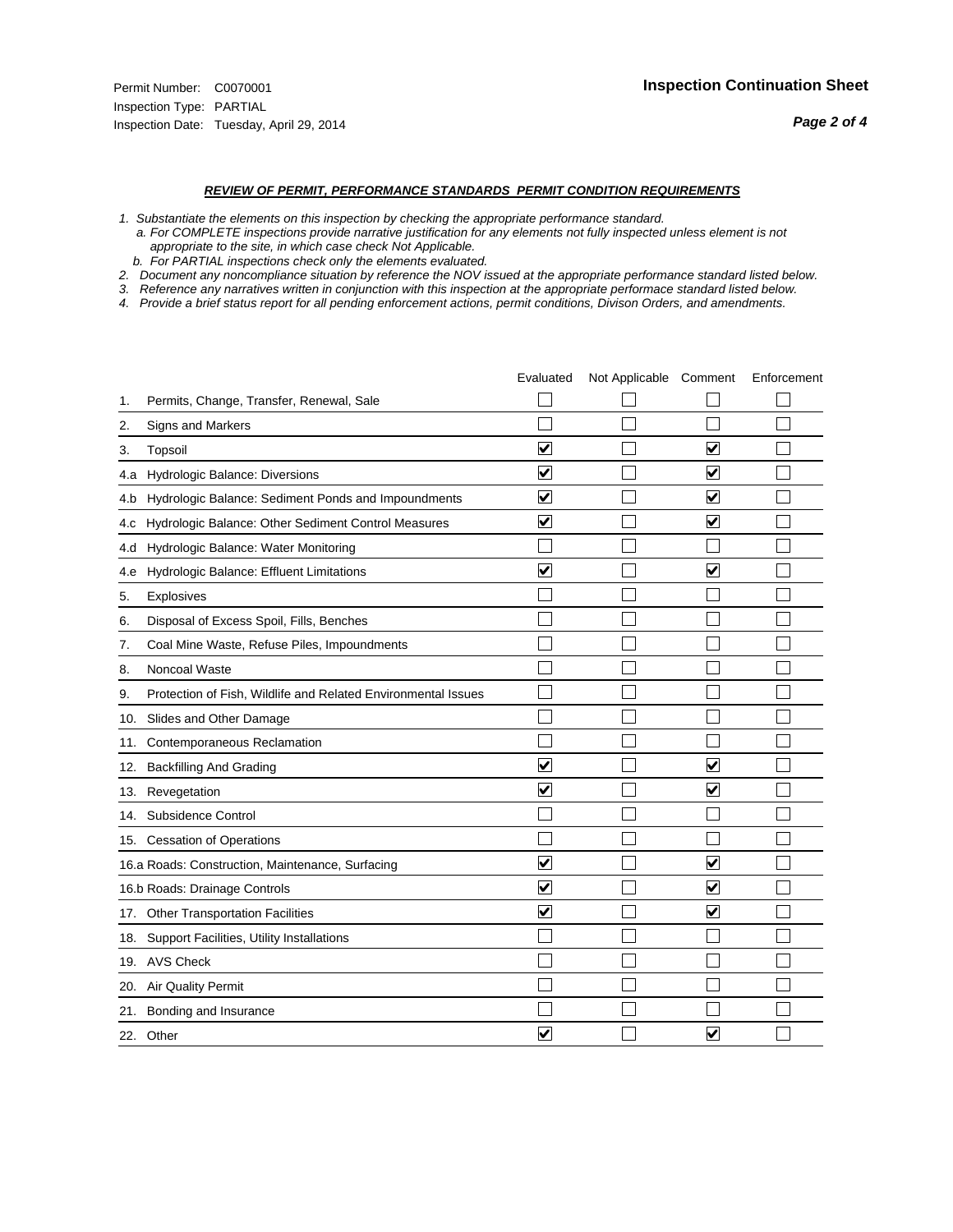Permit Number: C0070001
Inspection Type: PARTIAL
Inspection Date: Tuesday, April 29, 2014

**Inspection Continuation Sheet**

***REVIEW OF PERMIT, PERFORMANCE STANDARDS PERMIT CONDITION REQUIREMENTS***

*1. Substantiate the elements on this inspection by checking the appropriate performance standard.*
*a. For COMPLETE inspections provide narrative justification for any elements not fully inspected unless element is not appropriate to the site, in which case check Not Applicable.*
*b. For PARTIAL inspections check only the elements evaluated.*
*2. Document any noncompliance situation by reference the NOV issued at the appropriate performance standard listed below.*
*3. Reference any narratives written in conjunction with this inspection at the appropriate performace standard listed below.*
*4. Provide a brief status report for all pending enforcement actions, permit conditions, Divison Orders, and amendments.*

| | Evaluated | Not Applicable | Comment | Enforcement |
|---|---|---|---|---|
| 1. Permits, Change, Transfer, Renewal, Sale | ☐ | ☐ | ☐ | ☐ |
| 2. Signs and Markers | ☐ | ☐ | ☐ | ☐ |
| 3. Topsoil | ☑ | ☐ | ☑ | ☐ |
| 4.a Hydrologic Balance: Diversions | ☑ | ☐ | ☑ | ☐ |
| 4.b Hydrologic Balance: Sediment Ponds and Impoundments | ☑ | ☐ | ☑ | ☐ |
| 4.c Hydrologic Balance: Other Sediment Control Measures | ☑ | ☐ | ☑ | ☐ |
| 4.d Hydrologic Balance: Water Monitoring | ☐ | ☐ | ☐ | ☐ |
| 4.e Hydrologic Balance: Effluent Limitations | ☑ | ☐ | ☑ | ☐ |
| 5. Explosives | ☐ | ☐ | ☐ | ☐ |
| 6. Disposal of Excess Spoil, Fills, Benches | ☐ | ☐ | ☐ | ☐ |
| 7. Coal Mine Waste, Refuse Piles, Impoundments | ☐ | ☐ | ☐ | ☐ |
| 8. Noncoal Waste | ☐ | ☐ | ☐ | ☐ |
| 9. Protection of Fish, Wildlife and Related Environmental Issues | ☐ | ☐ | ☐ | ☐ |
| 10. Slides and Other Damage | ☐ | ☐ | ☐ | ☐ |
| 11. Contemporaneous Reclamation | ☐ | ☐ | ☐ | ☐ |
| 12. Backfilling And Grading | ☑ | ☐ | ☑ | ☐ |
| 13. Revegetation | ☑ | ☐ | ☑ | ☐ |
| 14. Subsidence Control | ☐ | ☐ | ☐ | ☐ |
| 15. Cessation of Operations | ☐ | ☐ | ☐ | ☐ |
| 16.a Roads: Construction, Maintenance, Surfacing | ☑ | ☐ | ☑ | ☐ |
| 16.b Roads: Drainage Controls | ☑ | ☐ | ☑ | ☐ |
| 17. Other Transportation Facilities | ☑ | ☐ | ☑ | ☐ |
| 18. Support Facilities, Utility Installations | ☐ | ☐ | ☐ | ☐ |
| 19. AVS Check | ☐ | ☐ | ☐ | ☐ |
| 20. Air Quality Permit | ☐ | ☐ | ☐ | ☐ |
| 21. Bonding and Insurance | ☐ | ☐ | ☐ | ☐ |
| 22. Other | ☑ | ☐ | ☑ | ☐ |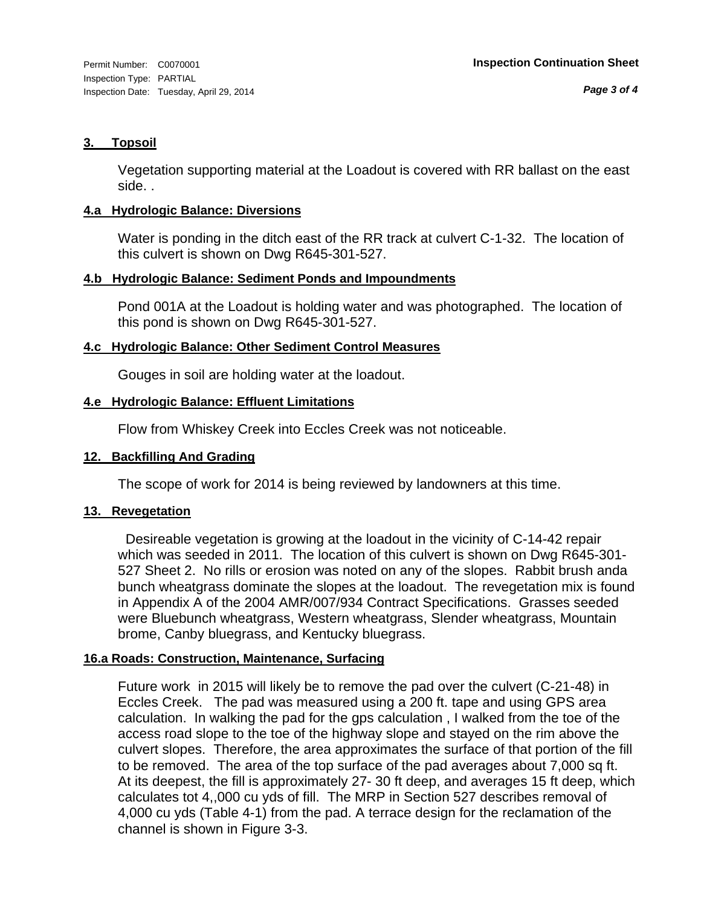Permit Number: C0070001
Inspection Type: PARTIAL
Inspection Date: Tuesday, April 29, 2014

**Inspection Continuation Sheet**

### 3. Topsoil

Vegetation supporting material at the Loadout is covered with RR ballast on the east side. .

### 4.a Hydrologic Balance: Diversions

Water is ponding in the ditch east of the RR track at culvert C-1-32. The location of this culvert is shown on Dwg R645-301-527.

### 4.b Hydrologic Balance: Sediment Ponds and Impoundments

Pond 001A at the Loadout is holding water and was photographed. The location of this pond is shown on Dwg R645-301-527.

### 4.c Hydrologic Balance: Other Sediment Control Measures

Gouges in soil are holding water at the loadout.

### 4.e Hydrologic Balance: Effluent Limitations

Flow from Whiskey Creek into Eccles Creek was not noticeable.

### 12. Backfilling And Grading

The scope of work for 2014 is being reviewed by landowners at this time.

### 13. Revegetation

Desireable vegetation is growing at the loadout in the vicinity of C-14-42 repair which was seeded in 2011. The location of this culvert is shown on Dwg R645-301-527 Sheet 2. No rills or erosion was noted on any of the slopes. Rabbit brush anda bunch wheatgrass dominate the slopes at the loadout. The revegetation mix is found in Appendix A of the 2004 AMR/007/934 Contract Specifications. Grasses seeded were Bluebunch wheatgrass, Western wheatgrass, Slender wheatgrass, Mountain brome, Canby bluegrass, and Kentucky bluegrass.

### 16.a Roads: Construction, Maintenance, Surfacing

Future work in 2015 will likely be to remove the pad over the culvert (C-21-48) in Eccles Creek. The pad was measured using a 200 ft. tape and using GPS area calculation. In walking the pad for the gps calculation , I walked from the toe of the access road slope to the toe of the highway slope and stayed on the rim above the culvert slopes. Therefore, the area approximates the surface of that portion of the fill to be removed. The area of the top surface of the pad averages about 7,000 sq ft. At its deepest, the fill is approximately 27- 30 ft deep, and averages 15 ft deep, which calculates tot 4,,000 cu yds of fill. The MRP in Section 527 describes removal of 4,000 cu yds (Table 4-1) from the pad. A terrace design for the reclamation of the channel is shown in Figure 3-3.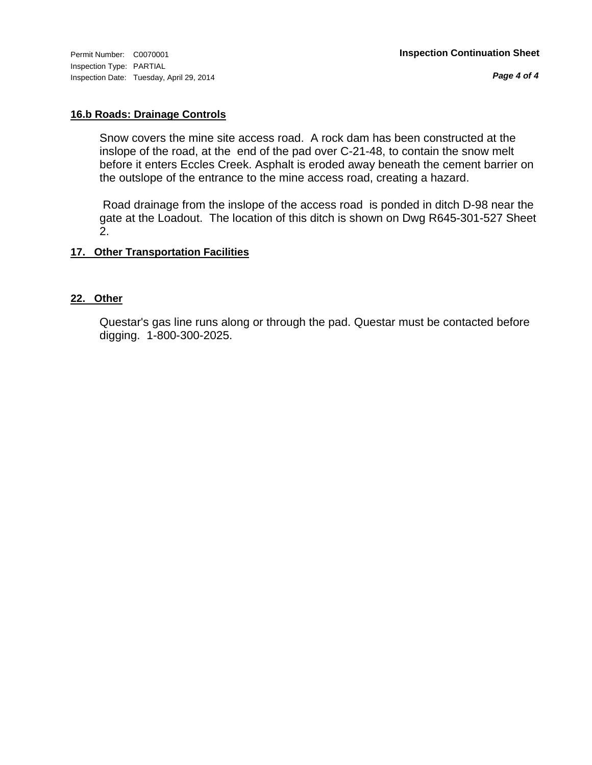## 16.b Roads: Drainage Controls

Snow covers the mine site access road. A rock dam has been constructed at the inslope of the road, at the end of the pad over C-21-48, to contain the snow melt before it enters Eccles Creek. Asphalt is eroded away beneath the cement barrier on the outslope of the entrance to the mine access road, creating a hazard.

Road drainage from the inslope of the access road is ponded in ditch D-98 near the gate at the Loadout. The location of this ditch is shown on Dwg R645-301-527 Sheet 2.

## 17. Other Transportation Facilities

## 22. Other

Questar's gas line runs along or through the pad. Questar must be contacted before digging. 1-800-300-2025.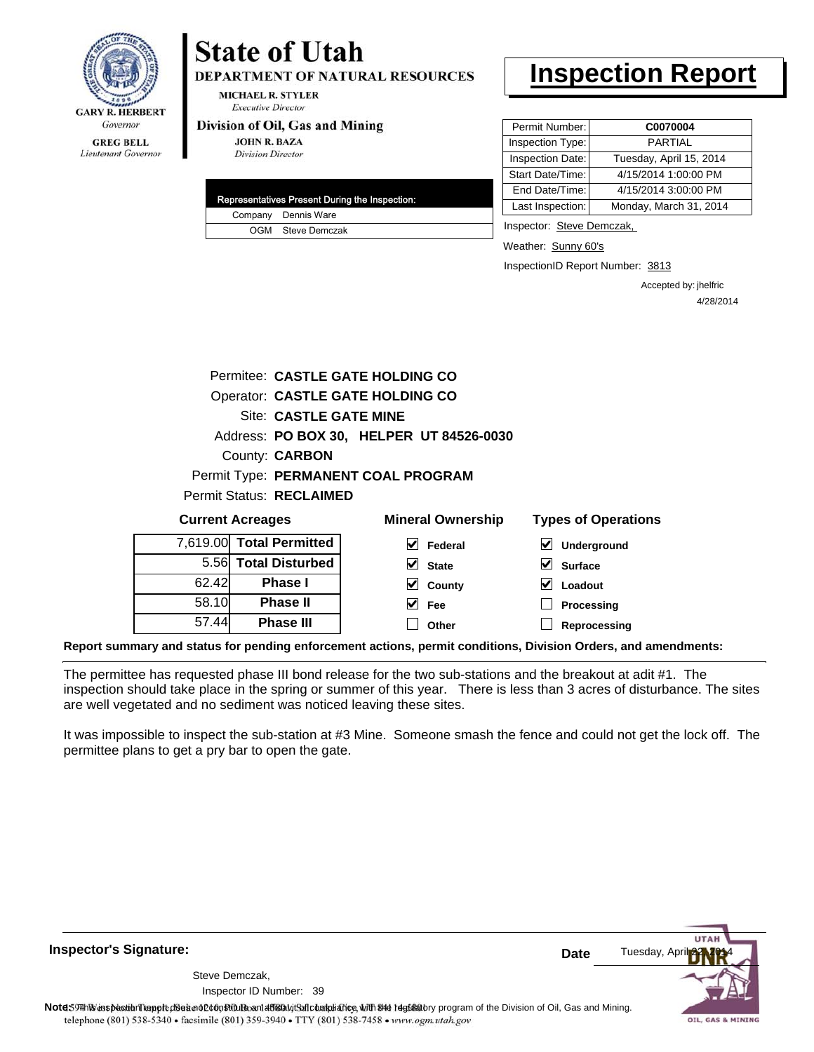GARY R. HERBERT
*Governor*

GREG BELL
*Lieutenant Governor*

# State of Utah

**DEPARTMENT OF NATURAL RESOURCES**

MICHAEL R. STYLER
*Executive Director*

**Division of Oil, Gas and Mining**

JOHN R. BAZA
*Division Director*

# Inspection Report

| | |
|---|---|
| Permit Number: | **C0070004** |
| Inspection Type: | PARTIAL |
| Inspection Date: | Tuesday, April 15, 2014 |
| Start Date/Time: | 4/15/2014 1:00:00 PM |
| End Date/Time: | 4/15/2014 3:00:00 PM |
| Last Inspection: | Monday, March 31, 2014 |

| Representatives Present During the Inspection: | |
|---|---|
| Company | Dennis Ware |
| OGM | Steve Demczak |

Inspector: Steve Demczak,

Weather: Sunny 60's

InspectionID Report Number: 3813

Accepted by: jhelfric
4/28/2014

Permitee: **CASTLE GATE HOLDING CO**
Operator: **CASTLE GATE HOLDING CO**
Site: **CASTLE GATE MINE**
Address: **PO BOX 30, HELPER UT 84526-0030**
County: **CARBON**
Permit Type: **PERMANENT COAL PROGRAM**
Permit Status: **RECLAIMED**

**Current Acreages**

| | |
|---|---|
| 7,619.00 | **Total Permitted** |
| 5.56 | **Total Disturbed** |
| 62.42 | **Phase I** |
| 58.10 | **Phase II** |
| 57.44 | **Phase III** |

**Mineral Ownership**

- ☑ Federal
- ☑ State
- ☑ County
- ☑ Fee
- ☐ Other

**Types of Operations**

- ☑ Underground
- ☑ Surface
- ☑ Loadout
- ☐ Processing
- ☐ Reprocessing

**Report summary and status for pending enforcement actions, permit conditions, Division Orders, and amendments:**

The permittee has requested phase III bond release for the two sub-stations and the breakout at adit #1. The inspection should take place in the spring or summer of this year. There is less than 3 acres of disturbance. The sites are well vegetated and no sediment was noticed leaving these sites.

It was impossible to inspect the sub-station at #3 Mine. Someone smash the fence and could not get the lock off. The permittee plans to get a pry bar to open the gate.

**Inspector's Signature:**

Steve Demczak,
Inspector ID Number: 39

**Date** Tuesday, April 22, 2014

**Note:** This inspection report does not constitute an affidavit of compliance with the regulatory program of the Division of Oil, Gas and Mining.

1594 West North Temple, Suite 1210, PO Box 145801, Salt Lake City, UT 84114-5801
telephone (801) 538-5340 • facsimile (801) 359-3940 • TTY (801) 538-7458 • www.ogm.utah.gov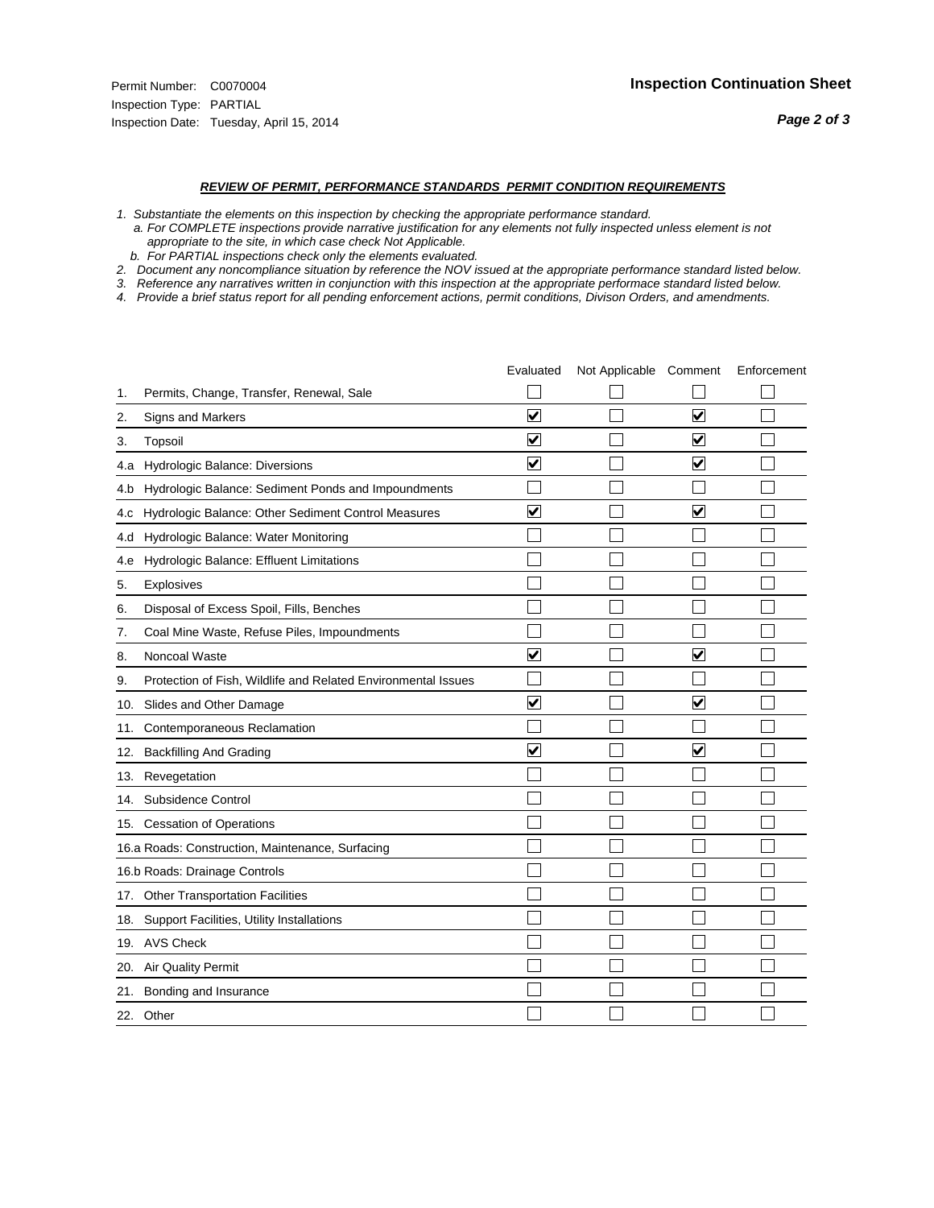Permit Number: C0070004
Inspection Type: PARTIAL
Inspection Date: Tuesday, April 15, 2014

**Inspection Continuation Sheet**

***REVIEW OF PERMIT, PERFORMANCE STANDARDS PERMIT CONDITION REQUIREMENTS***

*1. Substantiate the elements on this inspection by checking the appropriate performance standard.*
*a. For COMPLETE inspections provide narrative justification for any elements not fully inspected unless element is not appropriate to the site, in which case check Not Applicable.*
*b. For PARTIAL inspections check only the elements evaluated.*
*2. Document any noncompliance situation by reference the NOV issued at the appropriate performance standard listed below.*
*3. Reference any narratives written in conjunction with this inspection at the appropriate performace standard listed below.*
*4. Provide a brief status report for all pending enforcement actions, permit conditions, Divison Orders, and amendments.*

| | | Evaluated | Not Applicable | Comment | Enforcement |
|---|---|---|---|---|---|
| 1. | Permits, Change, Transfer, Renewal, Sale | ☐ | ☐ | ☐ | ☐ |
| 2. | Signs and Markers | ☑ | ☐ | ☑ | ☐ |
| 3. | Topsoil | ☑ | ☐ | ☑ | ☐ |
| 4.a | Hydrologic Balance: Diversions | ☑ | ☐ | ☑ | ☐ |
| 4.b | Hydrologic Balance: Sediment Ponds and Impoundments | ☐ | ☐ | ☐ | ☐ |
| 4.c | Hydrologic Balance: Other Sediment Control Measures | ☑ | ☐ | ☑ | ☐ |
| 4.d | Hydrologic Balance: Water Monitoring | ☐ | ☐ | ☐ | ☐ |
| 4.e | Hydrologic Balance: Effluent Limitations | ☐ | ☐ | ☐ | ☐ |
| 5. | Explosives | ☐ | ☐ | ☐ | ☐ |
| 6. | Disposal of Excess Spoil, Fills, Benches | ☐ | ☐ | ☐ | ☐ |
| 7. | Coal Mine Waste, Refuse Piles, Impoundments | ☐ | ☐ | ☐ | ☐ |
| 8. | Noncoal Waste | ☑ | ☐ | ☑ | ☐ |
| 9. | Protection of Fish, Wildlife and Related Environmental Issues | ☐ | ☐ | ☐ | ☐ |
| 10. | Slides and Other Damage | ☑ | ☐ | ☑ | ☐ |
| 11. | Contemporaneous Reclamation | ☐ | ☐ | ☐ | ☐ |
| 12. | Backfilling And Grading | ☑ | ☐ | ☑ | ☐ |
| 13. | Revegetation | ☐ | ☐ | ☐ | ☐ |
| 14. | Subsidence Control | ☐ | ☐ | ☐ | ☐ |
| 15. | Cessation of Operations | ☐ | ☐ | ☐ | ☐ |
| 16.a | Roads: Construction, Maintenance, Surfacing | ☐ | ☐ | ☐ | ☐ |
| 16.b | Roads: Drainage Controls | ☐ | ☐ | ☐ | ☐ |
| 17. | Other Transportation Facilities | ☐ | ☐ | ☐ | ☐ |
| 18. | Support Facilities, Utility Installations | ☐ | ☐ | ☐ | ☐ |
| 19. | AVS Check | ☐ | ☐ | ☐ | ☐ |
| 20. | Air Quality Permit | ☐ | ☐ | ☐ | ☐ |
| 21. | Bonding and Insurance | ☐ | ☐ | ☐ | ☐ |
| 22. | Other | ☐ | ☐ | ☐ | ☐ |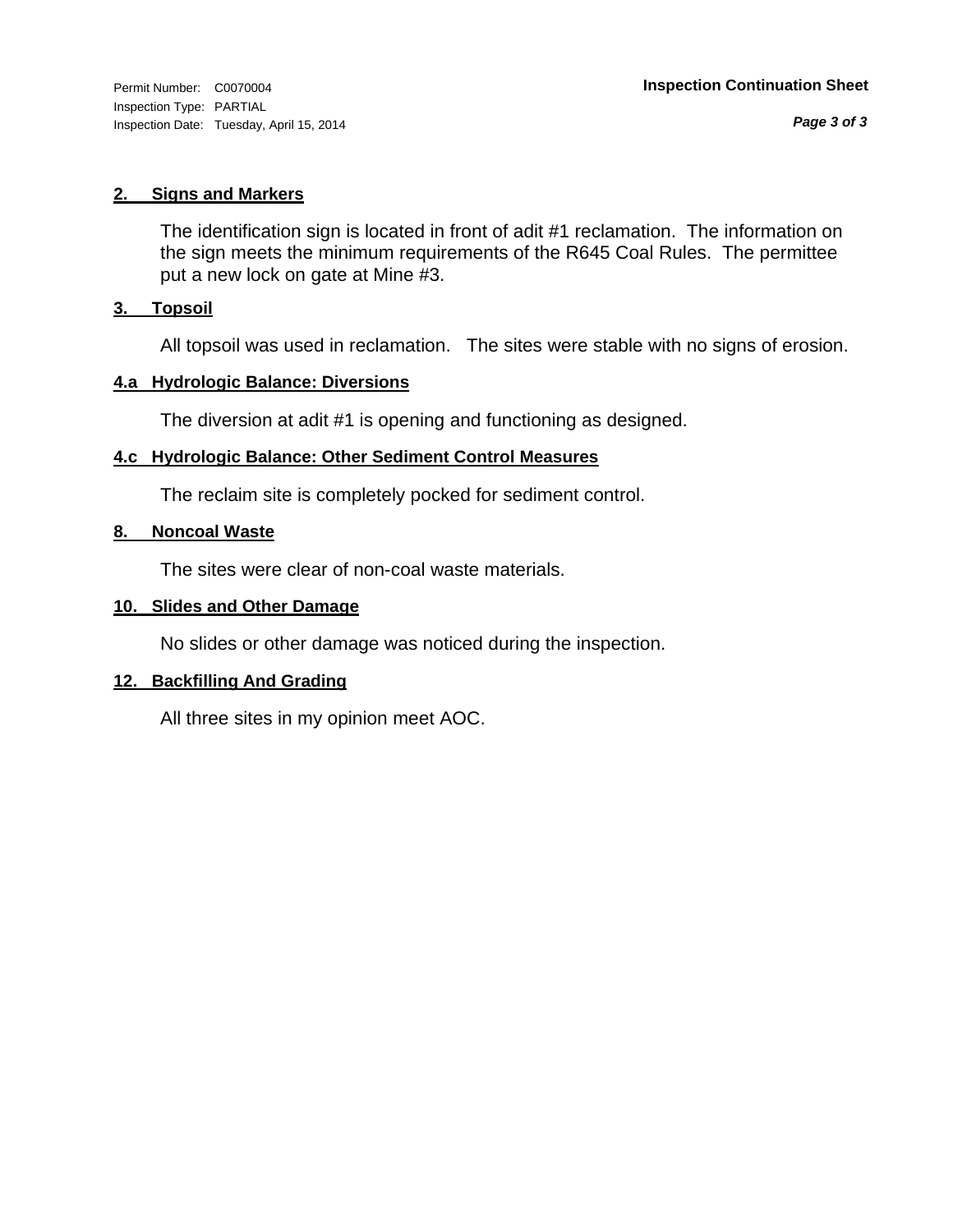Permit Number: C0070004
Inspection Type: PARTIAL
Inspection Date: Tuesday, April 15, 2014

**Inspection Continuation Sheet**

### 2. Signs and Markers

The identification sign is located in front of adit #1 reclamation. The information on the sign meets the minimum requirements of the R645 Coal Rules. The permittee put a new lock on gate at Mine #3.

### 3. Topsoil

All topsoil was used in reclamation. The sites were stable with no signs of erosion.

### 4.a Hydrologic Balance: Diversions

The diversion at adit #1 is opening and functioning as designed.

### 4.c Hydrologic Balance: Other Sediment Control Measures

The reclaim site is completely pocked for sediment control.

### 8. Noncoal Waste

The sites were clear of non-coal waste materials.

### 10. Slides and Other Damage

No slides or other damage was noticed during the inspection.

### 12. Backfilling And Grading

All three sites in my opinion meet AOC.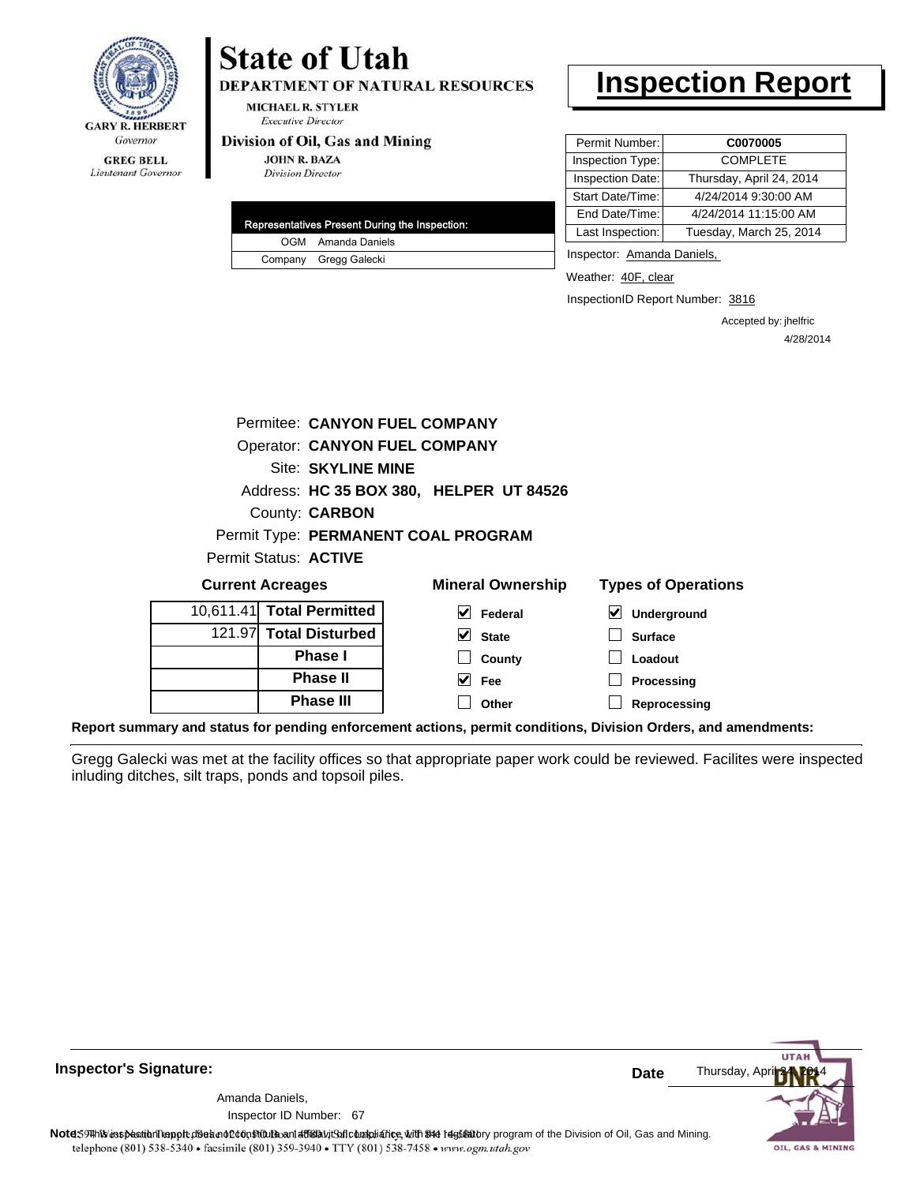GARY R. HERBERT
*Governor*

GREG BELL
*Lieutenant Governor*

# State of Utah

**DEPARTMENT OF NATURAL RESOURCES**

MICHAEL R. STYLER
*Executive Director*

**Division of Oil, Gas and Mining**

JOHN R. BAZA
*Division Director*

# Inspection Report

| | |
|---|---|
| Permit Number: | **C0070005** |
| Inspection Type: | COMPLETE |
| Inspection Date: | Thursday, April 24, 2014 |
| Start Date/Time: | 4/24/2014 9:30:00 AM |
| End Date/Time: | 4/24/2014 11:15:00 AM |
| Last Inspection: | Tuesday, March 25, 2014 |

| Representatives Present During the Inspection: | |
|---|---|
| OGM | Amanda Daniels |
| Company | Gregg Galecki |

Inspector: Amanda Daniels,

Weather: 40F, clear

InspectionID Report Number: 3816

Accepted by: jhelfric
4/28/2014

Permitee: **CANYON FUEL COMPANY**
Operator: **CANYON FUEL COMPANY**
Site: **SKYLINE MINE**
Address: **HC 35 BOX 380, HELPER UT 84526**
County: **CARBON**
Permit Type: **PERMANENT COAL PROGRAM**
Permit Status: **ACTIVE**

**Current Acreages**

| | |
|---|---|
| 10,611.41 | **Total Permitted** |
| 121.97 | **Total Disturbed** |
| | **Phase I** |
| | **Phase II** |
| | **Phase III** |

**Mineral Ownership**

- [x] Federal
- [x] State
- [ ] County
- [x] Fee
- [ ] Other

**Types of Operations**

- [x] Underground
- [ ] Surface
- [ ] Loadout
- [ ] Processing
- [ ] Reprocessing

**Report summary and status for pending enforcement actions, permit conditions, Division Orders, and amendments:**

Gregg Galecki was met at the facility offices so that appropriate paper work could be reviewed. Facilites were inspected inluding ditches, silt traps, ponds and topsoil piles.

**Inspector's Signature:**

Amanda Daniels,
Inspector ID Number: 67

**Date** Thursday, April 24, 2014

**Note:** This inspection report does not constitute an affidavit of compliance with the regulatory program of the Division of Oil, Gas and Mining.

telephone (801) 538-5340 • facsimile (801) 359-3940 • TTY (801) 538-7458 • www.ogm.utah.gov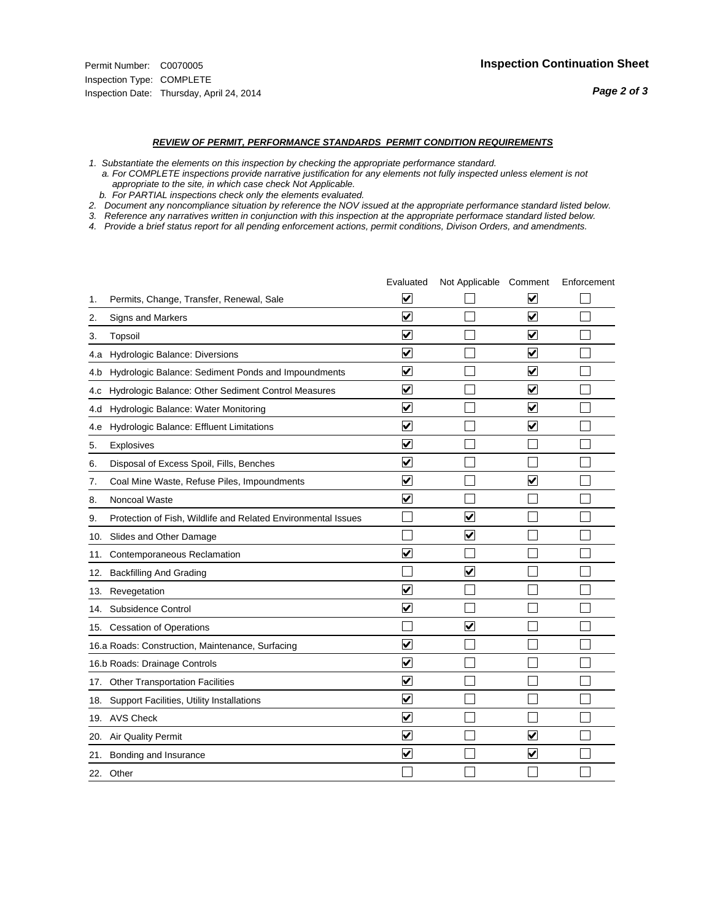Permit Number: C0070005
Inspection Type: COMPLETE
Inspection Date: Thursday, April 24, 2014

## Inspection Continuation Sheet

### REVIEW OF PERMIT, PERFORMANCE STANDARDS PERMIT CONDITION REQUIREMENTS

1. Substantiate the elements on this inspection by checking the appropriate performance standard.
   a. For COMPLETE inspections provide narrative justification for any elements not fully inspected unless element is not appropriate to the site, in which case check Not Applicable.
   b. For PARTIAL inspections check only the elements evaluated.
2. Document any noncompliance situation by reference the NOV issued at the appropriate performance standard listed below.
3. Reference any narratives written in conjunction with this inspection at the appropriate performace standard listed below.
4. Provide a brief status report for all pending enforcement actions, permit conditions, Divison Orders, and amendments.

| | Evaluated | Not Applicable | Comment | Enforcement |
|---|---|---|---|---|
| 1. Permits, Change, Transfer, Renewal, Sale | ☑ | ☐ | ☑ | ☐ |
| 2. Signs and Markers | ☑ | ☐ | ☑ | ☐ |
| 3. Topsoil | ☑ | ☐ | ☑ | ☐ |
| 4.a Hydrologic Balance: Diversions | ☑ | ☐ | ☑ | ☐ |
| 4.b Hydrologic Balance: Sediment Ponds and Impoundments | ☑ | ☐ | ☑ | ☐ |
| 4.c Hydrologic Balance: Other Sediment Control Measures | ☑ | ☐ | ☑ | ☐ |
| 4.d Hydrologic Balance: Water Monitoring | ☑ | ☐ | ☑ | ☐ |
| 4.e Hydrologic Balance: Effluent Limitations | ☑ | ☐ | ☑ | ☐ |
| 5. Explosives | ☑ | ☐ | ☐ | ☐ |
| 6. Disposal of Excess Spoil, Fills, Benches | ☑ | ☐ | ☐ | ☐ |
| 7. Coal Mine Waste, Refuse Piles, Impoundments | ☑ | ☐ | ☑ | ☐ |
| 8. Noncoal Waste | ☑ | ☐ | ☐ | ☐ |
| 9. Protection of Fish, Wildlife and Related Environmental Issues | ☐ | ☑ | ☐ | ☐ |
| 10. Slides and Other Damage | ☐ | ☑ | ☐ | ☐ |
| 11. Contemporaneous Reclamation | ☑ | ☐ | ☐ | ☐ |
| 12. Backfilling And Grading | ☐ | ☑ | ☐ | ☐ |
| 13. Revegetation | ☑ | ☐ | ☐ | ☐ |
| 14. Subsidence Control | ☑ | ☐ | ☐ | ☐ |
| 15. Cessation of Operations | ☐ | ☑ | ☐ | ☐ |
| 16.a Roads: Construction, Maintenance, Surfacing | ☑ | ☐ | ☐ | ☐ |
| 16.b Roads: Drainage Controls | ☑ | ☐ | ☐ | ☐ |
| 17. Other Transportation Facilities | ☑ | ☐ | ☐ | ☐ |
| 18. Support Facilities, Utility Installations | ☑ | ☐ | ☐ | ☐ |
| 19. AVS Check | ☑ | ☐ | ☐ | ☐ |
| 20. Air Quality Permit | ☑ | ☐ | ☑ | ☐ |
| 21. Bonding and Insurance | ☑ | ☐ | ☑ | ☐ |
| 22. Other | ☐ | ☐ | ☐ | ☐ |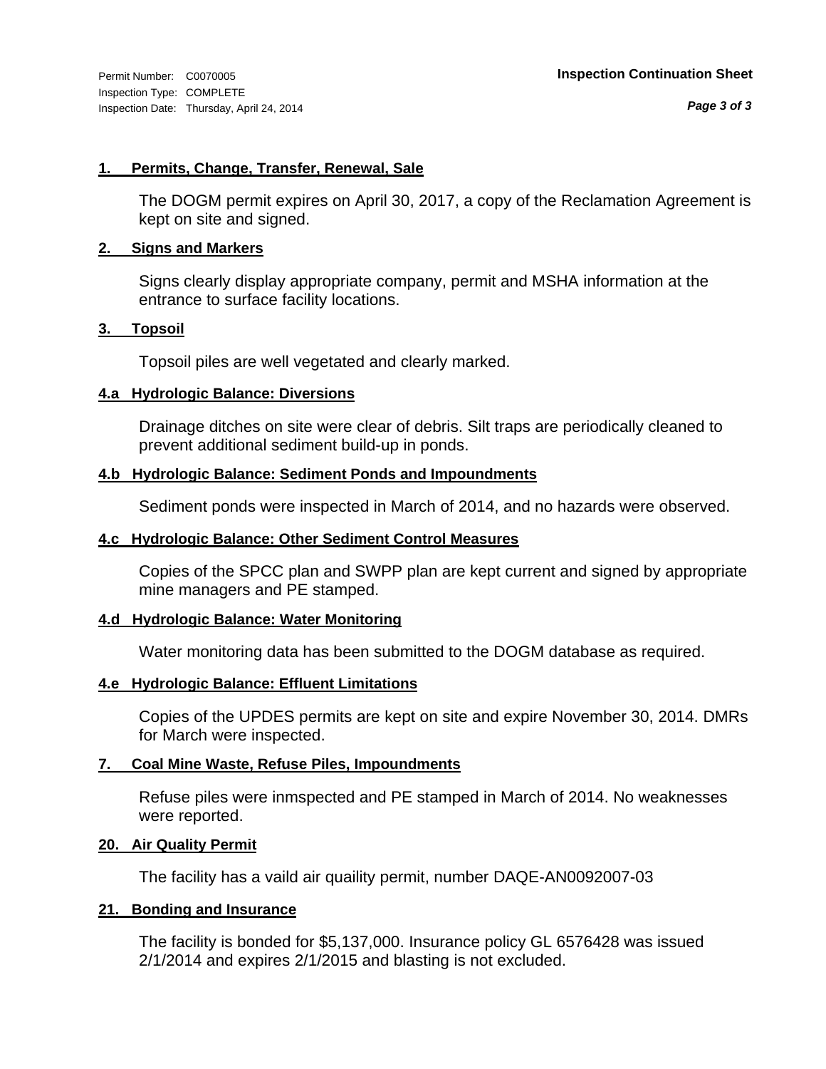Permit Number: C0070005
Inspection Type: COMPLETE
Inspection Date: Thursday, April 24, 2014

**Inspection Continuation Sheet**

### 1. Permits, Change, Transfer, Renewal, Sale

The DOGM permit expires on April 30, 2017, a copy of the Reclamation Agreement is kept on site and signed.

### 2. Signs and Markers

Signs clearly display appropriate company, permit and MSHA information at the entrance to surface facility locations.

### 3. Topsoil

Topsoil piles are well vegetated and clearly marked.

### 4.a Hydrologic Balance: Diversions

Drainage ditches on site were clear of debris. Silt traps are periodically cleaned to prevent additional sediment build-up in ponds.

### 4.b Hydrologic Balance: Sediment Ponds and Impoundments

Sediment ponds were inspected in March of 2014, and no hazards were observed.

### 4.c Hydrologic Balance: Other Sediment Control Measures

Copies of the SPCC plan and SWPP plan are kept current and signed by appropriate mine managers and PE stamped.

### 4.d Hydrologic Balance: Water Monitoring

Water monitoring data has been submitted to the DOGM database as required.

### 4.e Hydrologic Balance: Effluent Limitations

Copies of the UPDES permits are kept on site and expire November 30, 2014. DMRs for March were inspected.

### 7. Coal Mine Waste, Refuse Piles, Impoundments

Refuse piles were inmspected and PE stamped in March of 2014. No weaknesses were reported.

### 20. Air Quality Permit

The facility has a vaild air quaility permit, number DAQE-AN0092007-03

### 21. Bonding and Insurance

The facility is bonded for $5,137,000. Insurance policy GL 6576428 was issued 2/1/2014 and expires 2/1/2015 and blasting is not excluded.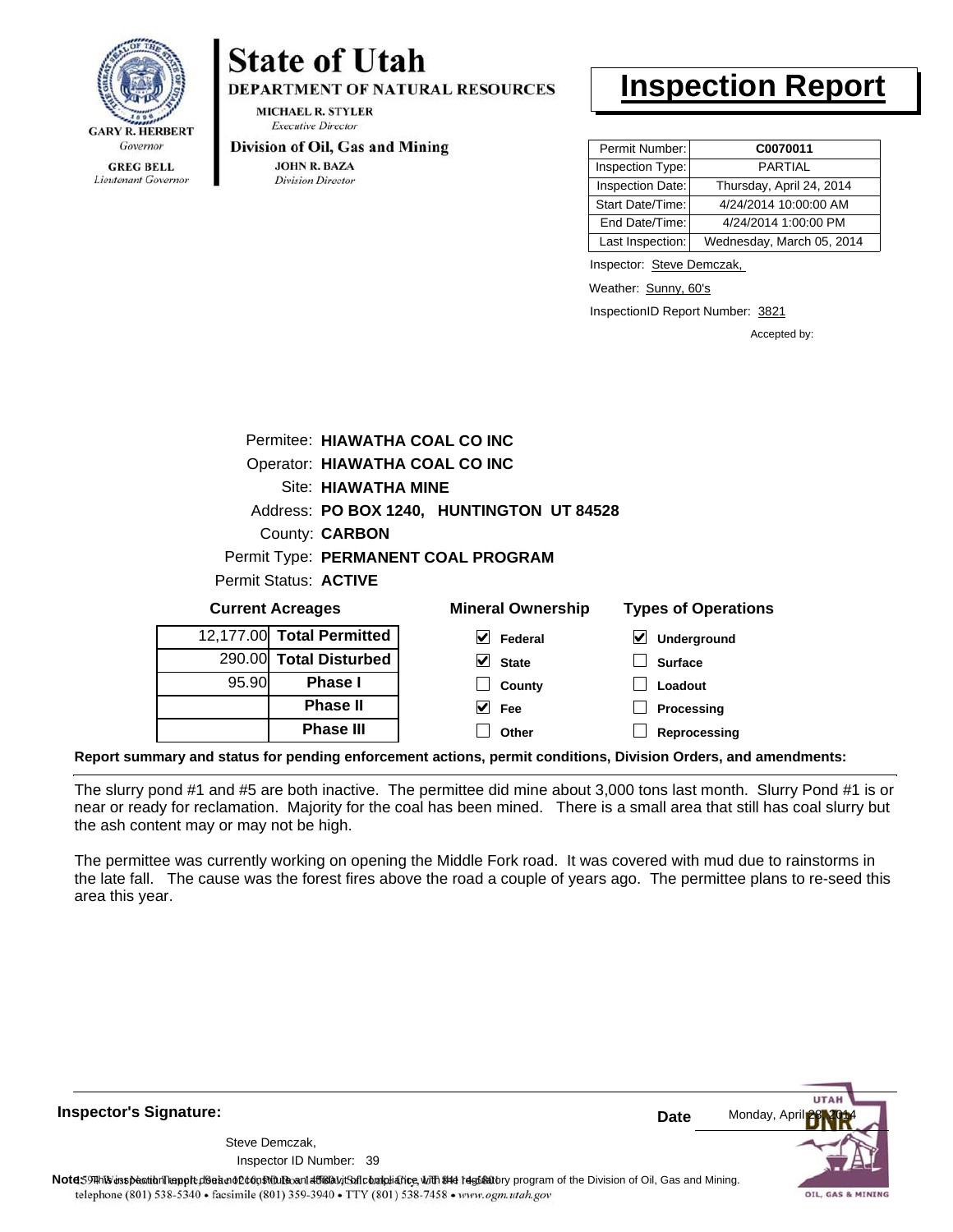**GARY R. HERBERT**
*Governor*

**GREG BELL**
*Lieutenant Governor*

# State of Utah

**DEPARTMENT OF NATURAL RESOURCES**

**MICHAEL R. STYLER**
*Executive Director*

**Division of Oil, Gas and Mining**

**JOHN R. BAZA**
*Division Director*

# Inspection Report

| | |
|---|---|
| Permit Number: | **C0070011** |
| Inspection Type: | PARTIAL |
| Inspection Date: | Thursday, April 24, 2014 |
| Start Date/Time: | 4/24/2014 10:00:00 AM |
| End Date/Time: | 4/24/2014 1:00:00 PM |
| Last Inspection: | Wednesday, March 05, 2014 |

Inspector: Steve Demczak,

Weather: Sunny, 60's

InspectionID Report Number: 3821

Accepted by:

Permitee: **HIAWATHA COAL CO INC**
Operator: **HIAWATHA COAL CO INC**
Site: **HIAWATHA MINE**
Address: **PO BOX 1240, HUNTINGTON UT 84528**
County: **CARBON**
Permit Type: **PERMANENT COAL PROGRAM**
Permit Status: **ACTIVE**

**Current Acreages**

| | |
|---|---|
| 12,177.00 | **Total Permitted** |
| 290.00 | **Total Disturbed** |
| 95.90 | **Phase I** |
| | **Phase II** |
| | **Phase III** |

**Mineral Ownership**

- [x] Federal
- [x] State
- [ ] County
- [x] Fee
- [ ] Other

**Types of Operations**

- [x] Underground
- [ ] Surface
- [ ] Loadout
- [ ] Processing
- [ ] Reprocessing

**Report summary and status for pending enforcement actions, permit conditions, Division Orders, and amendments:**

The slurry pond #1 and #5 are both inactive. The permittee did mine about 3,000 tons last month. Slurry Pond #1 is or near or ready for reclamation. Majority for the coal has been mined. There is a small area that still has coal slurry but the ash content may or may not be high.

The permittee was currently working on opening the Middle Fork road. It was covered with mud due to rainstorms in the late fall. The cause was the forest fires above the road a couple of years ago. The permittee plans to re-seed this area this year.

**Inspector's Signature:**

Steve Demczak,
Inspector ID Number: 39

**Date** Monday, April 28, 2014

**Note:** This inspection report does not constitute an affidavit of compliance with the regulatory program of the Division of Oil, Gas and Mining.

1594 West North Temple, Suite 1210, PO Box 145801, Salt Lake City, UT 84114-5801
telephone (801) 538-5340 • facsimile (801) 359-3940 • TTY (801) 538-7458 • www.ogm.utah.gov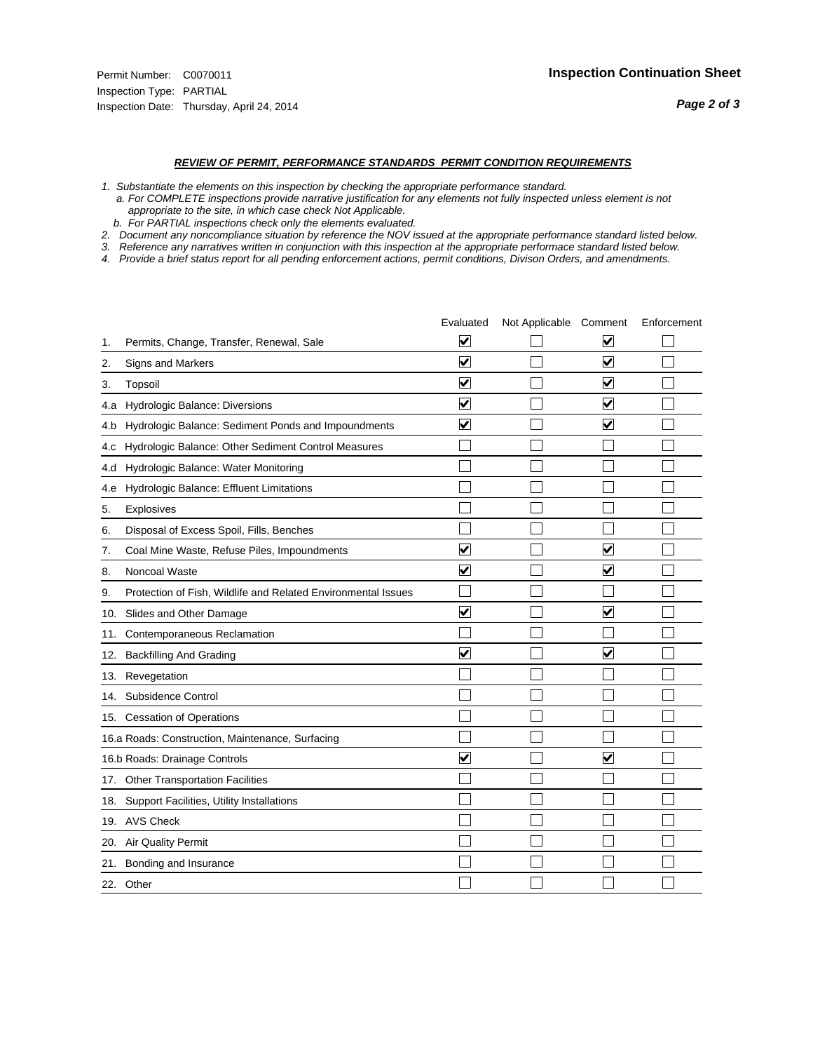Permit Number: C0070011
Inspection Type: PARTIAL
Inspection Date: Thursday, April 24, 2014

**Inspection Continuation Sheet**

***REVIEW OF PERMIT, PERFORMANCE STANDARDS PERMIT CONDITION REQUIREMENTS***

*1. Substantiate the elements on this inspection by checking the appropriate performance standard.*
*a. For COMPLETE inspections provide narrative justification for any elements not fully inspected unless element is not appropriate to the site, in which case check Not Applicable.*
*b. For PARTIAL inspections check only the elements evaluated.*
*2. Document any noncompliance situation by reference the NOV issued at the appropriate performance standard listed below.*
*3. Reference any narratives written in conjunction with this inspection at the appropriate performace standard listed below.*
*4. Provide a brief status report for all pending enforcement actions, permit conditions, Divison Orders, and amendments.*

| | Evaluated | Not Applicable | Comment | Enforcement |
|---|---|---|---|---|
| 1. Permits, Change, Transfer, Renewal, Sale | ☑ | ☐ | ☑ | ☐ |
| 2. Signs and Markers | ☑ | ☐ | ☑ | ☐ |
| 3. Topsoil | ☑ | ☐ | ☑ | ☐ |
| 4.a Hydrologic Balance: Diversions | ☑ | ☐ | ☑ | ☐ |
| 4.b Hydrologic Balance: Sediment Ponds and Impoundments | ☑ | ☐ | ☑ | ☐ |
| 4.c Hydrologic Balance: Other Sediment Control Measures | ☐ | ☐ | ☐ | ☐ |
| 4.d Hydrologic Balance: Water Monitoring | ☐ | ☐ | ☐ | ☐ |
| 4.e Hydrologic Balance: Effluent Limitations | ☐ | ☐ | ☐ | ☐ |
| 5. Explosives | ☐ | ☐ | ☐ | ☐ |
| 6. Disposal of Excess Spoil, Fills, Benches | ☐ | ☐ | ☐ | ☐ |
| 7. Coal Mine Waste, Refuse Piles, Impoundments | ☑ | ☐ | ☑ | ☐ |
| 8. Noncoal Waste | ☑ | ☐ | ☑ | ☐ |
| 9. Protection of Fish, Wildlife and Related Environmental Issues | ☐ | ☐ | ☐ | ☐ |
| 10. Slides and Other Damage | ☑ | ☐ | ☑ | ☐ |
| 11. Contemporaneous Reclamation | ☐ | ☐ | ☐ | ☐ |
| 12. Backfilling And Grading | ☑ | ☐ | ☑ | ☐ |
| 13. Revegetation | ☐ | ☐ | ☐ | ☐ |
| 14. Subsidence Control | ☐ | ☐ | ☐ | ☐ |
| 15. Cessation of Operations | ☐ | ☐ | ☐ | ☐ |
| 16.a Roads: Construction, Maintenance, Surfacing | ☐ | ☐ | ☐ | ☐ |
| 16.b Roads: Drainage Controls | ☑ | ☐ | ☑ | ☐ |
| 17. Other Transportation Facilities | ☐ | ☐ | ☐ | ☐ |
| 18. Support Facilities, Utility Installations | ☐ | ☐ | ☐ | ☐ |
| 19. AVS Check | ☐ | ☐ | ☐ | ☐ |
| 20. Air Quality Permit | ☐ | ☐ | ☐ | ☐ |
| 21. Bonding and Insurance | ☐ | ☐ | ☐ | ☐ |
| 22. Other | ☐ | ☐ | ☐ | ☐ |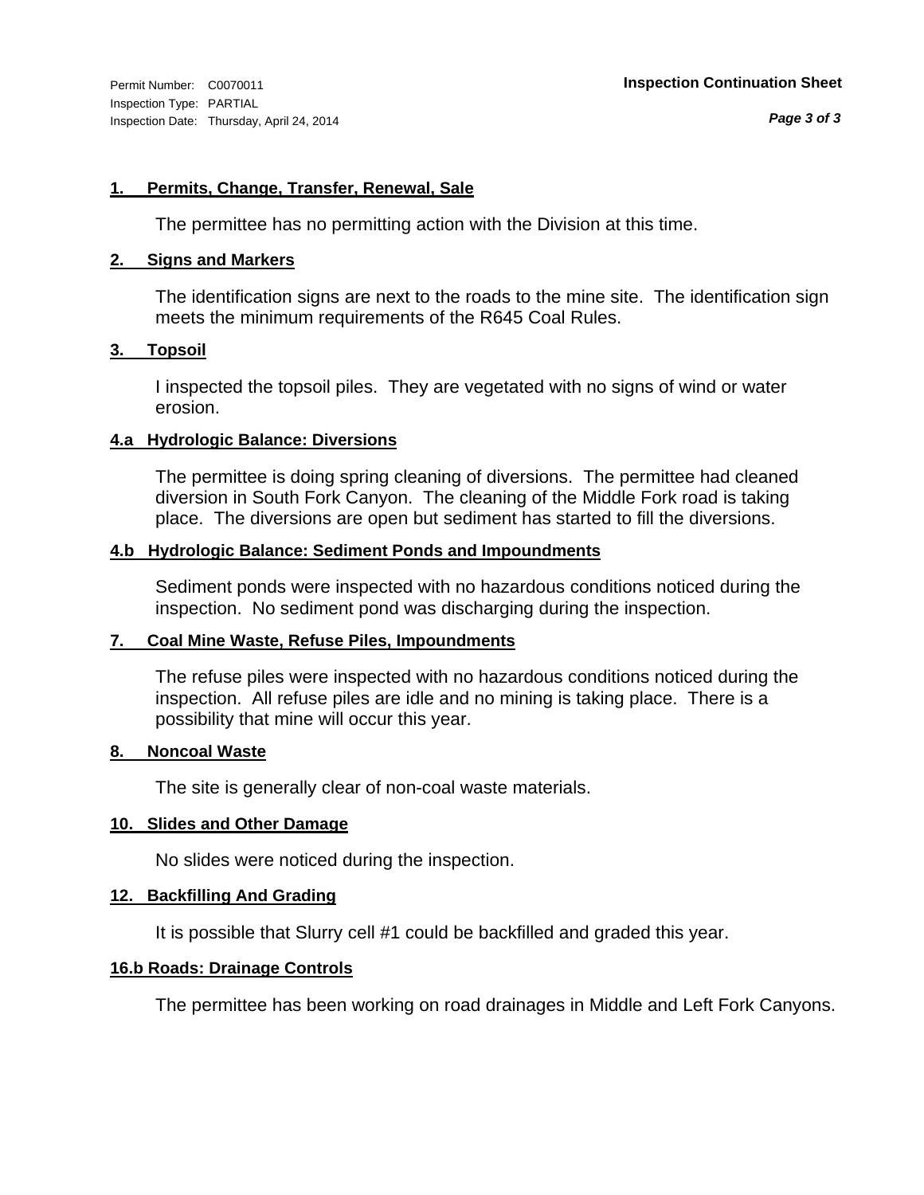Permit Number: C0070011
Inspection Type: PARTIAL
Inspection Date: Thursday, April 24, 2014

**Inspection Continuation Sheet**

**1. Permits, Change, Transfer, Renewal, Sale**

The permittee has no permitting action with the Division at this time.

**2. Signs and Markers**

The identification signs are next to the roads to the mine site. The identification sign meets the minimum requirements of the R645 Coal Rules.

**3. Topsoil**

I inspected the topsoil piles. They are vegetated with no signs of wind or water erosion.

**4.a Hydrologic Balance: Diversions**

The permittee is doing spring cleaning of diversions. The permittee had cleaned diversion in South Fork Canyon. The cleaning of the Middle Fork road is taking place. The diversions are open but sediment has started to fill the diversions.

**4.b Hydrologic Balance: Sediment Ponds and Impoundments**

Sediment ponds were inspected with no hazardous conditions noticed during the inspection. No sediment pond was discharging during the inspection.

**7. Coal Mine Waste, Refuse Piles, Impoundments**

The refuse piles were inspected with no hazardous conditions noticed during the inspection. All refuse piles are idle and no mining is taking place. There is a possibility that mine will occur this year.

**8. Noncoal Waste**

The site is generally clear of non-coal waste materials.

**10. Slides and Other Damage**

No slides were noticed during the inspection.

**12. Backfilling And Grading**

It is possible that Slurry cell #1 could be backfilled and graded this year.

**16.b Roads: Drainage Controls**

The permittee has been working on road drainages in Middle and Left Fork Canyons.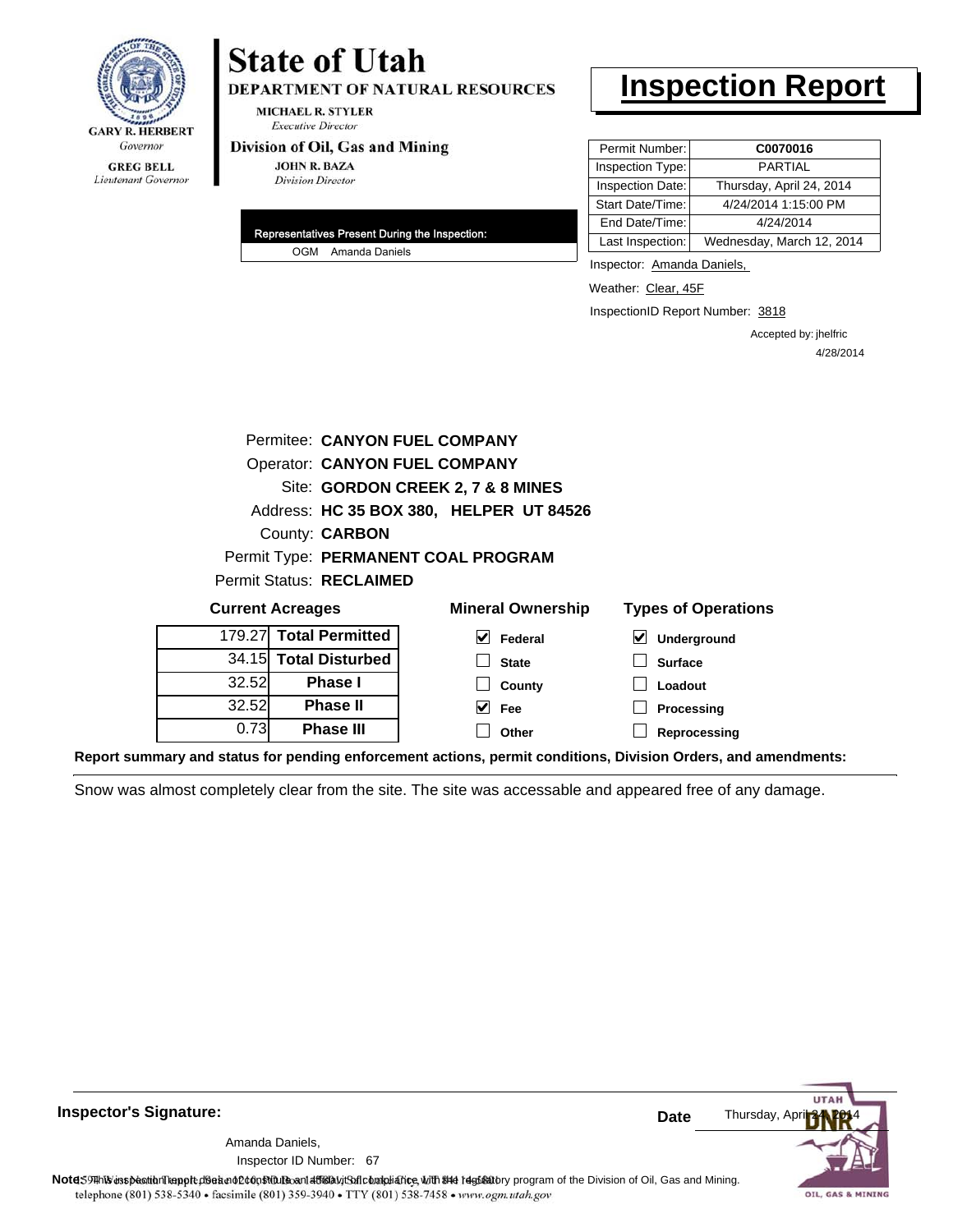GARY R. HERBERT
*Governor*

GREG BELL
*Lieutenant Governor*

# State of Utah

**DEPARTMENT OF NATURAL RESOURCES**

MICHAEL R. STYLER
*Executive Director*

**Division of Oil, Gas and Mining**

JOHN R. BAZA
*Division Director*

# Inspection Report

| | |
|---|---|
| Permit Number: | **C0070016** |
| Inspection Type: | PARTIAL |
| Inspection Date: | Thursday, April 24, 2014 |
| Start Date/Time: | 4/24/2014 1:15:00 PM |
| End Date/Time: | 4/24/2014 |
| Last Inspection: | Wednesday, March 12, 2014 |

**Representatives Present During the Inspection:**

OGM Amanda Daniels

Inspector: Amanda Daniels,

Weather: Clear, 45F

InspectionID Report Number: 3818

Accepted by: jhelfric
4/28/2014

Permitee: **CANYON FUEL COMPANY**
Operator: **CANYON FUEL COMPANY**
Site: **GORDON CREEK 2, 7 & 8 MINES**
Address: **HC 35 BOX 380, HELPER UT 84526**
County: **CARBON**
Permit Type: **PERMANENT COAL PROGRAM**
Permit Status: **RECLAIMED**

**Current Acreages**

| | |
|---|---|
| 179.27 | **Total Permitted** |
| 34.15 | **Total Disturbed** |
| 32.52 | **Phase I** |
| 32.52 | **Phase II** |
| 0.73 | **Phase III** |

**Mineral Ownership**

- [x] Federal
- [ ] State
- [ ] County
- [x] Fee
- [ ] Other

**Types of Operations**

- [x] Underground
- [ ] Surface
- [ ] Loadout
- [ ] Processing
- [ ] Reprocessing

**Report summary and status for pending enforcement actions, permit conditions, Division Orders, and amendments:**

Snow was almost completely clear from the site. The site was accessable and appeared free of any damage.

**Inspector's Signature:**

Amanda Daniels,
Inspector ID Number: 67

**Date** Thursday, April 24, 2014

**Note:** This inspection report does not constitute an affidavit of compliance with the regulatory program of the Division of Oil, Gas and Mining.

1594 West North Temple, Suite 1210, PO Box 145801, Salt Lake City, UT 84114-5801
telephone (801) 538-5340 • facsimile (801) 359-3940 • TTY (801) 538-7458 • www.ogm.utah.gov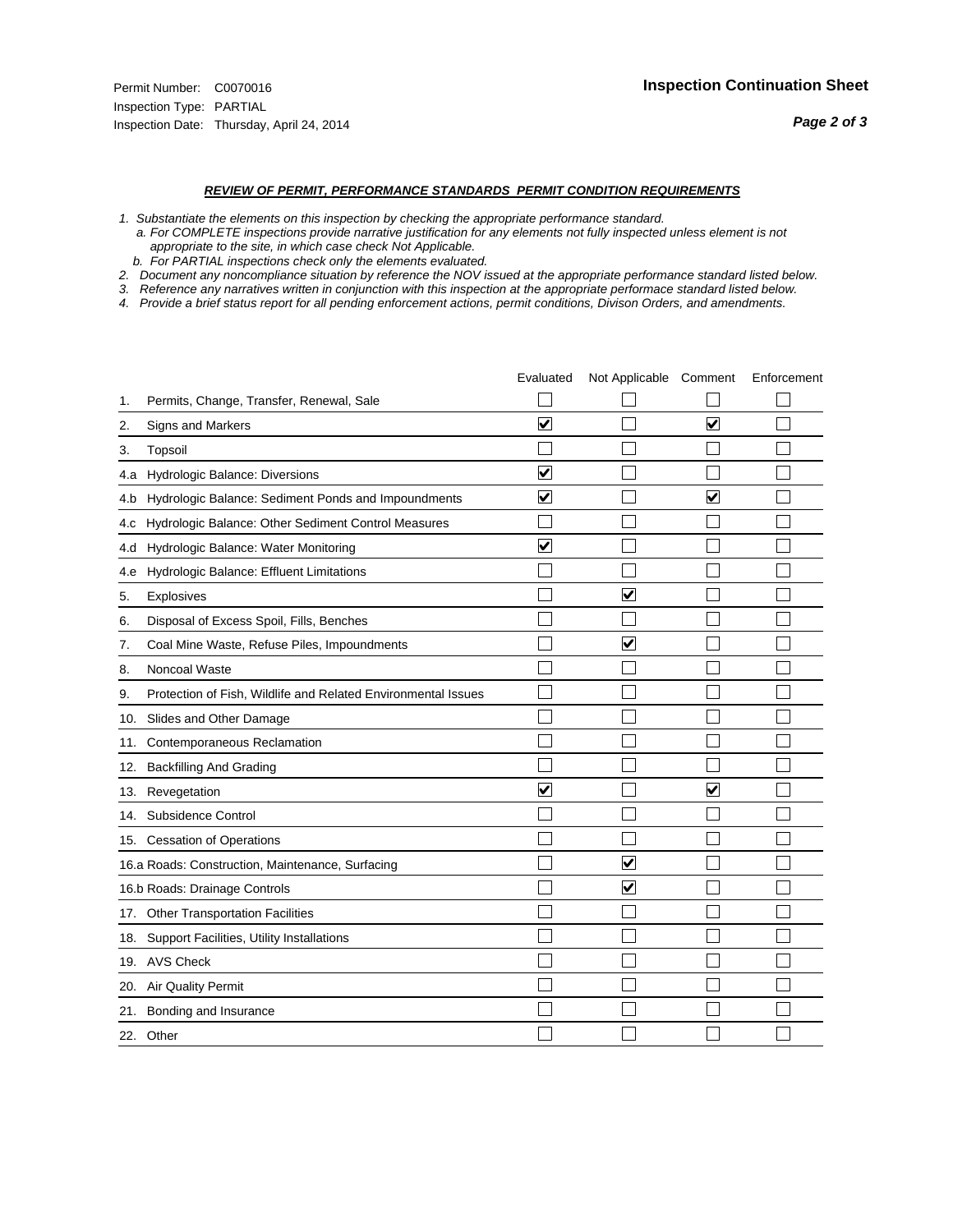Permit Number: C0070016
Inspection Type: PARTIAL
Inspection Date: Thursday, April 24, 2014

**Inspection Continuation Sheet**

***REVIEW OF PERMIT, PERFORMANCE STANDARDS PERMIT CONDITION REQUIREMENTS***

*1. Substantiate the elements on this inspection by checking the appropriate performance standard.*
*a. For COMPLETE inspections provide narrative justification for any elements not fully inspected unless element is not appropriate to the site, in which case check Not Applicable.*
*b. For PARTIAL inspections check only the elements evaluated.*
*2. Document any noncompliance situation by reference the NOV issued at the appropriate performance standard listed below.*
*3. Reference any narratives written in conjunction with this inspection at the appropriate performace standard listed below.*
*4. Provide a brief status report for all pending enforcement actions, permit conditions, Divison Orders, and amendments.*

| | Evaluated | Not Applicable | Comment | Enforcement |
|---|---|---|---|---|
| 1. Permits, Change, Transfer, Renewal, Sale | ☐ | ☐ | ☐ | ☐ |
| 2. Signs and Markers | ☑ | ☐ | ☑ | ☐ |
| 3. Topsoil | ☐ | ☐ | ☐ | ☐ |
| 4.a Hydrologic Balance: Diversions | ☑ | ☐ | ☐ | ☐ |
| 4.b Hydrologic Balance: Sediment Ponds and Impoundments | ☑ | ☐ | ☑ | ☐ |
| 4.c Hydrologic Balance: Other Sediment Control Measures | ☐ | ☐ | ☐ | ☐ |
| 4.d Hydrologic Balance: Water Monitoring | ☑ | ☐ | ☐ | ☐ |
| 4.e Hydrologic Balance: Effluent Limitations | ☐ | ☐ | ☐ | ☐ |
| 5. Explosives | ☐ | ☑ | ☐ | ☐ |
| 6. Disposal of Excess Spoil, Fills, Benches | ☐ | ☐ | ☐ | ☐ |
| 7. Coal Mine Waste, Refuse Piles, Impoundments | ☐ | ☑ | ☐ | ☐ |
| 8. Noncoal Waste | ☐ | ☐ | ☐ | ☐ |
| 9. Protection of Fish, Wildlife and Related Environmental Issues | ☐ | ☐ | ☐ | ☐ |
| 10. Slides and Other Damage | ☐ | ☐ | ☐ | ☐ |
| 11. Contemporaneous Reclamation | ☐ | ☐ | ☐ | ☐ |
| 12. Backfilling And Grading | ☐ | ☐ | ☐ | ☐ |
| 13. Revegetation | ☑ | ☐ | ☑ | ☐ |
| 14. Subsidence Control | ☐ | ☐ | ☐ | ☐ |
| 15. Cessation of Operations | ☐ | ☐ | ☐ | ☐ |
| 16.a Roads: Construction, Maintenance, Surfacing | ☐ | ☑ | ☐ | ☐ |
| 16.b Roads: Drainage Controls | ☐ | ☑ | ☐ | ☐ |
| 17. Other Transportation Facilities | ☐ | ☐ | ☐ | ☐ |
| 18. Support Facilities, Utility Installations | ☐ | ☐ | ☐ | ☐ |
| 19. AVS Check | ☐ | ☐ | ☐ | ☐ |
| 20. Air Quality Permit | ☐ | ☐ | ☐ | ☐ |
| 21. Bonding and Insurance | ☐ | ☐ | ☐ | ☐ |
| 22. Other | ☐ | ☐ | ☐ | ☐ |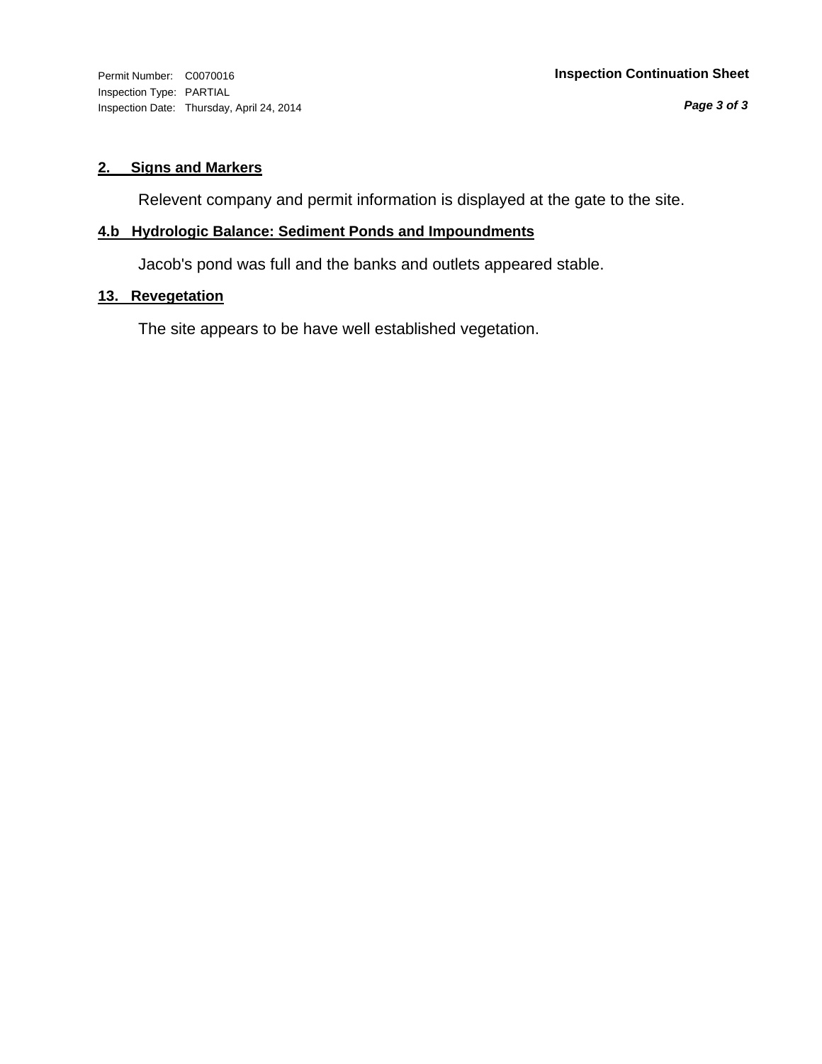## 2. Signs and Markers

Relevent company and permit information is displayed at the gate to the site.

## 4.b Hydrologic Balance: Sediment Ponds and Impoundments

Jacob's pond was full and the banks and outlets appeared stable.

## 13. Revegetation

The site appears to be have well established vegetation.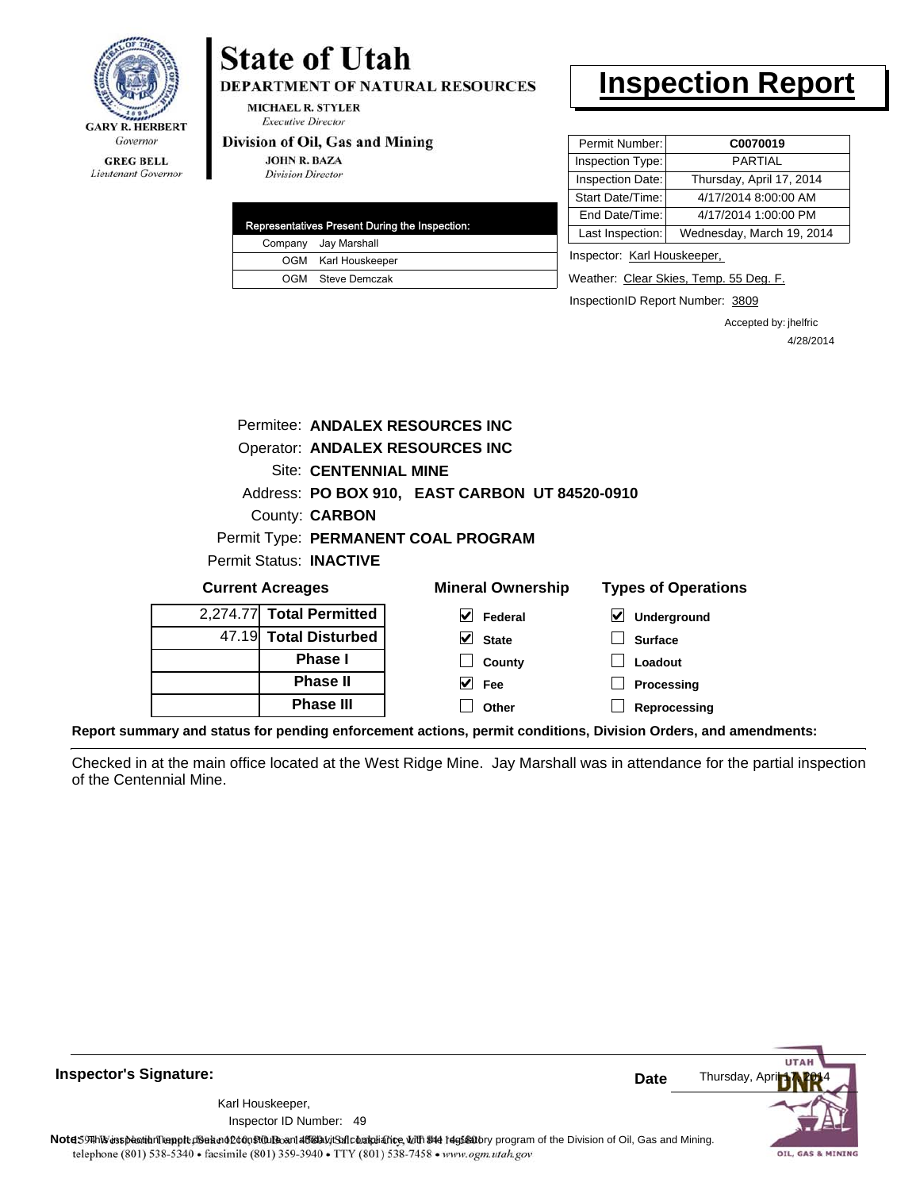GARY R. HERBERT
Governor

GREG BELL
Lieutenant Governor

# State of Utah

**DEPARTMENT OF NATURAL RESOURCES**

MICHAEL R. STYLER
*Executive Director*

**Division of Oil, Gas and Mining**

JOHN R. BAZA
*Division Director*

# Inspection Report

| | |
|---|---|
| Permit Number: | **C0070019** |
| Inspection Type: | PARTIAL |
| Inspection Date: | Thursday, April 17, 2014 |
| Start Date/Time: | 4/17/2014 8:00:00 AM |
| End Date/Time: | 4/17/2014 1:00:00 PM |
| Last Inspection: | Wednesday, March 19, 2014 |

| Representatives Present During the Inspection: | |
|---|---|
| Company | Jay Marshall |
| OGM | Karl Houskeeper |
| OGM | Steve Demczak |

Inspector: Karl Houskeeper,

Weather: Clear Skies, Temp. 55 Deg. F.

InspectionID Report Number: 3809

Accepted by: jhelfric
4/28/2014

Permitee: **ANDALEX RESOURCES INC**
Operator: **ANDALEX RESOURCES INC**
Site: **CENTENNIAL MINE**
Address: **PO BOX 910, EAST CARBON UT 84520-0910**
County: **CARBON**
Permit Type: **PERMANENT COAL PROGRAM**
Permit Status: **INACTIVE**

**Current Acreages**

| | |
|---|---|
| 2,274.77 | **Total Permitted** |
| 47.19 | **Total Disturbed** |
| | **Phase I** |
| | **Phase II** |
| | **Phase III** |

**Mineral Ownership**

- ☑ Federal
- ☑ State
- ☐ County
- ☑ Fee
- ☐ Other

**Types of Operations**

- ☑ Underground
- ☐ Surface
- ☐ Loadout
- ☐ Processing
- ☐ Reprocessing

**Report summary and status for pending enforcement actions, permit conditions, Division Orders, and amendments:**

Checked in at the main office located at the West Ridge Mine. Jay Marshall was in attendance for the partial inspection of the Centennial Mine.

**Inspector's Signature:**

Karl Houskeeper,
Inspector ID Number: 49

**Date** Thursday, April 17, 2014

**Note:** This inspection report does not constitute an affidavit of compliance with the regulatory program of the Division of Oil, Gas and Mining.
telephone (801) 538-5340 • facsimile (801) 359-3940 • TTY (801) 538-7458 • www.ogm.utah.gov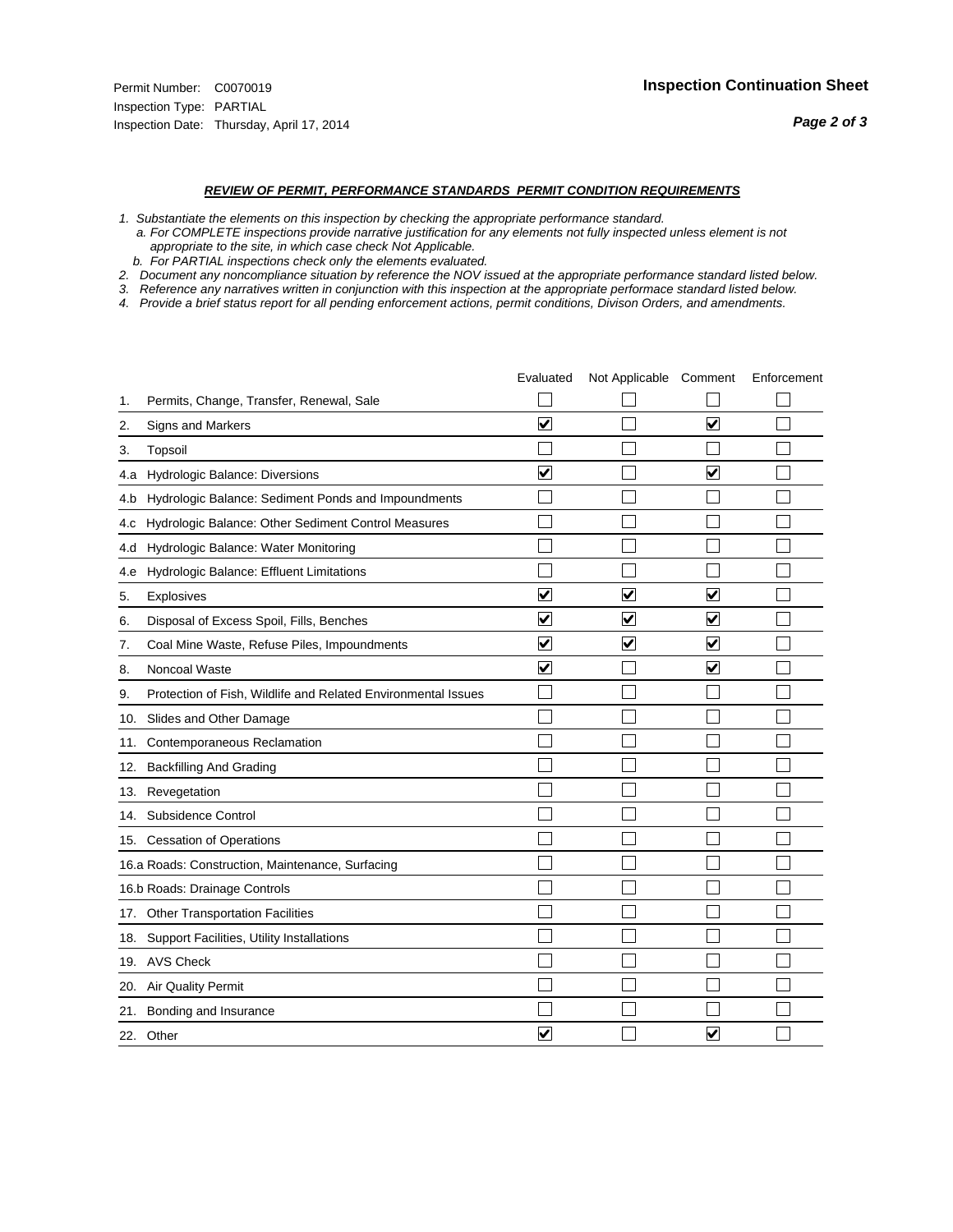Permit Number: C0070019
Inspection Type: PARTIAL
Inspection Date: Thursday, April 17, 2014

## Inspection Continuation Sheet

***REVIEW OF PERMIT, PERFORMANCE STANDARDS PERMIT CONDITION REQUIREMENTS***

*1. Substantiate the elements on this inspection by checking the appropriate performance standard.*
*a. For COMPLETE inspections provide narrative justification for any elements not fully inspected unless element is not appropriate to the site, in which case check Not Applicable.*
*b. For PARTIAL inspections check only the elements evaluated.*
*2. Document any noncompliance situation by reference the NOV issued at the appropriate performance standard listed below.*
*3. Reference any narratives written in conjunction with this inspection at the appropriate performace standard listed below.*
*4. Provide a brief status report for all pending enforcement actions, permit conditions, Divison Orders, and amendments.*

| | Evaluated | Not Applicable | Comment | Enforcement |
|---|---|---|---|---|
| 1. Permits, Change, Transfer, Renewal, Sale | ☐ | ☐ | ☐ | ☐ |
| 2. Signs and Markers | ☑ | ☐ | ☑ | ☐ |
| 3. Topsoil | ☐ | ☐ | ☐ | ☐ |
| 4.a Hydrologic Balance: Diversions | ☑ | ☐ | ☑ | ☐ |
| 4.b Hydrologic Balance: Sediment Ponds and Impoundments | ☐ | ☐ | ☐ | ☐ |
| 4.c Hydrologic Balance: Other Sediment Control Measures | ☐ | ☐ | ☐ | ☐ |
| 4.d Hydrologic Balance: Water Monitoring | ☐ | ☐ | ☐ | ☐ |
| 4.e Hydrologic Balance: Effluent Limitations | ☐ | ☐ | ☐ | ☐ |
| 5. Explosives | ☑ | ☑ | ☑ | ☐ |
| 6. Disposal of Excess Spoil, Fills, Benches | ☑ | ☑ | ☑ | ☐ |
| 7. Coal Mine Waste, Refuse Piles, Impoundments | ☑ | ☑ | ☑ | ☐ |
| 8. Noncoal Waste | ☑ | ☐ | ☑ | ☐ |
| 9. Protection of Fish, Wildlife and Related Environmental Issues | ☐ | ☐ | ☐ | ☐ |
| 10. Slides and Other Damage | ☐ | ☐ | ☐ | ☐ |
| 11. Contemporaneous Reclamation | ☐ | ☐ | ☐ | ☐ |
| 12. Backfilling And Grading | ☐ | ☐ | ☐ | ☐ |
| 13. Revegetation | ☐ | ☐ | ☐ | ☐ |
| 14. Subsidence Control | ☐ | ☐ | ☐ | ☐ |
| 15. Cessation of Operations | ☐ | ☐ | ☐ | ☐ |
| 16.a Roads: Construction, Maintenance, Surfacing | ☐ | ☐ | ☐ | ☐ |
| 16.b Roads: Drainage Controls | ☐ | ☐ | ☐ | ☐ |
| 17. Other Transportation Facilities | ☐ | ☐ | ☐ | ☐ |
| 18. Support Facilities, Utility Installations | ☐ | ☐ | ☐ | ☐ |
| 19. AVS Check | ☐ | ☐ | ☐ | ☐ |
| 20. Air Quality Permit | ☐ | ☐ | ☐ | ☐ |
| 21. Bonding and Insurance | ☐ | ☐ | ☐ | ☐ |
| 22. Other | ☑ | ☐ | ☑ | ☐ |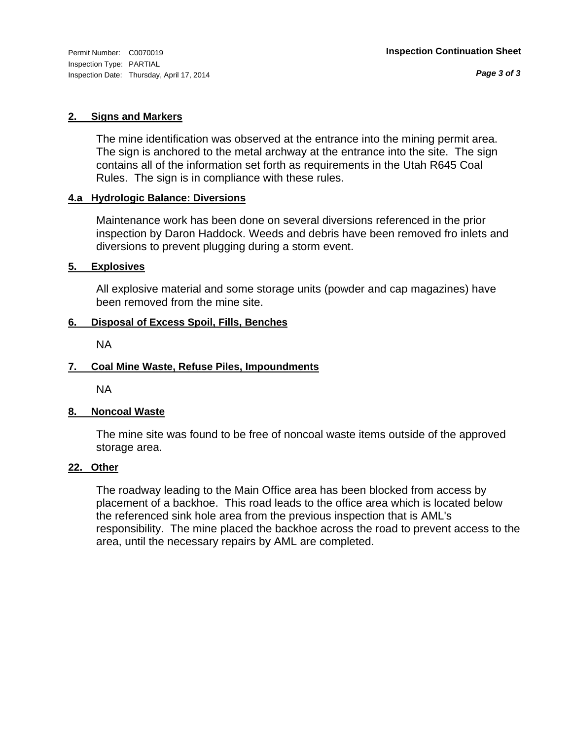Permit Number: C0070019
Inspection Type: PARTIAL
Inspection Date: Thursday, April 17, 2014

**Inspection Continuation Sheet**

**2. Signs and Markers**

The mine identification was observed at the entrance into the mining permit area. The sign is anchored to the metal archway at the entrance into the site. The sign contains all of the information set forth as requirements in the Utah R645 Coal Rules. The sign is in compliance with these rules.

**4.a Hydrologic Balance: Diversions**

Maintenance work has been done on several diversions referenced in the prior inspection by Daron Haddock. Weeds and debris have been removed fro inlets and diversions to prevent plugging during a storm event.

**5. Explosives**

All explosive material and some storage units (powder and cap magazines) have been removed from the mine site.

**6. Disposal of Excess Spoil, Fills, Benches**

NA

**7. Coal Mine Waste, Refuse Piles, Impoundments**

NA

**8. Noncoal Waste**

The mine site was found to be free of noncoal waste items outside of the approved storage area.

**22. Other**

The roadway leading to the Main Office area has been blocked from access by placement of a backhoe. This road leads to the office area which is located below the referenced sink hole area from the previous inspection that is AML's responsibility. The mine placed the backhoe across the road to prevent access to the area, until the necessary repairs by AML are completed.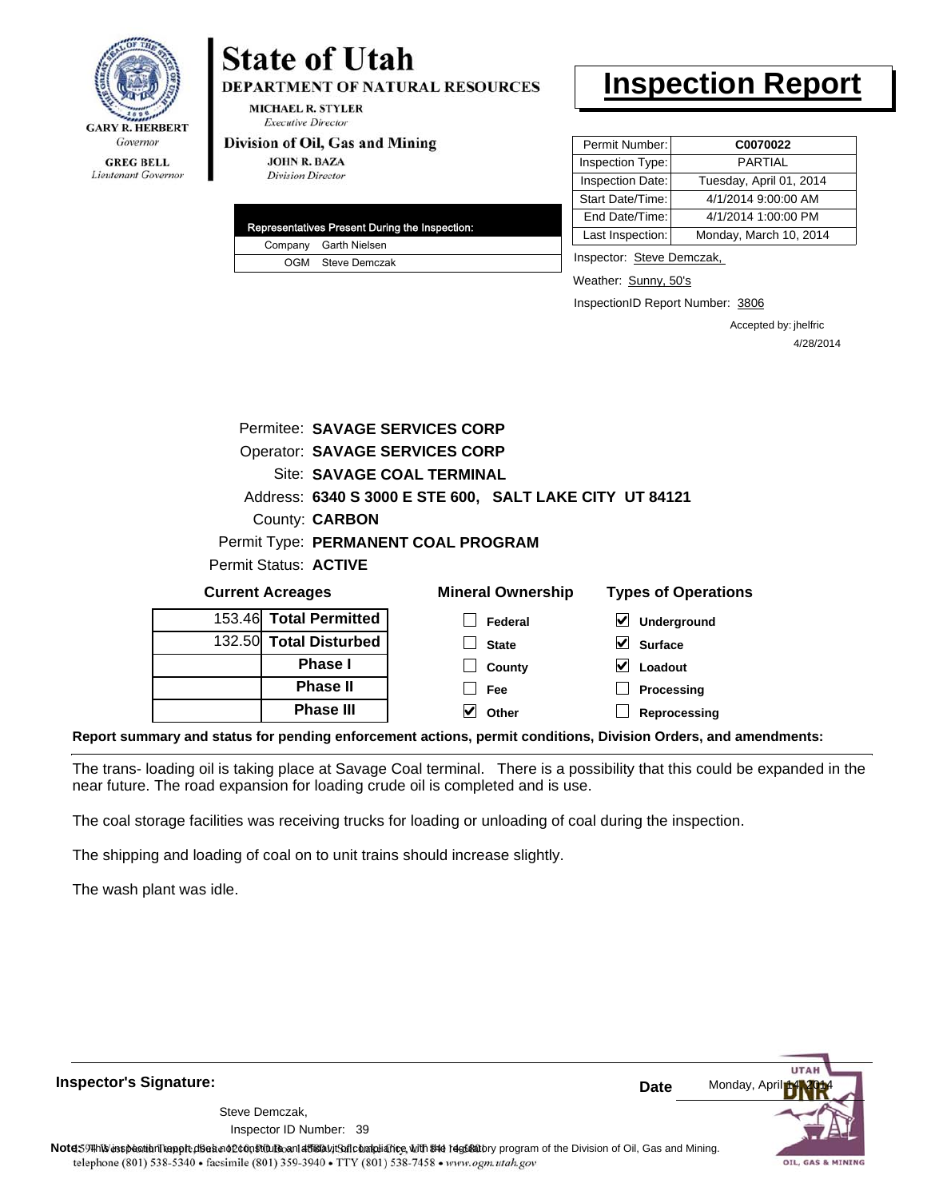GARY R. HERBERT
Governor

GREG BELL
Lieutenant Governor

# State of Utah

DEPARTMENT OF NATURAL RESOURCES

MICHAEL R. STYLER
Executive Director

Division of Oil, Gas and Mining

JOHN R. BAZA
Division Director

# Inspection Report

| | |
|---|---|
| Permit Number: | C0070022 |
| Inspection Type: | PARTIAL |
| Inspection Date: | Tuesday, April 01, 2014 |
| Start Date/Time: | 4/1/2014 9:00:00 AM |
| End Date/Time: | 4/1/2014 1:00:00 PM |
| Last Inspection: | Monday, March 10, 2014 |

| Representatives Present During the Inspection: | |
|---|---|
| Company | Garth Nielsen |
| OGM | Steve Demczak |

Inspector: Steve Demczak,

Weather: Sunny, 50's

InspectionID Report Number: 3806

Accepted by: jhelfric
4/28/2014

Permitee: **SAVAGE SERVICES CORP**
Operator: **SAVAGE SERVICES CORP**
Site: **SAVAGE COAL TERMINAL**
Address: **6340 S 3000 E STE 600, SALT LAKE CITY UT 84121**
County: **CARBON**
Permit Type: **PERMANENT COAL PROGRAM**
Permit Status: **ACTIVE**

**Current Acreages**

| | |
|---|---|
| 153.46 | **Total Permitted** |
| 132.50 | **Total Disturbed** |
| | **Phase I** |
| | **Phase II** |
| | **Phase III** |

**Mineral Ownership**

- [ ] Federal
- [ ] State
- [ ] County
- [ ] Fee
- [x] Other

**Types of Operations**

- [x] Underground
- [x] Surface
- [x] Loadout
- [ ] Processing
- [ ] Reprocessing

**Report summary and status for pending enforcement actions, permit conditions, Division Orders, and amendments:**

The trans- loading oil is taking place at Savage Coal terminal. There is a possibility that this could be expanded in the near future. The road expansion for loading crude oil is completed and is use.

The coal storage facilities was receiving trucks for loading or unloading of coal during the inspection.

The shipping and loading of coal on to unit trains should increase slightly.

The wash plant was idle.

**Inspector's Signature:**

Steve Demczak,
Inspector ID Number: 39

**Date** Monday, April 14, 2014

**Note:** This inspection report does not constitute an affidavit of compliance with the regulatory program of the Division of Oil, Gas and Mining.

1594 West North Temple, Suite 1210, PO Box 145801, Salt Lake City, UT 84114-5801
telephone (801) 538-5340 • facsimile (801) 359-3940 • TTY (801) 538-7458 • www.ogm.utah.gov

UTAH DNR OIL, GAS & MINING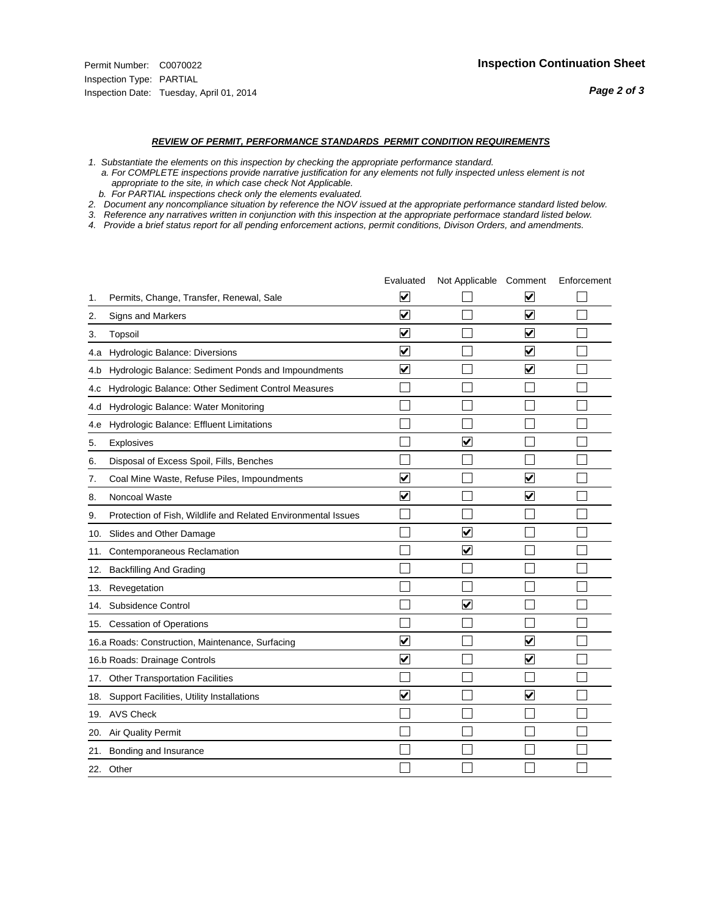Permit Number: C0070022
Inspection Type: PARTIAL
Inspection Date: Tuesday, April 01, 2014

**Inspection Continuation Sheet**

***REVIEW OF PERMIT, PERFORMANCE STANDARDS PERMIT CONDITION REQUIREMENTS***

*1. Substantiate the elements on this inspection by checking the appropriate performance standard.*
*a. For COMPLETE inspections provide narrative justification for any elements not fully inspected unless element is not appropriate to the site, in which case check Not Applicable.*
*b. For PARTIAL inspections check only the elements evaluated.*
*2. Document any noncompliance situation by reference the NOV issued at the appropriate performance standard listed below.*
*3. Reference any narratives written in conjunction with this inspection at the appropriate performace standard listed below.*
*4. Provide a brief status report for all pending enforcement actions, permit conditions, Divison Orders, and amendments.*

| | Evaluated | Not Applicable | Comment | Enforcement |
|---|---|---|---|---|
| 1. Permits, Change, Transfer, Renewal, Sale | ☑ | ☐ | ☑ | ☐ |
| 2. Signs and Markers | ☑ | ☐ | ☑ | ☐ |
| 3. Topsoil | ☑ | ☐ | ☑ | ☐ |
| 4.a Hydrologic Balance: Diversions | ☑ | ☐ | ☑ | ☐ |
| 4.b Hydrologic Balance: Sediment Ponds and Impoundments | ☑ | ☐ | ☑ | ☐ |
| 4.c Hydrologic Balance: Other Sediment Control Measures | ☐ | ☐ | ☐ | ☐ |
| 4.d Hydrologic Balance: Water Monitoring | ☐ | ☐ | ☐ | ☐ |
| 4.e Hydrologic Balance: Effluent Limitations | ☐ | ☐ | ☐ | ☐ |
| 5. Explosives | ☐ | ☑ | ☐ | ☐ |
| 6. Disposal of Excess Spoil, Fills, Benches | ☐ | ☐ | ☐ | ☐ |
| 7. Coal Mine Waste, Refuse Piles, Impoundments | ☑ | ☐ | ☑ | ☐ |
| 8. Noncoal Waste | ☑ | ☐ | ☑ | ☐ |
| 9. Protection of Fish, Wildlife and Related Environmental Issues | ☐ | ☐ | ☐ | ☐ |
| 10. Slides and Other Damage | ☐ | ☑ | ☐ | ☐ |
| 11. Contemporaneous Reclamation | ☐ | ☑ | ☐ | ☐ |
| 12. Backfilling And Grading | ☐ | ☐ | ☐ | ☐ |
| 13. Revegetation | ☐ | ☐ | ☐ | ☐ |
| 14. Subsidence Control | ☐ | ☑ | ☐ | ☐ |
| 15. Cessation of Operations | ☐ | ☐ | ☐ | ☐ |
| 16.a Roads: Construction, Maintenance, Surfacing | ☑ | ☐ | ☑ | ☐ |
| 16.b Roads: Drainage Controls | ☑ | ☐ | ☑ | ☐ |
| 17. Other Transportation Facilities | ☐ | ☐ | ☐ | ☐ |
| 18. Support Facilities, Utility Installations | ☑ | ☐ | ☑ | ☐ |
| 19. AVS Check | ☐ | ☐ | ☐ | ☐ |
| 20. Air Quality Permit | ☐ | ☐ | ☐ | ☐ |
| 21. Bonding and Insurance | ☐ | ☐ | ☐ | ☐ |
| 22. Other | ☐ | ☐ | ☐ | ☐ |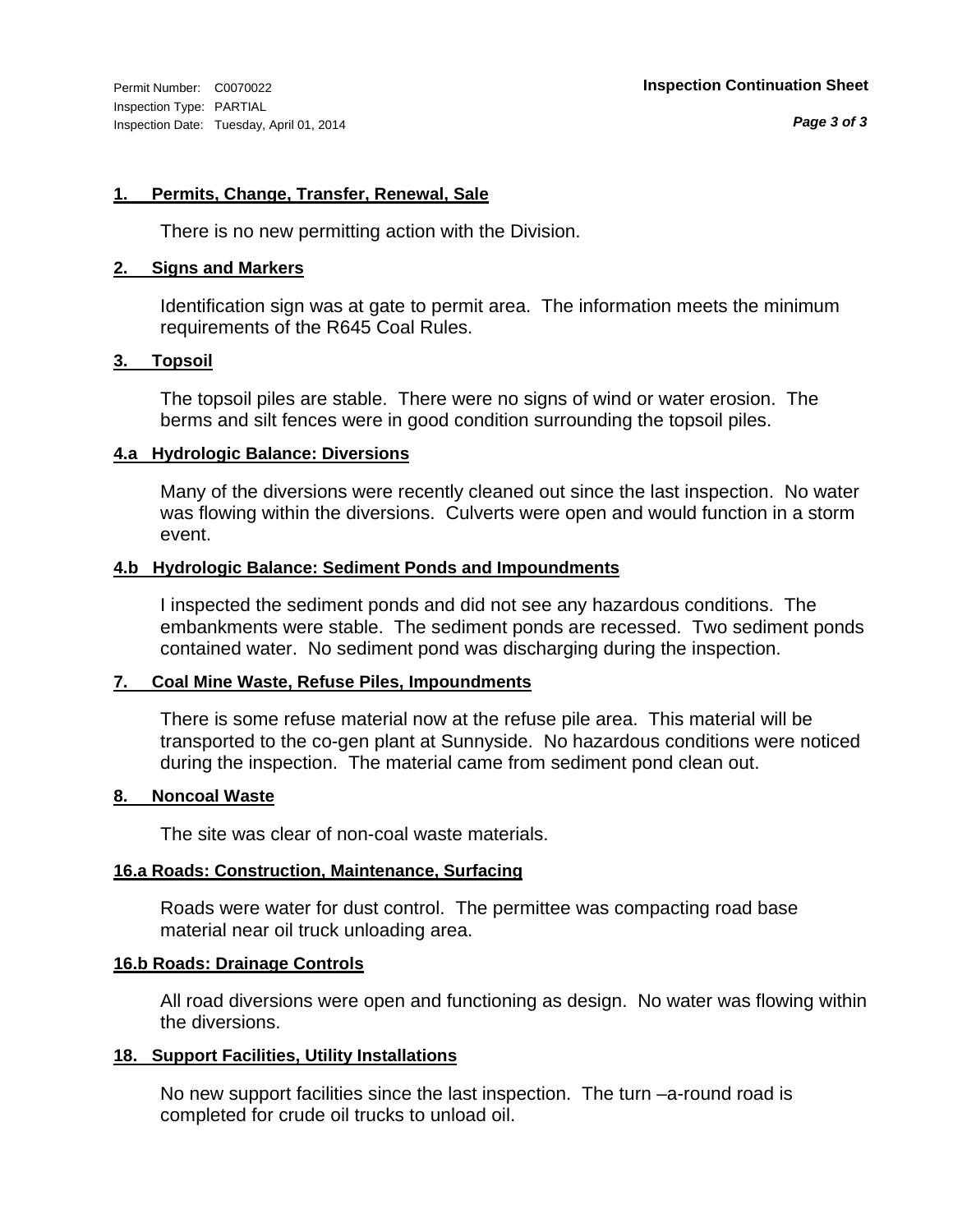Permit Number: C0070022
Inspection Type: PARTIAL
Inspection Date: Tuesday, April 01, 2014

**Inspection Continuation Sheet**

## 1. Permits, Change, Transfer, Renewal, Sale

There is no new permitting action with the Division.

## 2. Signs and Markers

Identification sign was at gate to permit area. The information meets the minimum requirements of the R645 Coal Rules.

## 3. Topsoil

The topsoil piles are stable. There were no signs of wind or water erosion. The berms and silt fences were in good condition surrounding the topsoil piles.

## 4.a Hydrologic Balance: Diversions

Many of the diversions were recently cleaned out since the last inspection. No water was flowing within the diversions. Culverts were open and would function in a storm event.

## 4.b Hydrologic Balance: Sediment Ponds and Impoundments

I inspected the sediment ponds and did not see any hazardous conditions. The embankments were stable. The sediment ponds are recessed. Two sediment ponds contained water. No sediment pond was discharging during the inspection.

## 7. Coal Mine Waste, Refuse Piles, Impoundments

There is some refuse material now at the refuse pile area. This material will be transported to the co-gen plant at Sunnyside. No hazardous conditions were noticed during the inspection. The material came from sediment pond clean out.

## 8. Noncoal Waste

The site was clear of non-coal waste materials.

## 16.a Roads: Construction, Maintenance, Surfacing

Roads were water for dust control. The permittee was compacting road base material near oil truck unloading area.

## 16.b Roads: Drainage Controls

All road diversions were open and functioning as design. No water was flowing within the diversions.

## 18. Support Facilities, Utility Installations

No new support facilities since the last inspection. The turn –a-round road is completed for crude oil trucks to unload oil.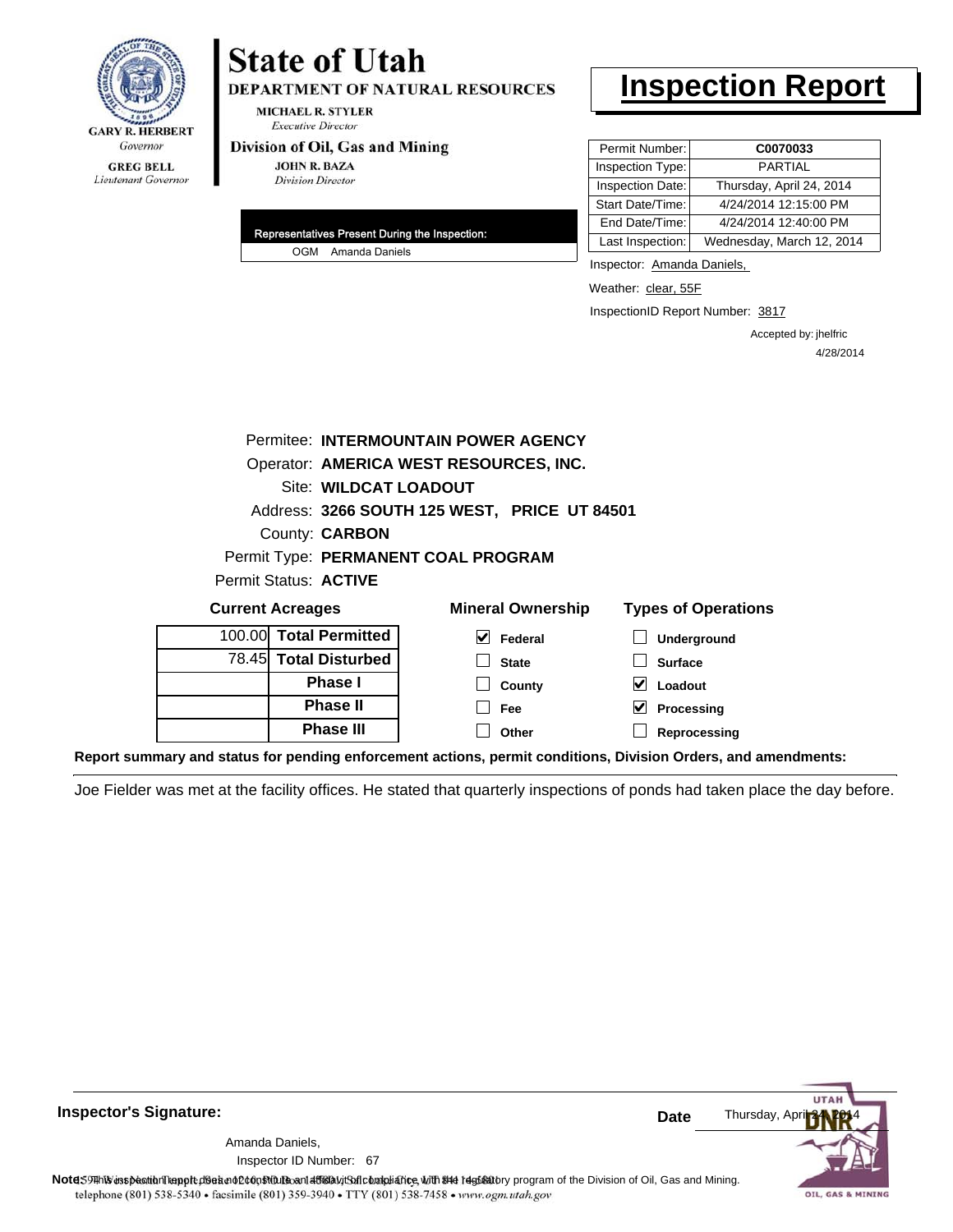GARY R. HERBERT
*Governor*

GREG BELL
*Lieutenant Governor*

# State of Utah

**DEPARTMENT OF NATURAL RESOURCES**

MICHAEL R. STYLER
*Executive Director*

**Division of Oil, Gas and Mining**

JOHN R. BAZA
*Division Director*

# Inspection Report

| | |
|---|---|
| Permit Number: | **C0070033** |
| Inspection Type: | PARTIAL |
| Inspection Date: | Thursday, April 24, 2014 |
| Start Date/Time: | 4/24/2014 12:15:00 PM |
| End Date/Time: | 4/24/2014 12:40:00 PM |
| Last Inspection: | Wednesday, March 12, 2014 |

**Representatives Present During the Inspection:**

OGM Amanda Daniels

Inspector: Amanda Daniels,

Weather: clear, 55F

InspectionID Report Number: 3817

Accepted by: jhelfric
4/28/2014

Permitee: **INTERMOUNTAIN POWER AGENCY**
Operator: **AMERICA WEST RESOURCES, INC.**
Site: **WILDCAT LOADOUT**
Address: **3266 SOUTH 125 WEST, PRICE UT 84501**
County: **CARBON**
Permit Type: **PERMANENT COAL PROGRAM**
Permit Status: **ACTIVE**

**Current Acreages**

| | |
|---|---|
| 100.00 | **Total Permitted** |
| 78.45 | **Total Disturbed** |
| | **Phase I** |
| | **Phase II** |
| | **Phase III** |

**Mineral Ownership**

- [x] Federal
- [ ] State
- [ ] County
- [ ] Fee
- [ ] Other

**Types of Operations**

- [ ] Underground
- [ ] Surface
- [x] Loadout
- [x] Processing
- [ ] Reprocessing

**Report summary and status for pending enforcement actions, permit conditions, Division Orders, and amendments:**

Joe Fielder was met at the facility offices. He stated that quarterly inspections of ponds had taken place the day before.

**Inspector's Signature:**

Amanda Daniels,
Inspector ID Number: 67

**Date** Thursday, April 24, 2014

**Note:** This inspection report does not constitute an affidavit of compliance with the regulatory program of the Division of Oil, Gas and Mining.

telephone (801) 538-5340 • facsimile (801) 359-3940 • TTY (801) 538-7458 • www.ogm.utah.gov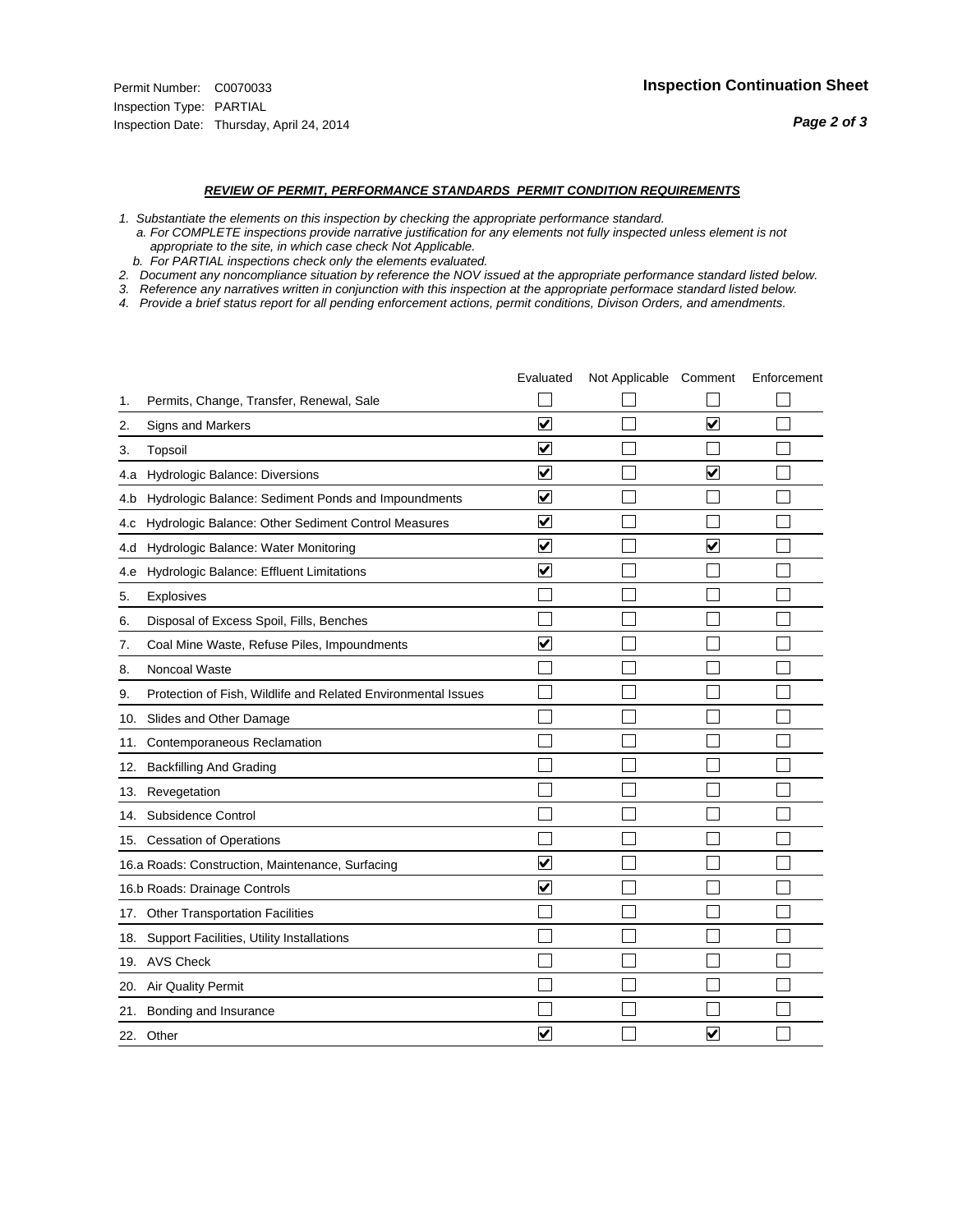Permit Number: C0070033
Inspection Type: PARTIAL
Inspection Date: Thursday, April 24, 2014

**Inspection Continuation Sheet**

***REVIEW OF PERMIT, PERFORMANCE STANDARDS PERMIT CONDITION REQUIREMENTS***

*1. Substantiate the elements on this inspection by checking the appropriate performance standard.*
*a. For COMPLETE inspections provide narrative justification for any elements not fully inspected unless element is not appropriate to the site, in which case check Not Applicable.*
*b. For PARTIAL inspections check only the elements evaluated.*
*2. Document any noncompliance situation by reference the NOV issued at the appropriate performance standard listed below.*
*3. Reference any narratives written in conjunction with this inspection at the appropriate performace standard listed below.*
*4. Provide a brief status report for all pending enforcement actions, permit conditions, Divison Orders, and amendments.*

| | Evaluated | Not Applicable | Comment | Enforcement |
|---|---|---|---|---|
| 1. Permits, Change, Transfer, Renewal, Sale | ☐ | ☐ | ☐ | ☐ |
| 2. Signs and Markers | ☑ | ☐ | ☑ | ☐ |
| 3. Topsoil | ☑ | ☐ | ☐ | ☐ |
| 4.a Hydrologic Balance: Diversions | ☑ | ☐ | ☑ | ☐ |
| 4.b Hydrologic Balance: Sediment Ponds and Impoundments | ☑ | ☐ | ☐ | ☐ |
| 4.c Hydrologic Balance: Other Sediment Control Measures | ☑ | ☐ | ☐ | ☐ |
| 4.d Hydrologic Balance: Water Monitoring | ☑ | ☐ | ☑ | ☐ |
| 4.e Hydrologic Balance: Effluent Limitations | ☑ | ☐ | ☐ | ☐ |
| 5. Explosives | ☐ | ☐ | ☐ | ☐ |
| 6. Disposal of Excess Spoil, Fills, Benches | ☐ | ☐ | ☐ | ☐ |
| 7. Coal Mine Waste, Refuse Piles, Impoundments | ☑ | ☐ | ☐ | ☐ |
| 8. Noncoal Waste | ☐ | ☐ | ☐ | ☐ |
| 9. Protection of Fish, Wildlife and Related Environmental Issues | ☐ | ☐ | ☐ | ☐ |
| 10. Slides and Other Damage | ☐ | ☐ | ☐ | ☐ |
| 11. Contemporaneous Reclamation | ☐ | ☐ | ☐ | ☐ |
| 12. Backfilling And Grading | ☐ | ☐ | ☐ | ☐ |
| 13. Revegetation | ☐ | ☐ | ☐ | ☐ |
| 14. Subsidence Control | ☐ | ☐ | ☐ | ☐ |
| 15. Cessation of Operations | ☐ | ☐ | ☐ | ☐ |
| 16.a Roads: Construction, Maintenance, Surfacing | ☑ | ☐ | ☐ | ☐ |
| 16.b Roads: Drainage Controls | ☑ | ☐ | ☐ | ☐ |
| 17. Other Transportation Facilities | ☐ | ☐ | ☐ | ☐ |
| 18. Support Facilities, Utility Installations | ☐ | ☐ | ☐ | ☐ |
| 19. AVS Check | ☐ | ☐ | ☐ | ☐ |
| 20. Air Quality Permit | ☐ | ☐ | ☐ | ☐ |
| 21. Bonding and Insurance | ☐ | ☐ | ☐ | ☐ |
| 22. Other | ☑ | ☐ | ☑ | ☐ |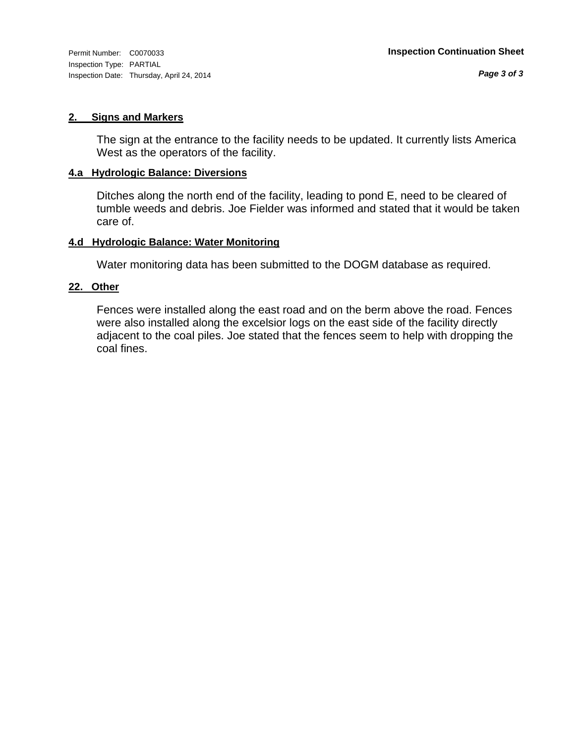### 2. Signs and Markers

The sign at the entrance to the facility needs to be updated. It currently lists America West as the operators of the facility.

### 4.a Hydrologic Balance: Diversions

Ditches along the north end of the facility, leading to pond E, need to be cleared of tumble weeds and debris. Joe Fielder was informed and stated that it would be taken care of.

### 4.d Hydrologic Balance: Water Monitoring

Water monitoring data has been submitted to the DOGM database as required.

### 22. Other

Fences were installed along the east road and on the berm above the road. Fences were also installed along the excelsior logs on the east side of the facility directly adjacent to the coal piles. Joe stated that the fences seem to help with dropping the coal fines.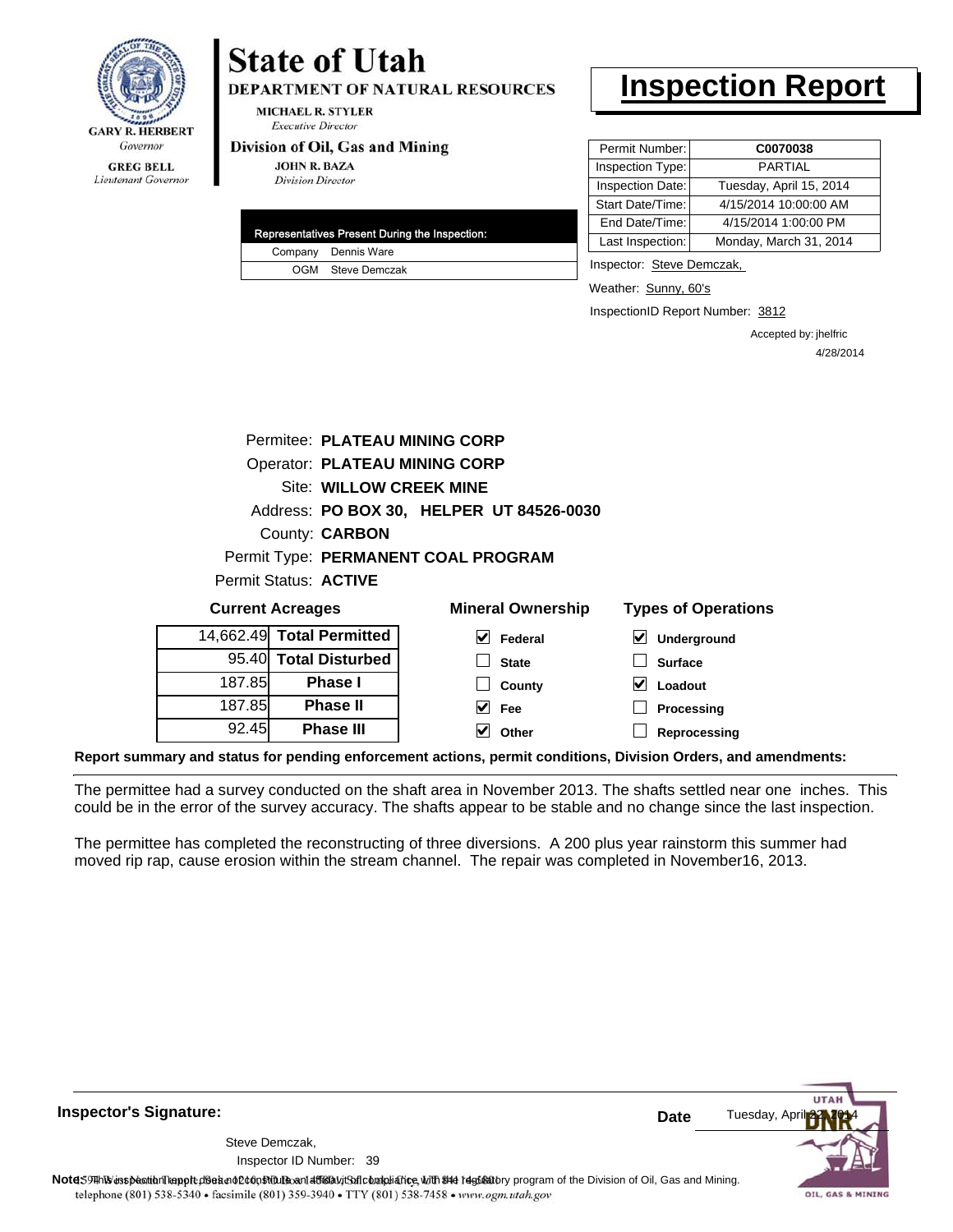GARY R. HERBERT
*Governor*

GREG BELL
*Lieutenant Governor*

# State of Utah

**DEPARTMENT OF NATURAL RESOURCES**

MICHAEL R. STYLER
*Executive Director*

**Division of Oil, Gas and Mining**

JOHN R. BAZA
*Division Director*

# Inspection Report

| | |
|---|---|
| Permit Number: | **C0070038** |
| Inspection Type: | PARTIAL |
| Inspection Date: | Tuesday, April 15, 2014 |
| Start Date/Time: | 4/15/2014 10:00:00 AM |
| End Date/Time: | 4/15/2014 1:00:00 PM |
| Last Inspection: | Monday, March 31, 2014 |

| Representatives Present During the Inspection: | |
|---|---|
| Company | Dennis Ware |
| OGM | Steve Demczak |

Inspector: Steve Demczak,

Weather: Sunny, 60's

InspectionID Report Number: 3812

Accepted by: jhelfric
4/28/2014

Permitee: **PLATEAU MINING CORP**
Operator: **PLATEAU MINING CORP**
Site: **WILLOW CREEK MINE**
Address: **PO BOX 30, HELPER UT 84526-0030**
County: **CARBON**
Permit Type: **PERMANENT COAL PROGRAM**
Permit Status: **ACTIVE**

**Current Acreages**

| | |
|---|---|
| 14,662.49 | **Total Permitted** |
| 95.40 | **Total Disturbed** |
| 187.85 | **Phase I** |
| 187.85 | **Phase II** |
| 92.45 | **Phase III** |

**Mineral Ownership**

- [x] Federal
- [ ] State
- [ ] County
- [x] Fee
- [x] Other

**Types of Operations**

- [x] Underground
- [ ] Surface
- [x] Loadout
- [ ] Processing
- [ ] Reprocessing

**Report summary and status for pending enforcement actions, permit conditions, Division Orders, and amendments:**

The permittee had a survey conducted on the shaft area in November 2013. The shafts settled near one inches. This could be in the error of the survey accuracy. The shafts appear to be stable and no change since the last inspection.

The permittee has completed the reconstructing of three diversions. A 200 plus year rainstorm this summer had moved rip rap, cause erosion within the stream channel. The repair was completed in November16, 2013.

**Inspector's Signature:**

Steve Demczak,
Inspector ID Number: 39

**Date** Tuesday, April 22, 2014

**Note:** This inspection report does not constitute an affidavit of compliance with the regulatory program of the Division of Oil, Gas and Mining.
telephone (801) 538-5340 • facsimile (801) 359-3940 • TTY (801) 538-7458 • www.ogm.utah.gov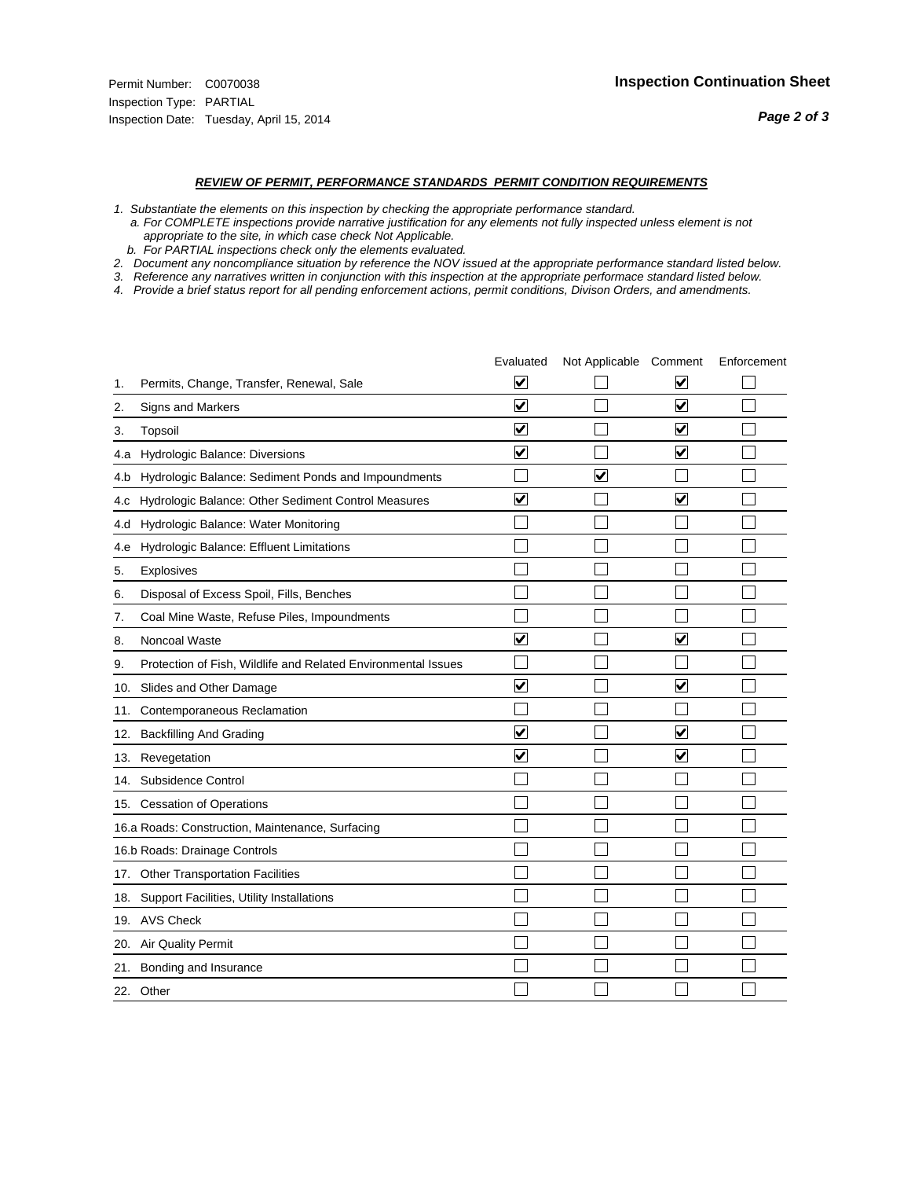Permit Number: C0070038
Inspection Type: PARTIAL
Inspection Date: Tuesday, April 15, 2014

**Inspection Continuation Sheet**

***REVIEW OF PERMIT, PERFORMANCE STANDARDS PERMIT CONDITION REQUIREMENTS***

*1. Substantiate the elements on this inspection by checking the appropriate performance standard.*
*a. For COMPLETE inspections provide narrative justification for any elements not fully inspected unless element is not appropriate to the site, in which case check Not Applicable.*
*b. For PARTIAL inspections check only the elements evaluated.*
*2. Document any noncompliance situation by reference the NOV issued at the appropriate performance standard listed below.*
*3. Reference any narratives written in conjunction with this inspection at the appropriate performace standard listed below.*
*4. Provide a brief status report for all pending enforcement actions, permit conditions, Divison Orders, and amendments.*

| | Evaluated | Not Applicable | Comment | Enforcement |
|---|---|---|---|---|
| 1. Permits, Change, Transfer, Renewal, Sale | ☑ | ☐ | ☑ | ☐ |
| 2. Signs and Markers | ☑ | ☐ | ☑ | ☐ |
| 3. Topsoil | ☑ | ☐ | ☑ | ☐ |
| 4.a Hydrologic Balance: Diversions | ☑ | ☐ | ☑ | ☐ |
| 4.b Hydrologic Balance: Sediment Ponds and Impoundments | ☐ | ☑ | ☐ | ☐ |
| 4.c Hydrologic Balance: Other Sediment Control Measures | ☑ | ☐ | ☑ | ☐ |
| 4.d Hydrologic Balance: Water Monitoring | ☐ | ☐ | ☐ | ☐ |
| 4.e Hydrologic Balance: Effluent Limitations | ☐ | ☐ | ☐ | ☐ |
| 5. Explosives | ☐ | ☐ | ☐ | ☐ |
| 6. Disposal of Excess Spoil, Fills, Benches | ☐ | ☐ | ☐ | ☐ |
| 7. Coal Mine Waste, Refuse Piles, Impoundments | ☐ | ☐ | ☐ | ☐ |
| 8. Noncoal Waste | ☑ | ☐ | ☑ | ☐ |
| 9. Protection of Fish, Wildlife and Related Environmental Issues | ☐ | ☐ | ☐ | ☐ |
| 10. Slides and Other Damage | ☑ | ☐ | ☑ | ☐ |
| 11. Contemporaneous Reclamation | ☐ | ☐ | ☐ | ☐ |
| 12. Backfilling And Grading | ☑ | ☐ | ☑ | ☐ |
| 13. Revegetation | ☑ | ☐ | ☑ | ☐ |
| 14. Subsidence Control | ☐ | ☐ | ☐ | ☐ |
| 15. Cessation of Operations | ☐ | ☐ | ☐ | ☐ |
| 16.a Roads: Construction, Maintenance, Surfacing | ☐ | ☐ | ☐ | ☐ |
| 16.b Roads: Drainage Controls | ☐ | ☐ | ☐ | ☐ |
| 17. Other Transportation Facilities | ☐ | ☐ | ☐ | ☐ |
| 18. Support Facilities, Utility Installations | ☐ | ☐ | ☐ | ☐ |
| 19. AVS Check | ☐ | ☐ | ☐ | ☐ |
| 20. Air Quality Permit | ☐ | ☐ | ☐ | ☐ |
| 21. Bonding and Insurance | ☐ | ☐ | ☐ | ☐ |
| 22. Other | ☐ | ☐ | ☐ | ☐ |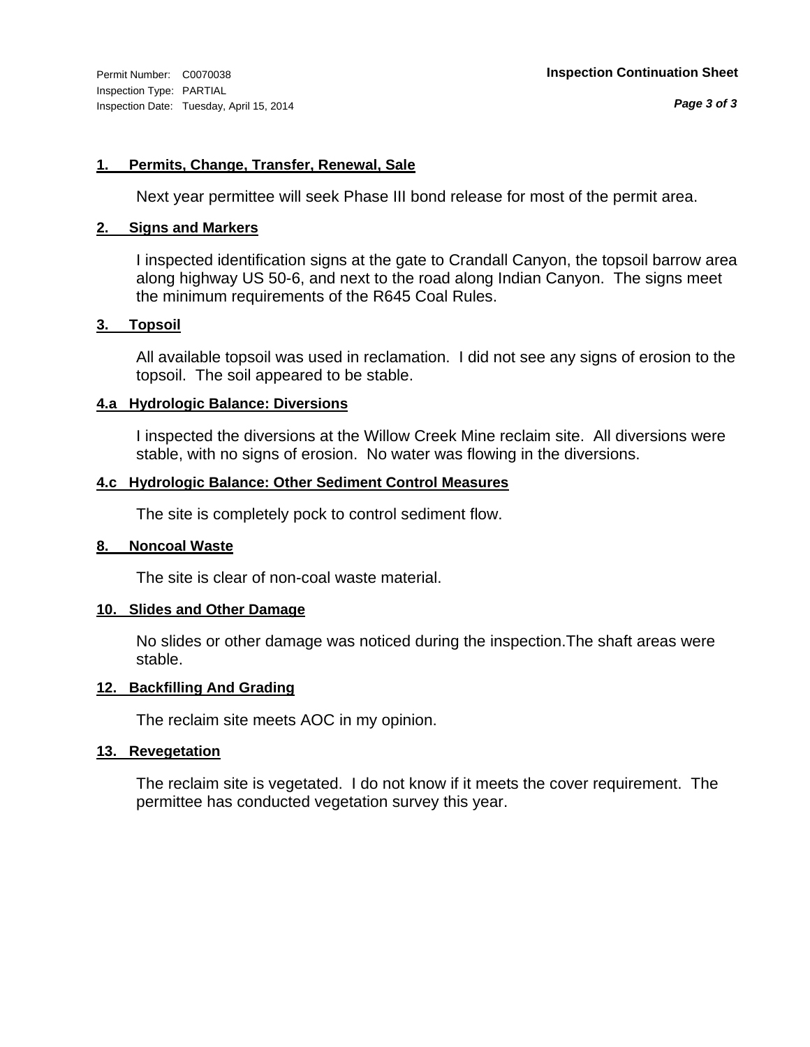Permit Number: C0070038
Inspection Type: PARTIAL
Inspection Date: Tuesday, April 15, 2014

**Inspection Continuation Sheet**

### 1. Permits, Change, Transfer, Renewal, Sale

Next year permittee will seek Phase III bond release for most of the permit area.

### 2. Signs and Markers

I inspected identification signs at the gate to Crandall Canyon, the topsoil barrow area along highway US 50-6, and next to the road along Indian Canyon. The signs meet the minimum requirements of the R645 Coal Rules.

### 3. Topsoil

All available topsoil was used in reclamation. I did not see any signs of erosion to the topsoil. The soil appeared to be stable.

### 4.a Hydrologic Balance: Diversions

I inspected the diversions at the Willow Creek Mine reclaim site. All diversions were stable, with no signs of erosion. No water was flowing in the diversions.

### 4.c Hydrologic Balance: Other Sediment Control Measures

The site is completely pock to control sediment flow.

### 8. Noncoal Waste

The site is clear of non-coal waste material.

### 10. Slides and Other Damage

No slides or other damage was noticed during the inspection.The shaft areas were stable.

### 12. Backfilling And Grading

The reclaim site meets AOC in my opinion.

### 13. Revegetation

The reclaim site is vegetated. I do not know if it meets the cover requirement. The permittee has conducted vegetation survey this year.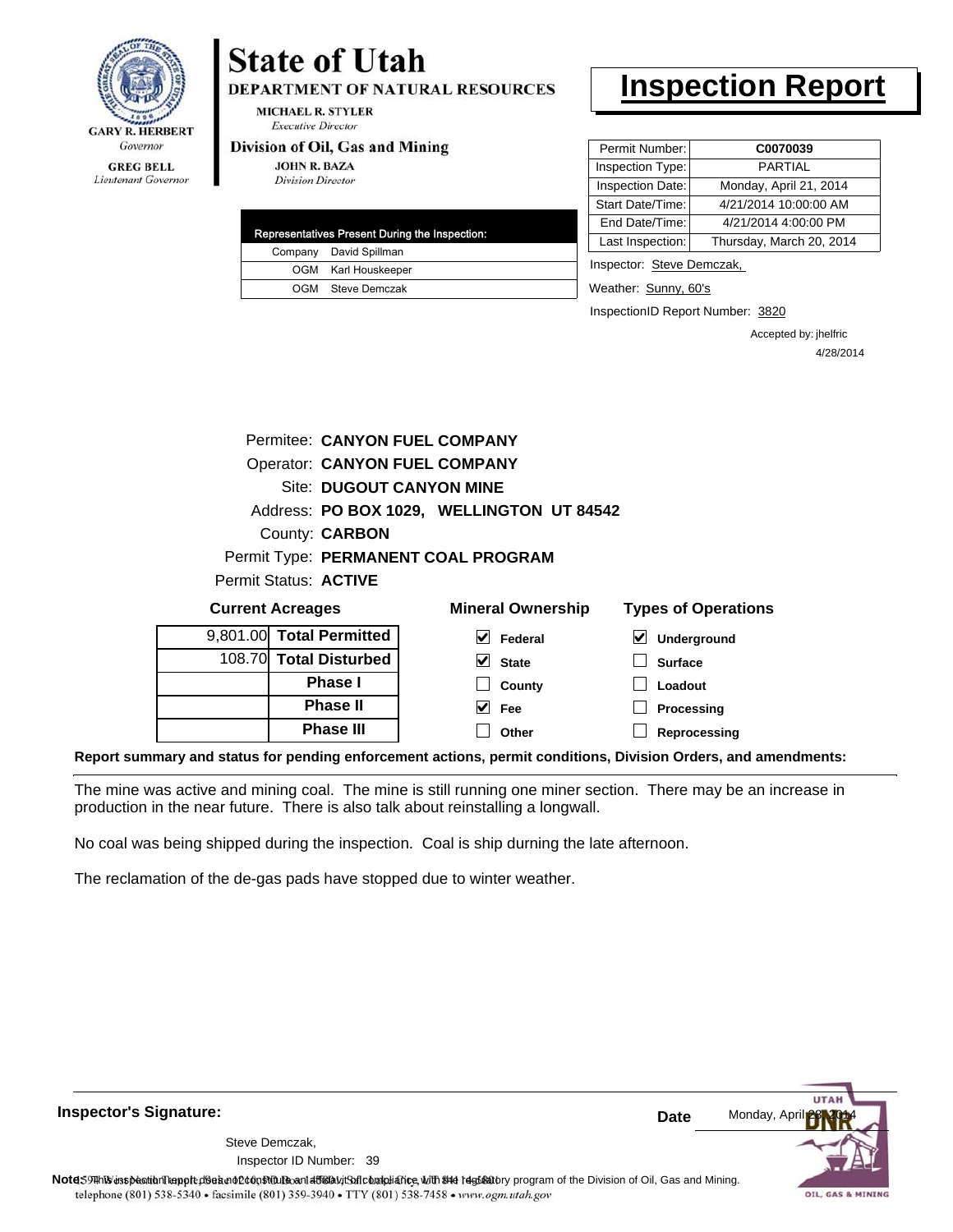**GARY R. HERBERT**
*Governor*

**GREG BELL**
*Lieutenant Governor*

# State of Utah

**DEPARTMENT OF NATURAL RESOURCES**

MICHAEL R. STYLER
*Executive Director*

**Division of Oil, Gas and Mining**

JOHN R. BAZA
*Division Director*

# Inspection Report

| | |
|---|---|
| Permit Number: | **C0070039** |
| Inspection Type: | PARTIAL |
| Inspection Date: | Monday, April 21, 2014 |
| Start Date/Time: | 4/21/2014 10:00:00 AM |
| End Date/Time: | 4/21/2014 4:00:00 PM |
| Last Inspection: | Thursday, March 20, 2014 |

| Representatives Present During the Inspection: | |
|---|---|
| Company | David Spillman |
| OGM | Karl Houskeeper |
| OGM | Steve Demczak |

Inspector: Steve Demczak,

Weather: Sunny, 60's

InspectionID Report Number: 3820

Accepted by: jhelfric
4/28/2014

Permitee: **CANYON FUEL COMPANY**
Operator: **CANYON FUEL COMPANY**
Site: **DUGOUT CANYON MINE**
Address: **PO BOX 1029, WELLINGTON UT 84542**
County: **CARBON**
Permit Type: **PERMANENT COAL PROGRAM**
Permit Status: **ACTIVE**

**Current Acreages**

| | |
|---|---|
| 9,801.00 | **Total Permitted** |
| 108.70 | **Total Disturbed** |
| | **Phase I** |
| | **Phase II** |
| | **Phase III** |

**Mineral Ownership**

- [x] Federal
- [x] State
- [ ] County
- [x] Fee
- [ ] Other

**Types of Operations**

- [x] Underground
- [ ] Surface
- [ ] Loadout
- [ ] Processing
- [ ] Reprocessing

**Report summary and status for pending enforcement actions, permit conditions, Division Orders, and amendments:**

The mine was active and mining coal. The mine is still running one miner section. There may be an increase in production in the near future. There is also talk about reinstalling a longwall.

No coal was being shipped during the inspection. Coal is ship durning the late afternoon.

The reclamation of the de-gas pads have stopped due to winter weather.

**Inspector's Signature:**

Steve Demczak,
Inspector ID Number: 39

**Date** Monday, April 28, 2014

**Note:** This inspection report does not constitute an affidavit of compliance with the regulatory program of the Division of Oil, Gas and Mining.
telephone (801) 538-5340 • facsimile (801) 359-3940 • TTY (801) 538-7458 • www.ogm.utah.gov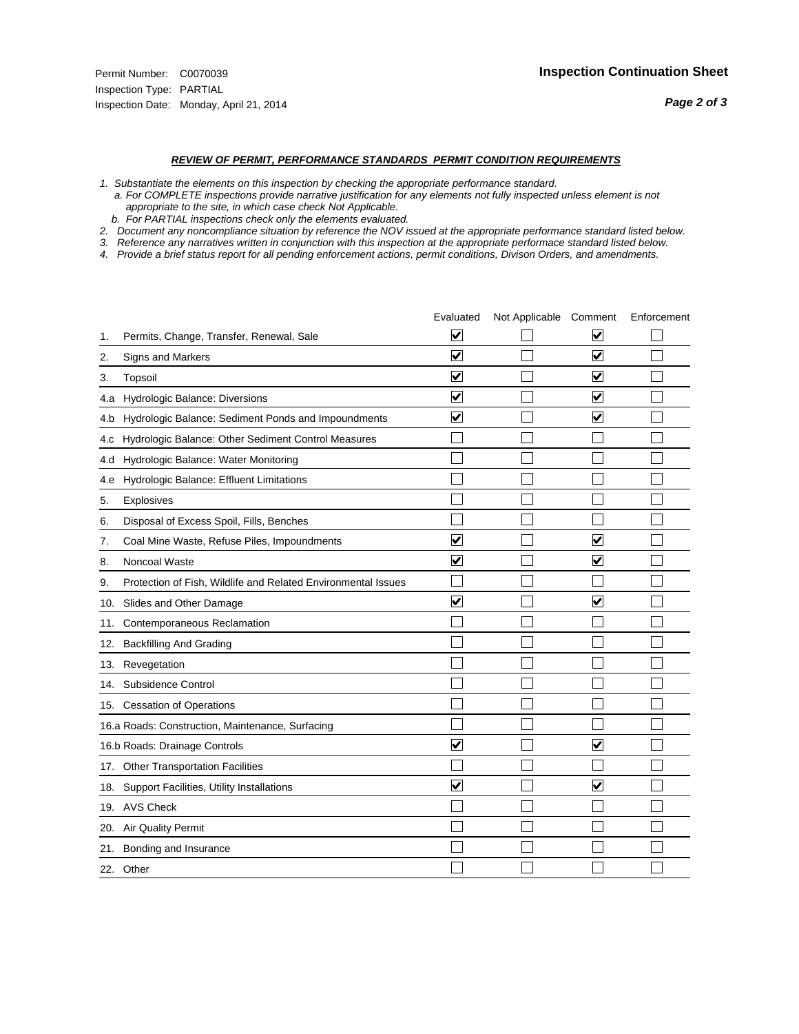Permit Number: C0070039
Inspection Type: PARTIAL
Inspection Date: Monday, April 21, 2014

## Inspection Continuation Sheet

### *REVIEW OF PERMIT, PERFORMANCE STANDARDS PERMIT CONDITION REQUIREMENTS*

*1. Substantiate the elements on this inspection by checking the appropriate performance standard.*
*a. For COMPLETE inspections provide narrative justification for any elements not fully inspected unless element is not appropriate to the site, in which case check Not Applicable.*
*b. For PARTIAL inspections check only the elements evaluated.*
*2. Document any noncompliance situation by reference the NOV issued at the appropriate performance standard listed below.*
*3. Reference any narratives written in conjunction with this inspection at the appropriate performace standard listed below.*
*4. Provide a brief status report for all pending enforcement actions, permit conditions, Divison Orders, and amendments.*

| | | Evaluated | Not Applicable | Comment | Enforcement |
|---|---|---|---|---|---|
| 1. | Permits, Change, Transfer, Renewal, Sale | ☑ | ☐ | ☑ | ☐ |
| 2. | Signs and Markers | ☑ | ☐ | ☑ | ☐ |
| 3. | Topsoil | ☑ | ☐ | ☑ | ☐ |
| 4.a | Hydrologic Balance: Diversions | ☑ | ☐ | ☑ | ☐ |
| 4.b | Hydrologic Balance: Sediment Ponds and Impoundments | ☑ | ☐ | ☑ | ☐ |
| 4.c | Hydrologic Balance: Other Sediment Control Measures | ☐ | ☐ | ☐ | ☐ |
| 4.d | Hydrologic Balance: Water Monitoring | ☐ | ☐ | ☐ | ☐ |
| 4.e | Hydrologic Balance: Effluent Limitations | ☐ | ☐ | ☐ | ☐ |
| 5. | Explosives | ☐ | ☐ | ☐ | ☐ |
| 6. | Disposal of Excess Spoil, Fills, Benches | ☐ | ☐ | ☐ | ☐ |
| 7. | Coal Mine Waste, Refuse Piles, Impoundments | ☑ | ☐ | ☑ | ☐ |
| 8. | Noncoal Waste | ☑ | ☐ | ☑ | ☐ |
| 9. | Protection of Fish, Wildlife and Related Environmental Issues | ☐ | ☐ | ☐ | ☐ |
| 10. | Slides and Other Damage | ☑ | ☐ | ☑ | ☐ |
| 11. | Contemporaneous Reclamation | ☐ | ☐ | ☐ | ☐ |
| 12. | Backfilling And Grading | ☐ | ☐ | ☐ | ☐ |
| 13. | Revegetation | ☐ | ☐ | ☐ | ☐ |
| 14. | Subsidence Control | ☐ | ☐ | ☐ | ☐ |
| 15. | Cessation of Operations | ☐ | ☐ | ☐ | ☐ |
| 16.a | Roads: Construction, Maintenance, Surfacing | ☐ | ☐ | ☐ | ☐ |
| 16.b | Roads: Drainage Controls | ☑ | ☐ | ☑ | ☐ |
| 17. | Other Transportation Facilities | ☐ | ☐ | ☐ | ☐ |
| 18. | Support Facilities, Utility Installations | ☑ | ☐ | ☑ | ☐ |
| 19. | AVS Check | ☐ | ☐ | ☐ | ☐ |
| 20. | Air Quality Permit | ☐ | ☐ | ☐ | ☐ |
| 21. | Bonding and Insurance | ☐ | ☐ | ☐ | ☐ |
| 22. | Other | ☐ | ☐ | ☐ | ☐ |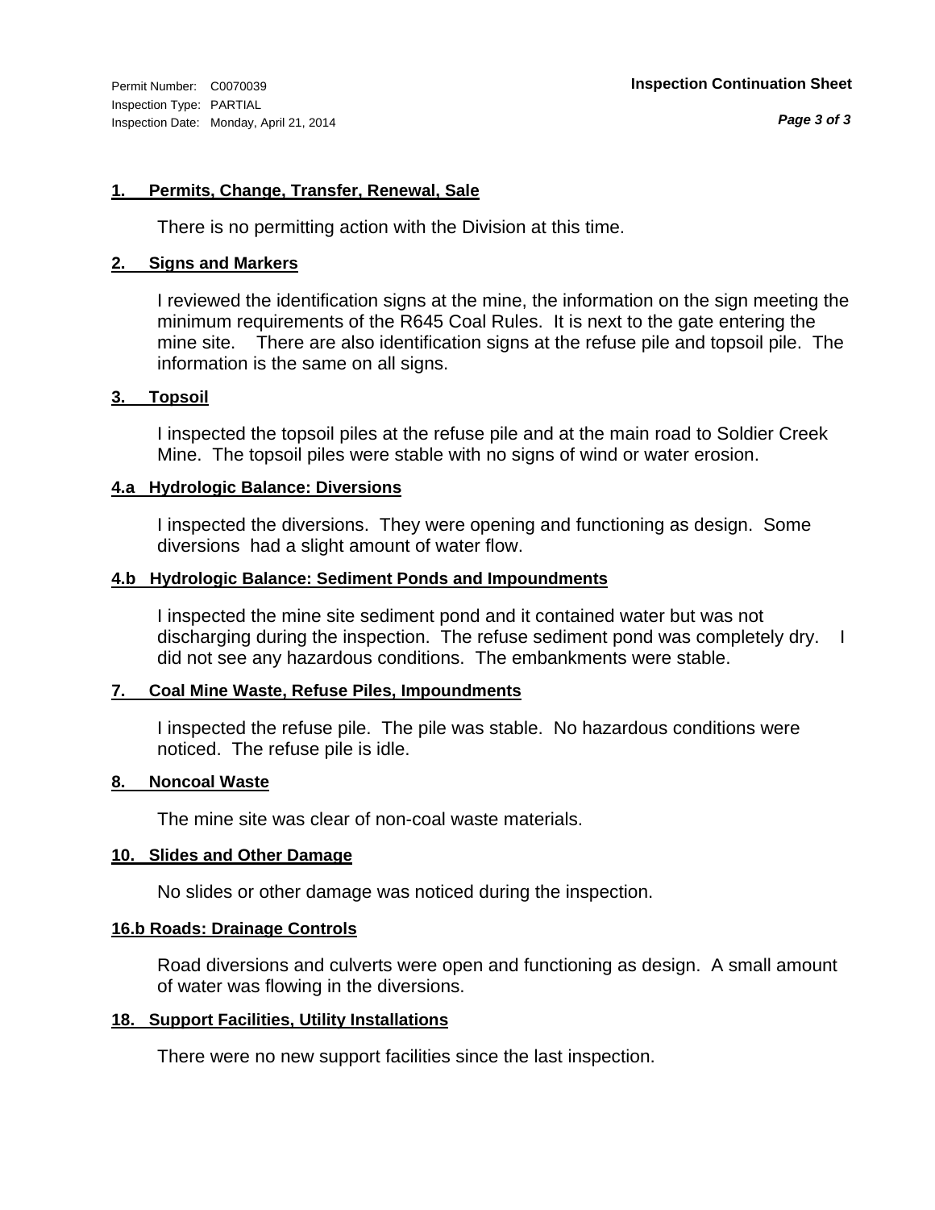Permit Number: C0070039
Inspection Type: PARTIAL
Inspection Date: Monday, April 21, 2014

**Inspection Continuation Sheet**

### 1. Permits, Change, Transfer, Renewal, Sale

There is no permitting action with the Division at this time.

### 2. Signs and Markers

I reviewed the identification signs at the mine, the information on the sign meeting the minimum requirements of the R645 Coal Rules. It is next to the gate entering the mine site. There are also identification signs at the refuse pile and topsoil pile. The information is the same on all signs.

### 3. Topsoil

I inspected the topsoil piles at the refuse pile and at the main road to Soldier Creek Mine. The topsoil piles were stable with no signs of wind or water erosion.

### 4.a Hydrologic Balance: Diversions

I inspected the diversions. They were opening and functioning as design. Some diversions had a slight amount of water flow.

### 4.b Hydrologic Balance: Sediment Ponds and Impoundments

I inspected the mine site sediment pond and it contained water but was not discharging during the inspection. The refuse sediment pond was completely dry. I did not see any hazardous conditions. The embankments were stable.

### 7. Coal Mine Waste, Refuse Piles, Impoundments

I inspected the refuse pile. The pile was stable. No hazardous conditions were noticed. The refuse pile is idle.

### 8. Noncoal Waste

The mine site was clear of non-coal waste materials.

### 10. Slides and Other Damage

No slides or other damage was noticed during the inspection.

### 16.b Roads: Drainage Controls

Road diversions and culverts were open and functioning as design. A small amount of water was flowing in the diversions.

### 18. Support Facilities, Utility Installations

There were no new support facilities since the last inspection.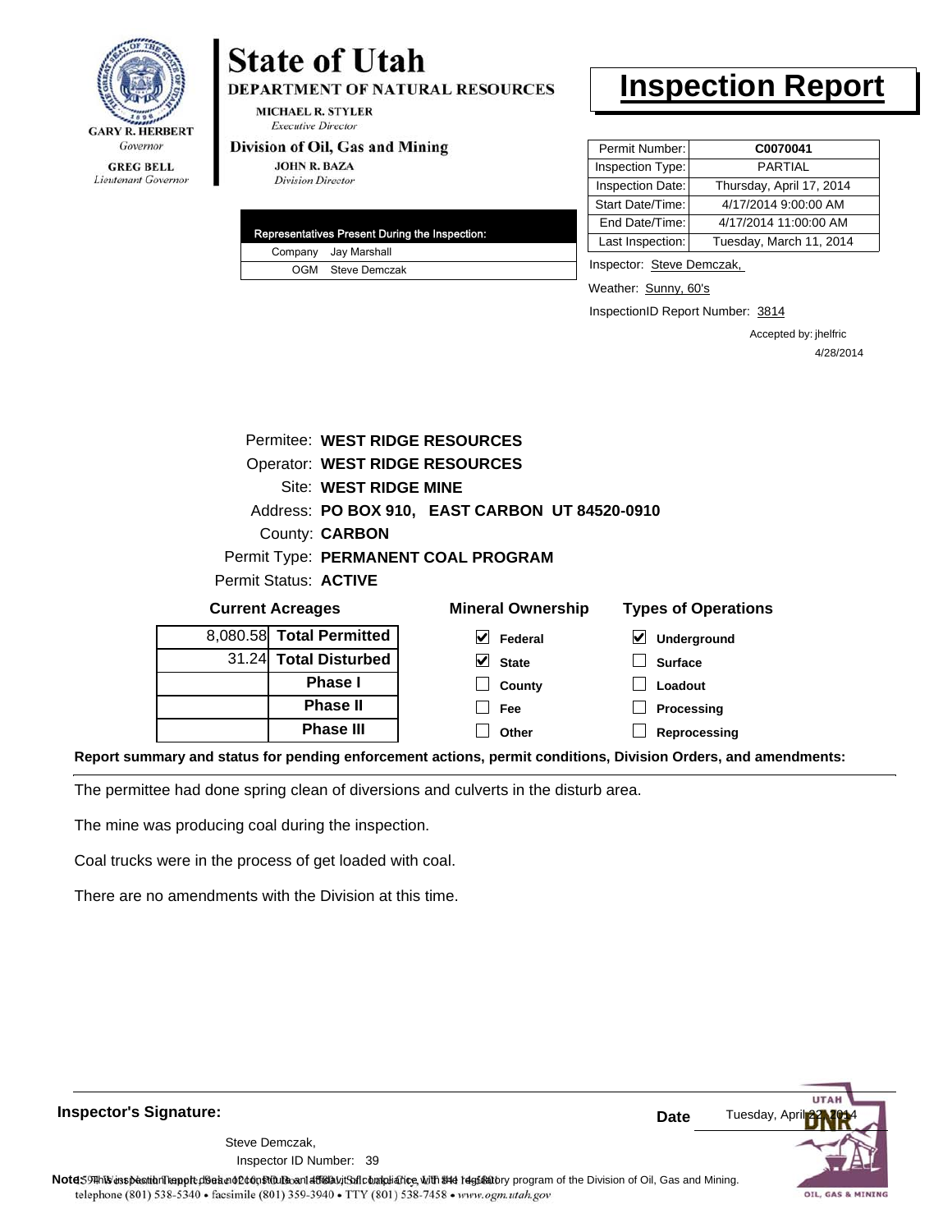**GARY R. HERBERT**
*Governor*

**GREG BELL**
*Lieutenant Governor*

# State of Utah

**DEPARTMENT OF NATURAL RESOURCES**

MICHAEL R. STYLER
*Executive Director*

**Division of Oil, Gas and Mining**

JOHN R. BAZA
*Division Director*

# Inspection Report

| Permit Number: | **C0070041** |
|---|---|
| Inspection Type: | PARTIAL |
| Inspection Date: | Thursday, April 17, 2014 |
| Start Date/Time: | 4/17/2014 9:00:00 AM |
| End Date/Time: | 4/17/2014 11:00:00 AM |
| Last Inspection: | Tuesday, March 11, 2014 |

| Representatives Present During the Inspection: | |
|---|---|
| Company | Jay Marshall |
| OGM | Steve Demczak |

Inspector: Steve Demczak,

Weather: Sunny, 60's

InspectionID Report Number: 3814

Accepted by: jhelfric
4/28/2014

Permitee: **WEST RIDGE RESOURCES**
Operator: **WEST RIDGE RESOURCES**
Site: **WEST RIDGE MINE**
Address: **PO BOX 910, EAST CARBON UT 84520-0910**
County: **CARBON**
Permit Type: **PERMANENT COAL PROGRAM**
Permit Status: **ACTIVE**

**Current Acreages**

| | |
|---|---|
| 8,080.58 | **Total Permitted** |
| 31.24 | **Total Disturbed** |
| | **Phase I** |
| | **Phase II** |
| | **Phase III** |

**Mineral Ownership**

- [x] Federal
- [x] State
- [ ] County
- [ ] Fee
- [ ] Other

**Types of Operations**

- [x] Underground
- [ ] Surface
- [ ] Loadout
- [ ] Processing
- [ ] Reprocessing

**Report summary and status for pending enforcement actions, permit conditions, Division Orders, and amendments:**

The permittee had done spring clean of diversions and culverts in the disturb area.

The mine was producing coal during the inspection.

Coal trucks were in the process of get loaded with coal.

There are no amendments with the Division at this time.

**Inspector's Signature:**

Steve Demczak,
Inspector ID Number: 39

**Date** Tuesday, April 22, 2014

**Note:** This inspection report does not constitute an affidavit of compliance with the regulatory program of the Division of Oil, Gas and Mining.

telephone (801) 538-5340 • facsimile (801) 359-3940 • TTY (801) 538-7458 • www.ogm.utah.gov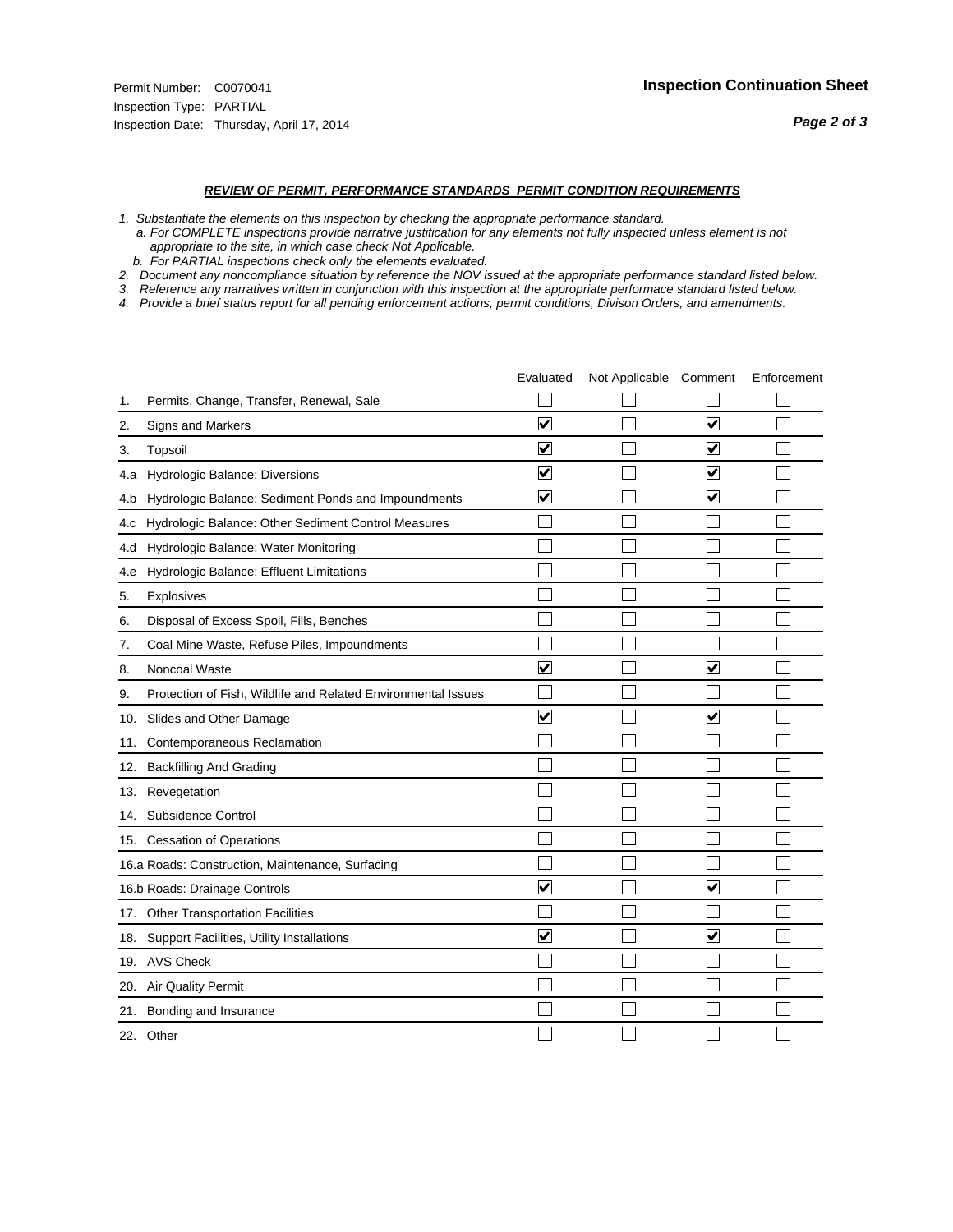Permit Number: C0070041
Inspection Type: PARTIAL
Inspection Date: Thursday, April 17, 2014

**Inspection Continuation Sheet**

***REVIEW OF PERMIT, PERFORMANCE STANDARDS PERMIT CONDITION REQUIREMENTS***

*1. Substantiate the elements on this inspection by checking the appropriate performance standard.*
*a. For COMPLETE inspections provide narrative justification for any elements not fully inspected unless element is not appropriate to the site, in which case check Not Applicable.*
*b. For PARTIAL inspections check only the elements evaluated.*
*2. Document any noncompliance situation by reference the NOV issued at the appropriate performance standard listed below.*
*3. Reference any narratives written in conjunction with this inspection at the appropriate performace standard listed below.*
*4. Provide a brief status report for all pending enforcement actions, permit conditions, Divison Orders, and amendments.*

| | | Evaluated | Not Applicable | Comment | Enforcement |
|---|---|---|---|---|---|
| 1. | Permits, Change, Transfer, Renewal, Sale | ☐ | ☐ | ☐ | ☐ |
| 2. | Signs and Markers | ☑ | ☐ | ☑ | ☐ |
| 3. | Topsoil | ☑ | ☐ | ☑ | ☐ |
| 4.a | Hydrologic Balance: Diversions | ☑ | ☐ | ☑ | ☐ |
| 4.b | Hydrologic Balance: Sediment Ponds and Impoundments | ☑ | ☐ | ☑ | ☐ |
| 4.c | Hydrologic Balance: Other Sediment Control Measures | ☐ | ☐ | ☐ | ☐ |
| 4.d | Hydrologic Balance: Water Monitoring | ☐ | ☐ | ☐ | ☐ |
| 4.e | Hydrologic Balance: Effluent Limitations | ☐ | ☐ | ☐ | ☐ |
| 5. | Explosives | ☐ | ☐ | ☐ | ☐ |
| 6. | Disposal of Excess Spoil, Fills, Benches | ☐ | ☐ | ☐ | ☐ |
| 7. | Coal Mine Waste, Refuse Piles, Impoundments | ☐ | ☐ | ☐ | ☐ |
| 8. | Noncoal Waste | ☑ | ☐ | ☑ | ☐ |
| 9. | Protection of Fish, Wildlife and Related Environmental Issues | ☐ | ☐ | ☐ | ☐ |
| 10. | Slides and Other Damage | ☑ | ☐ | ☑ | ☐ |
| 11. | Contemporaneous Reclamation | ☐ | ☐ | ☐ | ☐ |
| 12. | Backfilling And Grading | ☐ | ☐ | ☐ | ☐ |
| 13. | Revegetation | ☐ | ☐ | ☐ | ☐ |
| 14. | Subsidence Control | ☐ | ☐ | ☐ | ☐ |
| 15. | Cessation of Operations | ☐ | ☐ | ☐ | ☐ |
| 16.a | Roads: Construction, Maintenance, Surfacing | ☐ | ☐ | ☐ | ☐ |
| 16.b | Roads: Drainage Controls | ☑ | ☐ | ☑ | ☐ |
| 17. | Other Transportation Facilities | ☐ | ☐ | ☐ | ☐ |
| 18. | Support Facilities, Utility Installations | ☑ | ☐ | ☑ | ☐ |
| 19. | AVS Check | ☐ | ☐ | ☐ | ☐ |
| 20. | Air Quality Permit | ☐ | ☐ | ☐ | ☐ |
| 21. | Bonding and Insurance | ☐ | ☐ | ☐ | ☐ |
| 22. | Other | ☐ | ☐ | ☐ | ☐ |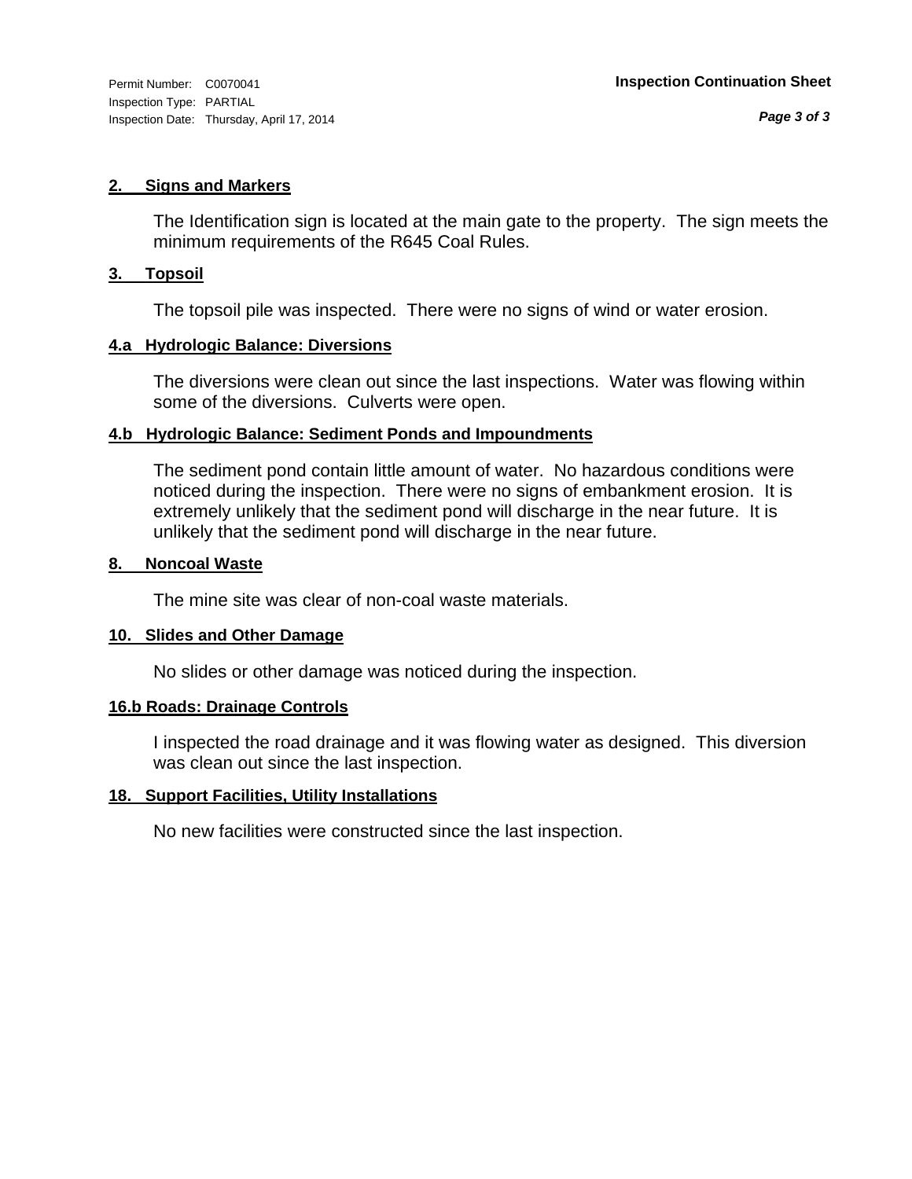## 2. Signs and Markers

The Identification sign is located at the main gate to the property. The sign meets the minimum requirements of the R645 Coal Rules.

## 3. Topsoil

The topsoil pile was inspected. There were no signs of wind or water erosion.

## 4.a Hydrologic Balance: Diversions

The diversions were clean out since the last inspections. Water was flowing within some of the diversions. Culverts were open.

## 4.b Hydrologic Balance: Sediment Ponds and Impoundments

The sediment pond contain little amount of water. No hazardous conditions were noticed during the inspection. There were no signs of embankment erosion. It is extremely unlikely that the sediment pond will discharge in the near future. It is unlikely that the sediment pond will discharge in the near future.

## 8. Noncoal Waste

The mine site was clear of non-coal waste materials.

## 10. Slides and Other Damage

No slides or other damage was noticed during the inspection.

## 16.b Roads: Drainage Controls

I inspected the road drainage and it was flowing water as designed. This diversion was clean out since the last inspection.

## 18. Support Facilities, Utility Installations

No new facilities were constructed since the last inspection.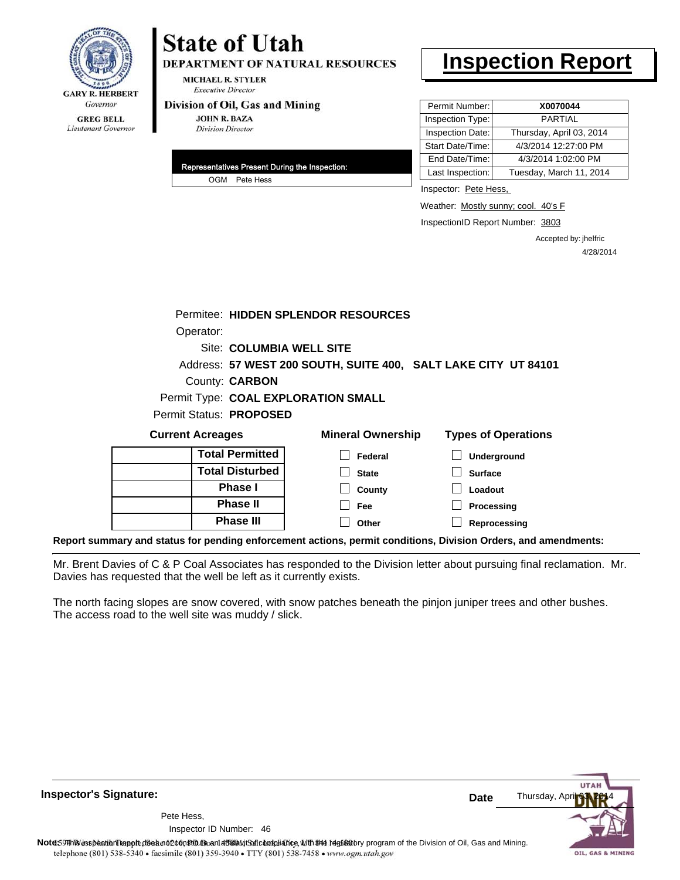GARY R. HERBERT
*Governor*

GREG BELL
*Lieutenant Governor*

# State of Utah

**DEPARTMENT OF NATURAL RESOURCES**

MICHAEL R. STYLER
*Executive Director*

**Division of Oil, Gas and Mining**

JOHN R. BAZA
*Division Director*

# Inspection Report

| | |
|---|---|
| Permit Number: | **X0070044** |
| Inspection Type: | PARTIAL |
| Inspection Date: | Thursday, April 03, 2014 |
| Start Date/Time: | 4/3/2014 12:27:00 PM |
| End Date/Time: | 4/3/2014 1:02:00 PM |
| Last Inspection: | Tuesday, March 11, 2014 |

**Representatives Present During the Inspection:**

OGM Pete Hess

Inspector: Pete Hess,

Weather: Mostly sunny; cool. 40's F

InspectionID Report Number: 3803

Accepted by: jhelfric
4/28/2014

Permitee: **HIDDEN SPLENDOR RESOURCES**
Operator:
Site: **COLUMBIA WELL SITE**
Address: **57 WEST 200 SOUTH, SUITE 400, SALT LAKE CITY UT 84101**
County: **CARBON**
Permit Type: **COAL EXPLORATION SMALL**
Permit Status: **PROPOSED**

**Current Acreages**

| | |
|---|---|
| | **Total Permitted** |
| | **Total Disturbed** |
| | **Phase I** |
| | **Phase II** |
| | **Phase III** |

**Mineral Ownership**

- ☐ Federal
- ☐ State
- ☐ County
- ☐ Fee
- ☐ Other

**Types of Operations**

- ☐ Underground
- ☐ Surface
- ☐ Loadout
- ☐ Processing
- ☐ Reprocessing

**Report summary and status for pending enforcement actions, permit conditions, Division Orders, and amendments:**

Mr. Brent Davies of C & P Coal Associates has responded to the Division letter about pursuing final reclamation. Mr. Davies has requested that the well be left as it currently exists.

The north facing slopes are snow covered, with snow patches beneath the pinjon juniper trees and other bushes. The access road to the well site was muddy / slick.

**Inspector's Signature:**

Pete Hess,
Inspector ID Number: 46

**Date** Thursday, April 03, 2014

**Note:** This inspection report does not constitute an affidavit of compliance with the regulatory program of the Division of Oil, Gas and Mining.

telephone (801) 538-5340 • facsimile (801) 359-3940 • TTY (801) 538-7458 • www.ogm.utah.gov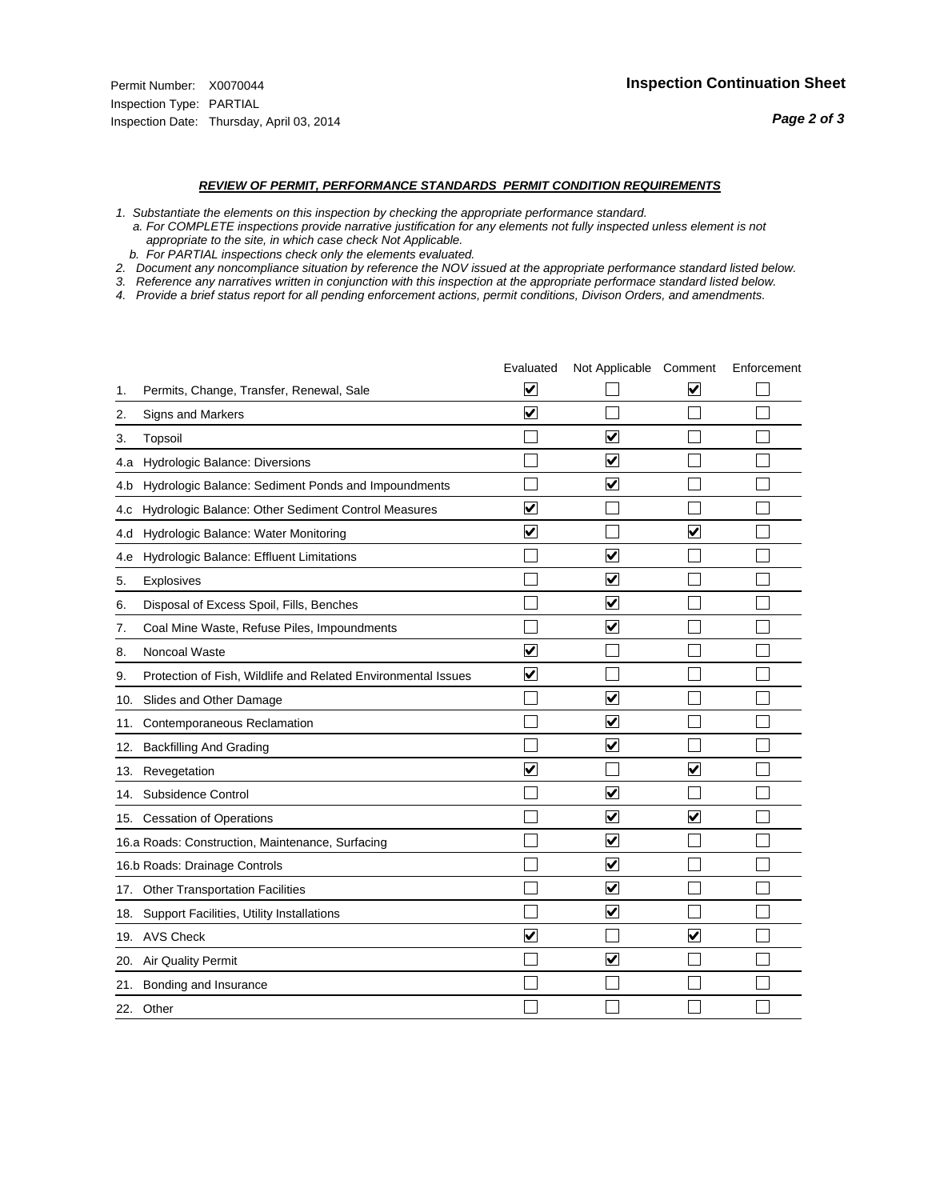Permit Number: X0070044
Inspection Type: PARTIAL
Inspection Date: Thursday, April 03, 2014

## Inspection Continuation Sheet

### *REVIEW OF PERMIT, PERFORMANCE STANDARDS PERMIT CONDITION REQUIREMENTS*

*1. Substantiate the elements on this inspection by checking the appropriate performance standard.*
*a. For COMPLETE inspections provide narrative justification for any elements not fully inspected unless element is not appropriate to the site, in which case check Not Applicable.*
*b. For PARTIAL inspections check only the elements evaluated.*
*2. Document any noncompliance situation by reference the NOV issued at the appropriate performance standard listed below.*
*3. Reference any narratives written in conjunction with this inspection at the appropriate performace standard listed below.*
*4. Provide a brief status report for all pending enforcement actions, permit conditions, Divison Orders, and amendments.*

| | | Evaluated | Not Applicable | Comment | Enforcement |
|---|---|---|---|---|---|
| 1. | Permits, Change, Transfer, Renewal, Sale | ☑ | ☐ | ☑ | ☐ |
| 2. | Signs and Markers | ☑ | ☐ | ☐ | ☐ |
| 3. | Topsoil | ☐ | ☑ | ☐ | ☐ |
| 4.a | Hydrologic Balance: Diversions | ☐ | ☑ | ☐ | ☐ |
| 4.b | Hydrologic Balance: Sediment Ponds and Impoundments | ☐ | ☑ | ☐ | ☐ |
| 4.c | Hydrologic Balance: Other Sediment Control Measures | ☑ | ☐ | ☐ | ☐ |
| 4.d | Hydrologic Balance: Water Monitoring | ☑ | ☐ | ☑ | ☐ |
| 4.e | Hydrologic Balance: Effluent Limitations | ☐ | ☑ | ☐ | ☐ |
| 5. | Explosives | ☐ | ☑ | ☐ | ☐ |
| 6. | Disposal of Excess Spoil, Fills, Benches | ☐ | ☑ | ☐ | ☐ |
| 7. | Coal Mine Waste, Refuse Piles, Impoundments | ☐ | ☑ | ☐ | ☐ |
| 8. | Noncoal Waste | ☑ | ☐ | ☐ | ☐ |
| 9. | Protection of Fish, Wildlife and Related Environmental Issues | ☑ | ☐ | ☐ | ☐ |
| 10. | Slides and Other Damage | ☐ | ☑ | ☐ | ☐ |
| 11. | Contemporaneous Reclamation | ☐ | ☑ | ☐ | ☐ |
| 12. | Backfilling And Grading | ☐ | ☑ | ☐ | ☐ |
| 13. | Revegetation | ☑ | ☐ | ☑ | ☐ |
| 14. | Subsidence Control | ☐ | ☑ | ☐ | ☐ |
| 15. | Cessation of Operations | ☐ | ☑ | ☑ | ☐ |
| 16.a | Roads: Construction, Maintenance, Surfacing | ☐ | ☑ | ☐ | ☐ |
| 16.b | Roads: Drainage Controls | ☐ | ☑ | ☐ | ☐ |
| 17. | Other Transportation Facilities | ☐ | ☑ | ☐ | ☐ |
| 18. | Support Facilities, Utility Installations | ☐ | ☑ | ☐ | ☐ |
| 19. | AVS Check | ☑ | ☐ | ☑ | ☐ |
| 20. | Air Quality Permit | ☐ | ☑ | ☐ | ☐ |
| 21. | Bonding and Insurance | ☐ | ☐ | ☐ | ☐ |
| 22. | Other | ☐ | ☐ | ☐ | ☐ |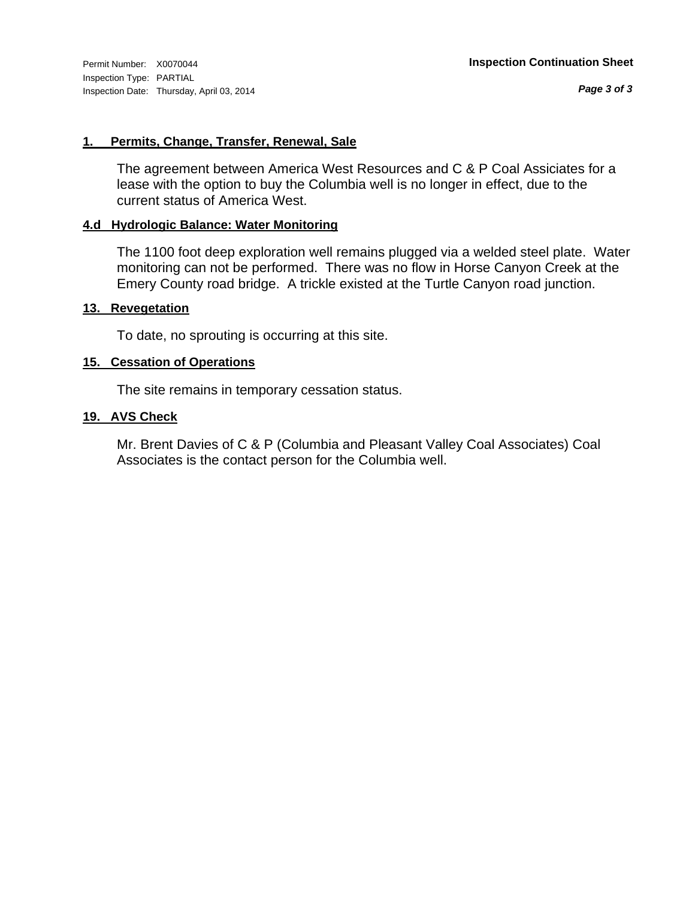Permit Number: X0070044
Inspection Type: PARTIAL
Inspection Date: Thursday, April 03, 2014

**Inspection Continuation Sheet**

## 1. Permits, Change, Transfer, Renewal, Sale

The agreement between America West Resources and C & P Coal Assiciates for a lease with the option to buy the Columbia well is no longer in effect, due to the current status of America West.

## 4.d Hydrologic Balance: Water Monitoring

The 1100 foot deep exploration well remains plugged via a welded steel plate. Water monitoring can not be performed. There was no flow in Horse Canyon Creek at the Emery County road bridge. A trickle existed at the Turtle Canyon road junction.

## 13. Revegetation

To date, no sprouting is occurring at this site.

## 15. Cessation of Operations

The site remains in temporary cessation status.

## 19. AVS Check

Mr. Brent Davies of C & P (Columbia and Pleasant Valley Coal Associates) Coal Associates is the contact person for the Columbia well.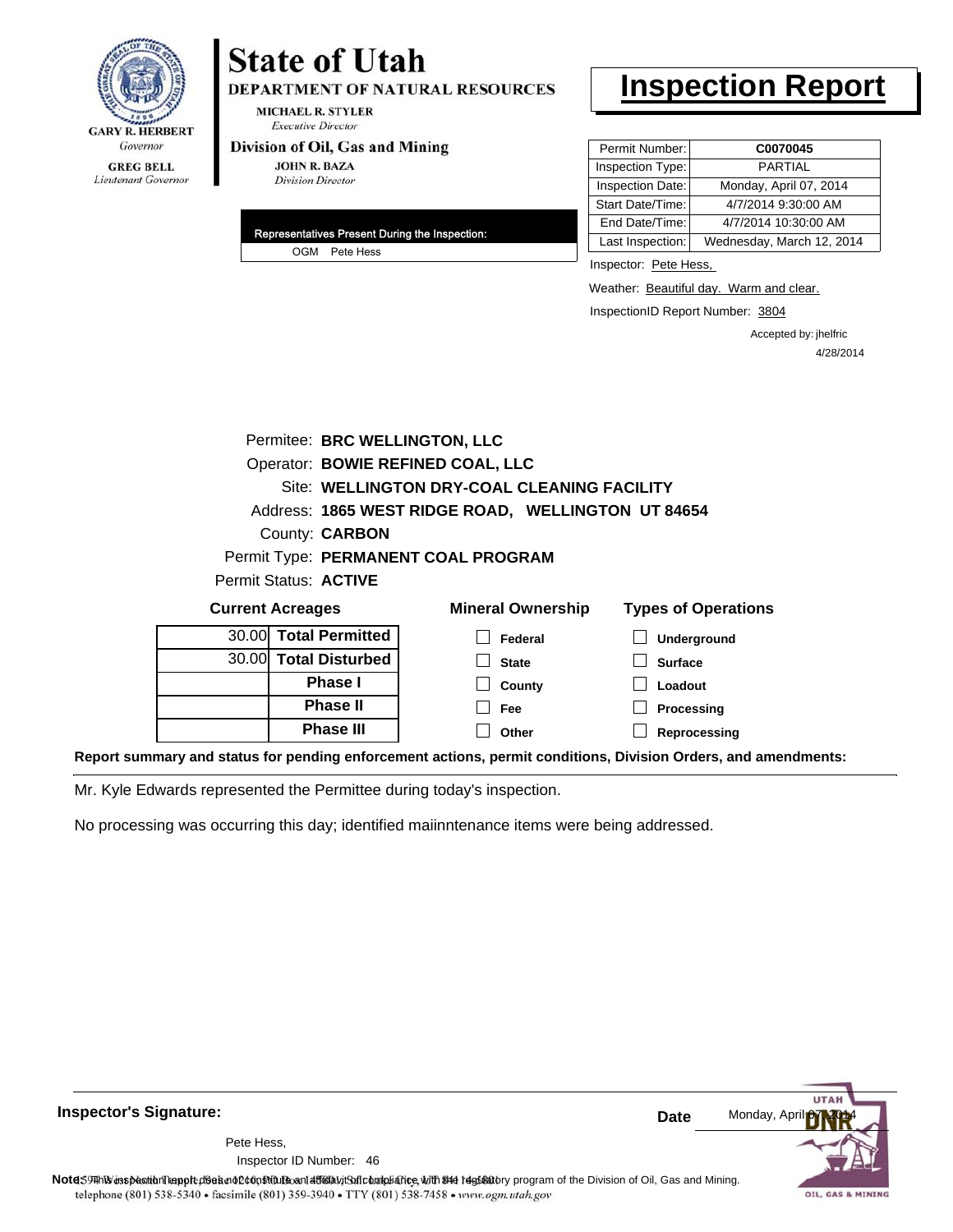GARY R. HERBERT
Governor

GREG BELL
Lieutenant Governor

# State of Utah

**DEPARTMENT OF NATURAL RESOURCES**

MICHAEL R. STYLER
*Executive Director*

**Division of Oil, Gas and Mining**

JOHN R. BAZA
*Division Director*

# Inspection Report

| | |
|---|---|
| Permit Number: | **C0070045** |
| Inspection Type: | PARTIAL |
| Inspection Date: | Monday, April 07, 2014 |
| Start Date/Time: | 4/7/2014 9:30:00 AM |
| End Date/Time: | 4/7/2014 10:30:00 AM |
| Last Inspection: | Wednesday, March 12, 2014 |

**Representatives Present During the Inspection:**

OGM Pete Hess

Inspector: Pete Hess,

Weather: Beautiful day. Warm and clear.

InspectionID Report Number: 3804

Accepted by: jhelfric
4/28/2014

Permitee: **BRC WELLINGTON, LLC**
Operator: **BOWIE REFINED COAL, LLC**
Site: **WELLINGTON DRY-COAL CLEANING FACILITY**
Address: **1865 WEST RIDGE ROAD, WELLINGTON UT 84654**
County: **CARBON**
Permit Type: **PERMANENT COAL PROGRAM**
Permit Status: **ACTIVE**

**Current Acreages**

| | |
|---|---|
| 30.00 | **Total Permitted** |
| 30.00 | **Total Disturbed** |
| | **Phase I** |
| | **Phase II** |
| | **Phase III** |

**Mineral Ownership**

- [ ] Federal
- [ ] State
- [ ] County
- [ ] Fee
- [ ] Other

**Types of Operations**

- [ ] Underground
- [ ] Surface
- [ ] Loadout
- [ ] Processing
- [ ] Reprocessing

**Report summary and status for pending enforcement actions, permit conditions, Division Orders, and amendments:**

Mr. Kyle Edwards represented the Permittee during today's inspection.

No processing was occurring this day; identified maiinntenance items were being addressed.

**Inspector's Signature:**

Pete Hess,
Inspector ID Number: 46

**Date** Monday, April 07, 2014

**Note:** This inspection report does not constitute an affidavit of compliance with the regulatory program of the Division of Oil, Gas and Mining.

1594 West North Temple, Suite 1210, PO Box 145801, Salt Lake City, UT 84114-5801
telephone (801) 538-5340 • facsimile (801) 359-3940 • TTY (801) 538-7458 • www.ogm.utah.gov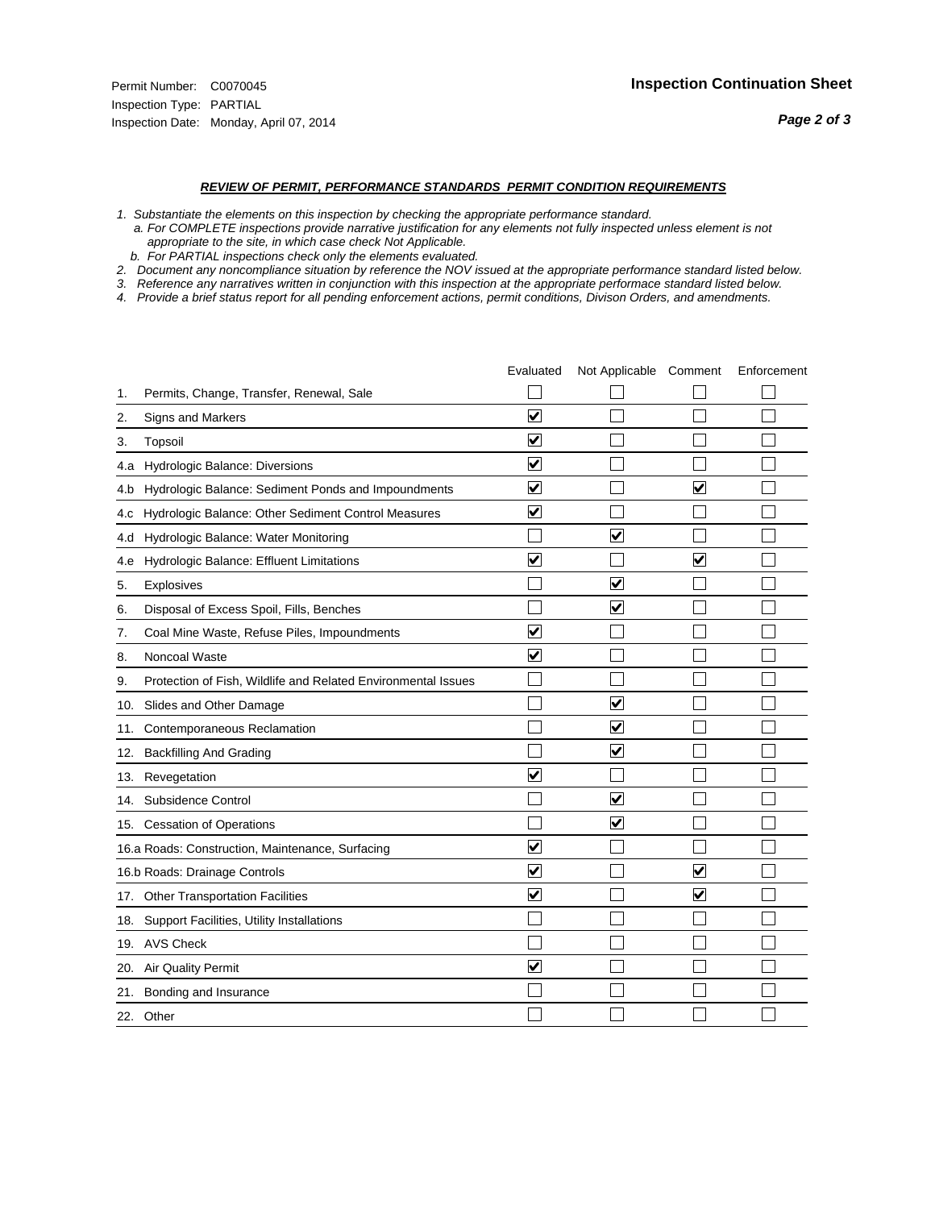Permit Number: C0070045
Inspection Type: PARTIAL
Inspection Date: Monday, April 07, 2014

**Inspection Continuation Sheet**

***REVIEW OF PERMIT, PERFORMANCE STANDARDS PERMIT CONDITION REQUIREMENTS***

*1. Substantiate the elements on this inspection by checking the appropriate performance standard.*
*a. For COMPLETE inspections provide narrative justification for any elements not fully inspected unless element is not appropriate to the site, in which case check Not Applicable.*
*b. For PARTIAL inspections check only the elements evaluated.*
*2. Document any noncompliance situation by reference the NOV issued at the appropriate performance standard listed below.*
*3. Reference any narratives written in conjunction with this inspection at the appropriate performace standard listed below.*
*4. Provide a brief status report for all pending enforcement actions, permit conditions, Divison Orders, and amendments.*

| | Evaluated | Not Applicable | Comment | Enforcement |
|---|---|---|---|---|
| 1. Permits, Change, Transfer, Renewal, Sale | ☐ | ☐ | ☐ | ☐ |
| 2. Signs and Markers | ☑ | ☐ | ☐ | ☐ |
| 3. Topsoil | ☑ | ☐ | ☐ | ☐ |
| 4.a Hydrologic Balance: Diversions | ☑ | ☐ | ☐ | ☐ |
| 4.b Hydrologic Balance: Sediment Ponds and Impoundments | ☑ | ☐ | ☑ | ☐ |
| 4.c Hydrologic Balance: Other Sediment Control Measures | ☑ | ☐ | ☐ | ☐ |
| 4.d Hydrologic Balance: Water Monitoring | ☐ | ☑ | ☐ | ☐ |
| 4.e Hydrologic Balance: Effluent Limitations | ☑ | ☐ | ☑ | ☐ |
| 5. Explosives | ☐ | ☑ | ☐ | ☐ |
| 6. Disposal of Excess Spoil, Fills, Benches | ☐ | ☑ | ☐ | ☐ |
| 7. Coal Mine Waste, Refuse Piles, Impoundments | ☑ | ☐ | ☐ | ☐ |
| 8. Noncoal Waste | ☑ | ☐ | ☐ | ☐ |
| 9. Protection of Fish, Wildlife and Related Environmental Issues | ☐ | ☐ | ☐ | ☐ |
| 10. Slides and Other Damage | ☐ | ☑ | ☐ | ☐ |
| 11. Contemporaneous Reclamation | ☐ | ☑ | ☐ | ☐ |
| 12. Backfilling And Grading | ☐ | ☑ | ☐ | ☐ |
| 13. Revegetation | ☑ | ☐ | ☐ | ☐ |
| 14. Subsidence Control | ☐ | ☑ | ☐ | ☐ |
| 15. Cessation of Operations | ☐ | ☑ | ☐ | ☐ |
| 16.a Roads: Construction, Maintenance, Surfacing | ☑ | ☐ | ☐ | ☐ |
| 16.b Roads: Drainage Controls | ☑ | ☐ | ☑ | ☐ |
| 17. Other Transportation Facilities | ☑ | ☐ | ☑ | ☐ |
| 18. Support Facilities, Utility Installations | ☐ | ☐ | ☐ | ☐ |
| 19. AVS Check | ☐ | ☐ | ☐ | ☐ |
| 20. Air Quality Permit | ☑ | ☐ | ☐ | ☐ |
| 21. Bonding and Insurance | ☐ | ☐ | ☐ | ☐ |
| 22. Other | ☐ | ☐ | ☐ | ☐ |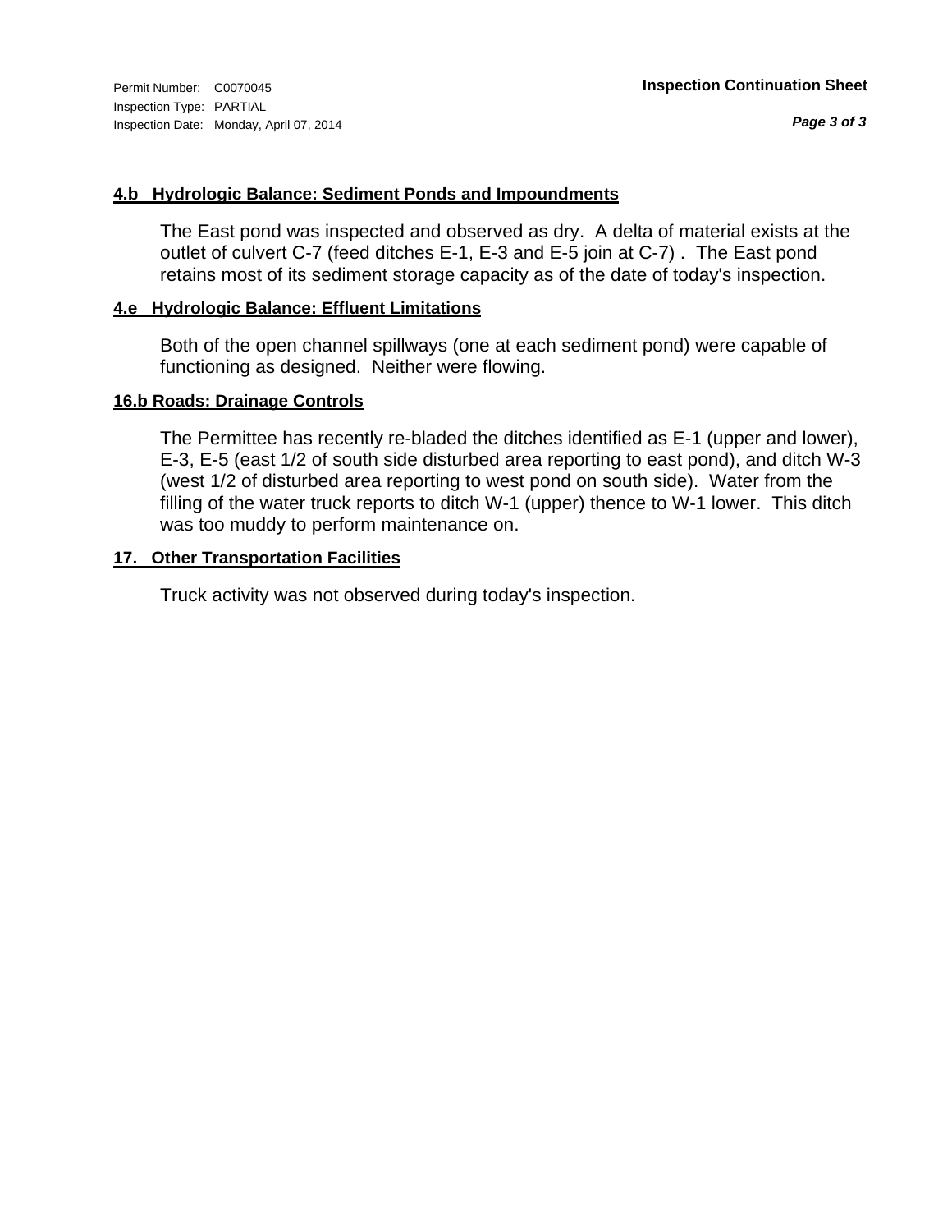Permit Number: C0070045
Inspection Type: PARTIAL
Inspection Date: Monday, April 07, 2014

**Inspection Continuation Sheet**

**4.b Hydrologic Balance: Sediment Ponds and Impoundments**

The East pond was inspected and observed as dry. A delta of material exists at the outlet of culvert C-7 (feed ditches E-1, E-3 and E-5 join at C-7) . The East pond retains most of its sediment storage capacity as of the date of today's inspection.

**4.e Hydrologic Balance: Effluent Limitations**

Both of the open channel spillways (one at each sediment pond) were capable of functioning as designed. Neither were flowing.

**16.b Roads: Drainage Controls**

The Permittee has recently re-bladed the ditches identified as E-1 (upper and lower), E-3, E-5 (east 1/2 of south side disturbed area reporting to east pond), and ditch W-3 (west 1/2 of disturbed area reporting to west pond on south side). Water from the filling of the water truck reports to ditch W-1 (upper) thence to W-1 lower. This ditch was too muddy to perform maintenance on.

**17. Other Transportation Facilities**

Truck activity was not observed during today's inspection.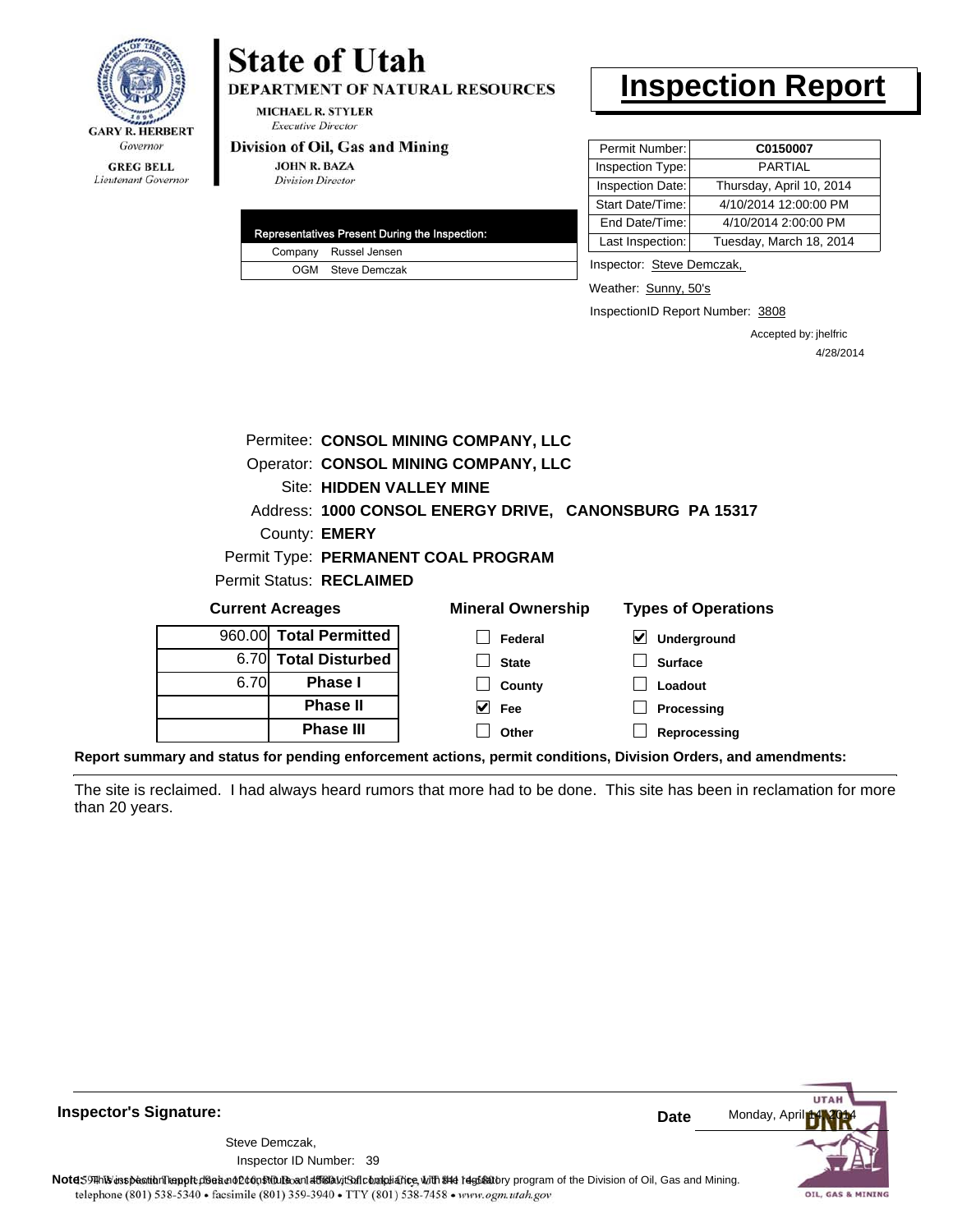**GARY R. HERBERT**
*Governor*

**GREG BELL**
*Lieutenant Governor*

# State of Utah

**DEPARTMENT OF NATURAL RESOURCES**

**MICHAEL R. STYLER**
*Executive Director*

**Division of Oil, Gas and Mining**

**JOHN R. BAZA**
*Division Director*

# Inspection Report

| | |
|---|---|
| Permit Number: | **C0150007** |
| Inspection Type: | PARTIAL |
| Inspection Date: | Thursday, April 10, 2014 |
| Start Date/Time: | 4/10/2014 12:00:00 PM |
| End Date/Time: | 4/10/2014 2:00:00 PM |
| Last Inspection: | Tuesday, March 18, 2014 |

| Representatives Present During the Inspection: | |
|---|---|
| Company | Russel Jensen |
| OGM | Steve Demczak |

Inspector: Steve Demczak,

Weather: Sunny, 50's

InspectionID Report Number: 3808

Accepted by: jhelfric
4/28/2014

Permitee: **CONSOL MINING COMPANY, LLC**
Operator: **CONSOL MINING COMPANY, LLC**
Site: **HIDDEN VALLEY MINE**
Address: **1000 CONSOL ENERGY DRIVE, CANONSBURG PA 15317**
County: **EMERY**
Permit Type: **PERMANENT COAL PROGRAM**
Permit Status: **RECLAIMED**

**Current Acreages**

| | |
|---|---|
| 960.00 | **Total Permitted** |
| 6.70 | **Total Disturbed** |
| 6.70 | **Phase I** |
| | **Phase II** |
| | **Phase III** |

**Mineral Ownership**

- [ ] Federal
- [ ] State
- [ ] County
- [x] Fee
- [ ] Other

**Types of Operations**

- [x] Underground
- [ ] Surface
- [ ] Loadout
- [ ] Processing
- [ ] Reprocessing

**Report summary and status for pending enforcement actions, permit conditions, Division Orders, and amendments:**

The site is reclaimed. I had always heard rumors that more had to be done. This site has been in reclamation for more than 20 years.

**Inspector's Signature:**

Steve Demczak,
Inspector ID Number: 39

**Date** Monday, April 14, 2014

**Note:** This inspection report does not constitute an affidavit of compliance with the regulatory program of the Division of Oil, Gas and Mining.

1594 West North Temple, Suite 1210, PO Box 145801, Salt Lake City, UT 84114-5801
telephone (801) 538-5340 • facsimile (801) 359-3940 • TTY (801) 538-7458 • www.ogm.utah.gov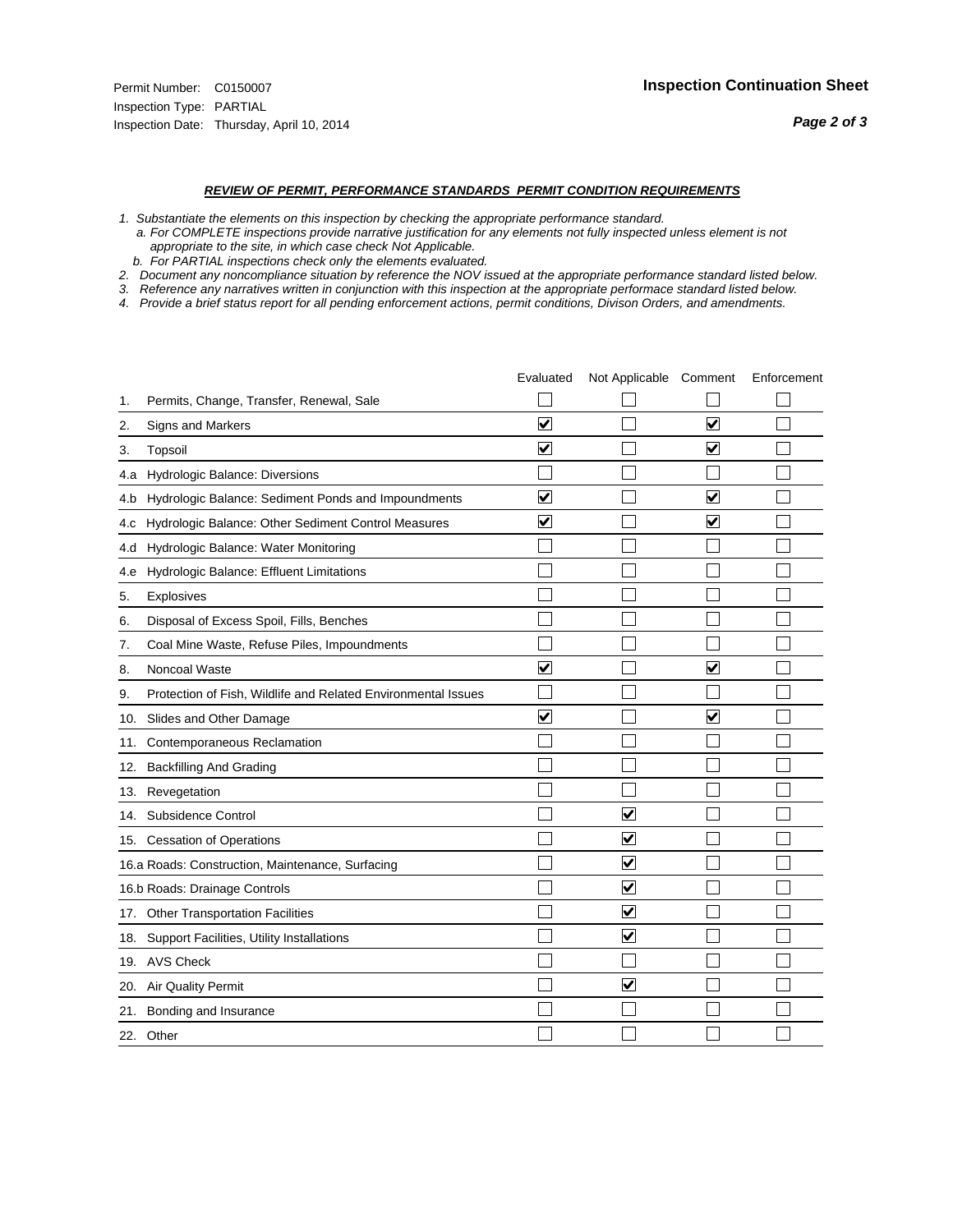Permit Number: C0150007
Inspection Type: PARTIAL
Inspection Date: Thursday, April 10, 2014

**Inspection Continuation Sheet**

***Page 2 of 3***

***REVIEW OF PERMIT, PERFORMANCE STANDARDS PERMIT CONDITION REQUIREMENTS***

*1. Substantiate the elements on this inspection by checking the appropriate performance standard.*
*a. For COMPLETE inspections provide narrative justification for any elements not fully inspected unless element is not appropriate to the site, in which case check Not Applicable.*
*b. For PARTIAL inspections check only the elements evaluated.*
*2. Document any noncompliance situation by reference the NOV issued at the appropriate performance standard listed below.*
*3. Reference any narratives written in conjunction with this inspection at the appropriate performace standard listed below.*
*4. Provide a brief status report for all pending enforcement actions, permit conditions, Divison Orders, and amendments.*

| | | Evaluated | Not Applicable | Comment | Enforcement |
|---|---|---|---|---|---|
| 1. | Permits, Change, Transfer, Renewal, Sale | ☐ | ☐ | ☐ | ☐ |
| 2. | Signs and Markers | ☑ | ☐ | ☑ | ☐ |
| 3. | Topsoil | ☑ | ☐ | ☑ | ☐ |
| 4.a | Hydrologic Balance: Diversions | ☐ | ☐ | ☐ | ☐ |
| 4.b | Hydrologic Balance: Sediment Ponds and Impoundments | ☑ | ☐ | ☑ | ☐ |
| 4.c | Hydrologic Balance: Other Sediment Control Measures | ☑ | ☐ | ☑ | ☐ |
| 4.d | Hydrologic Balance: Water Monitoring | ☐ | ☐ | ☐ | ☐ |
| 4.e | Hydrologic Balance: Effluent Limitations | ☐ | ☐ | ☐ | ☐ |
| 5. | Explosives | ☐ | ☐ | ☐ | ☐ |
| 6. | Disposal of Excess Spoil, Fills, Benches | ☐ | ☐ | ☐ | ☐ |
| 7. | Coal Mine Waste, Refuse Piles, Impoundments | ☐ | ☐ | ☐ | ☐ |
| 8. | Noncoal Waste | ☑ | ☐ | ☑ | ☐ |
| 9. | Protection of Fish, Wildlife and Related Environmental Issues | ☐ | ☐ | ☐ | ☐ |
| 10. | Slides and Other Damage | ☑ | ☐ | ☑ | ☐ |
| 11. | Contemporaneous Reclamation | ☐ | ☐ | ☐ | ☐ |
| 12. | Backfilling And Grading | ☐ | ☐ | ☐ | ☐ |
| 13. | Revegetation | ☐ | ☐ | ☐ | ☐ |
| 14. | Subsidence Control | ☐ | ☑ | ☐ | ☐ |
| 15. | Cessation of Operations | ☐ | ☑ | ☐ | ☐ |
| 16.a | Roads: Construction, Maintenance, Surfacing | ☐ | ☑ | ☐ | ☐ |
| 16.b | Roads: Drainage Controls | ☐ | ☑ | ☐ | ☐ |
| 17. | Other Transportation Facilities | ☐ | ☑ | ☐ | ☐ |
| 18. | Support Facilities, Utility Installations | ☐ | ☑ | ☐ | ☐ |
| 19. | AVS Check | ☐ | ☐ | ☐ | ☐ |
| 20. | Air Quality Permit | ☐ | ☑ | ☐ | ☐ |
| 21. | Bonding and Insurance | ☐ | ☐ | ☐ | ☐ |
| 22. | Other | ☐ | ☐ | ☐ | ☐ |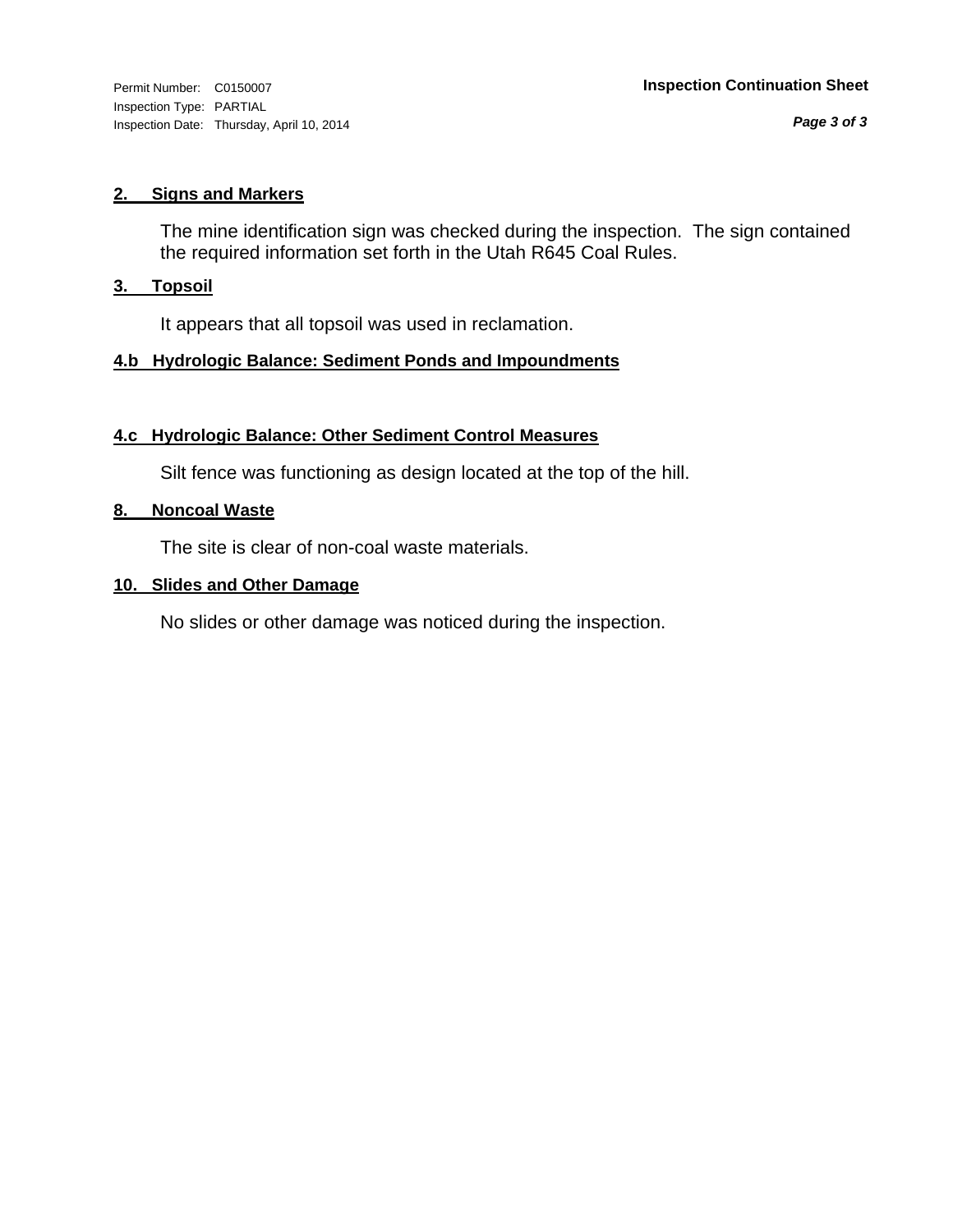Permit Number: C0150007
Inspection Type: PARTIAL
Inspection Date: Thursday, April 10, 2014

**Inspection Continuation Sheet**

## 2. Signs and Markers

The mine identification sign was checked during the inspection. The sign contained the required information set forth in the Utah R645 Coal Rules.

## 3. Topsoil

It appears that all topsoil was used in reclamation.

## 4.b Hydrologic Balance: Sediment Ponds and Impoundments

## 4.c Hydrologic Balance: Other Sediment Control Measures

Silt fence was functioning as design located at the top of the hill.

## 8. Noncoal Waste

The site is clear of non-coal waste materials.

## 10. Slides and Other Damage

No slides or other damage was noticed during the inspection.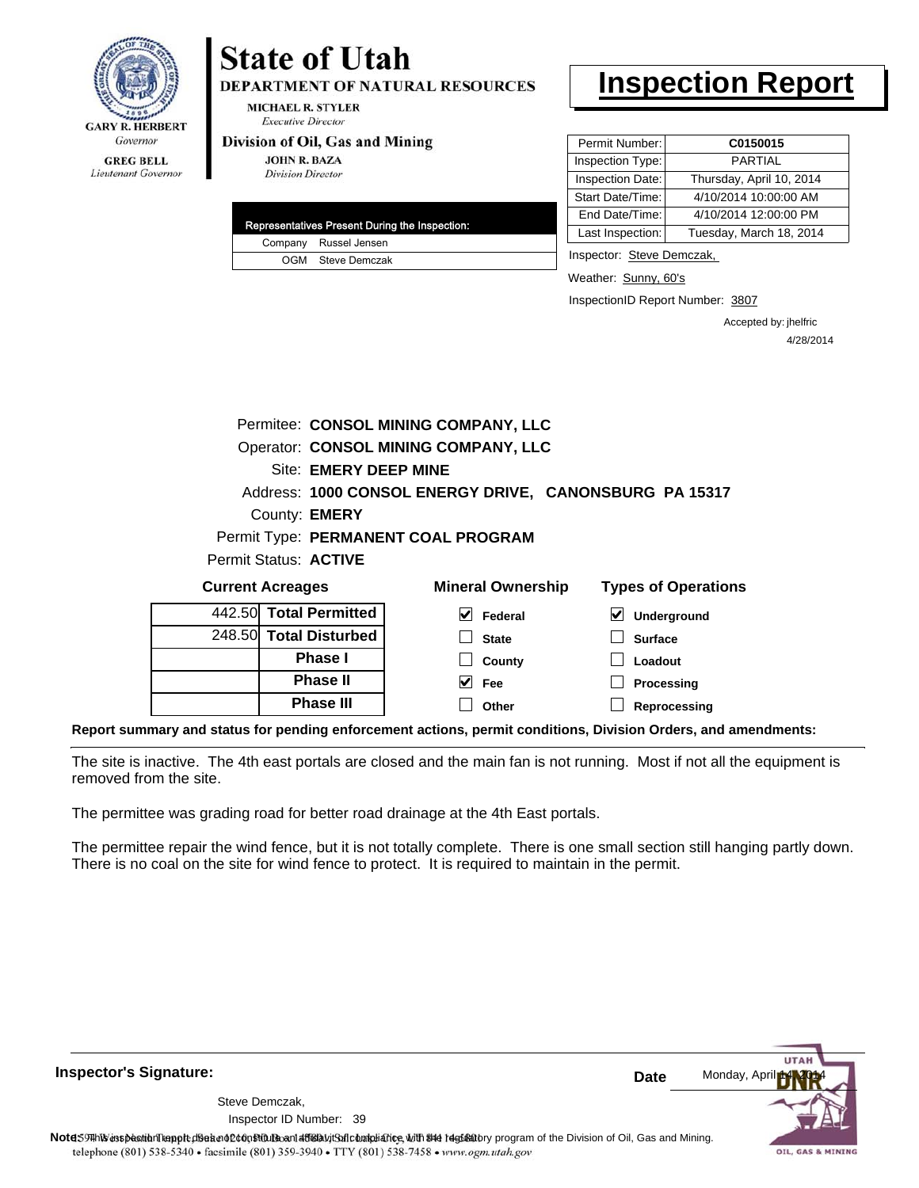**State of Utah**

**DEPARTMENT OF NATURAL RESOURCES**

MICHAEL R. STYLER
*Executive Director*

**Division of Oil, Gas and Mining**

JOHN R. BAZA
*Division Director*

GARY R. HERBERT
*Governor*

GREG BELL
*Lieutenant Governor*

# Inspection Report

| | |
|---|---|
| Permit Number: | **C0150015** |
| Inspection Type: | PARTIAL |
| Inspection Date: | Thursday, April 10, 2014 |
| Start Date/Time: | 4/10/2014 10:00:00 AM |
| End Date/Time: | 4/10/2014 12:00:00 PM |
| Last Inspection: | Tuesday, March 18, 2014 |

Inspector: Steve Demczak,

Weather: Sunny, 60's

InspectionID Report Number: 3807

Accepted by: jhelfric
4/28/2014

| Representatives Present During the Inspection: | |
|---|---|
| Company | Russel Jensen |
| OGM | Steve Demczak |

Permitee: **CONSOL MINING COMPANY, LLC**
Operator: **CONSOL MINING COMPANY, LLC**
Site: **EMERY DEEP MINE**
Address: **1000 CONSOL ENERGY DRIVE, CANONSBURG PA 15317**
County: **EMERY**
Permit Type: **PERMANENT COAL PROGRAM**
Permit Status: **ACTIVE**

**Current Acreages**

| | |
|---|---|
| 442.50 | **Total Permitted** |
| 248.50 | **Total Disturbed** |
| | **Phase I** |
| | **Phase II** |
| | **Phase III** |

**Mineral Ownership**

- [x] Federal
- [ ] State
- [ ] County
- [x] Fee
- [ ] Other

**Types of Operations**

- [x] Underground
- [ ] Surface
- [ ] Loadout
- [ ] Processing
- [ ] Reprocessing

**Report summary and status for pending enforcement actions, permit conditions, Division Orders, and amendments:**

The site is inactive. The 4th east portals are closed and the main fan is not running. Most if not all the equipment is removed from the site.

The permittee was grading road for better road drainage at the 4th East portals.

The permittee repair the wind fence, but it is not totally complete. There is one small section still hanging partly down. There is no coal on the site for wind fence to protect. It is required to maintain in the permit.

**Inspector's Signature:**

Steve Demczak,
Inspector ID Number: 39

**Date** Monday, April 14, 2014

**Note:** This inspection report does not constitute an affidavit of compliance with the regulatory program of the Division of Oil, Gas and Mining.

telephone (801) 538-5340 • facsimile (801) 359-3940 • TTY (801) 538-7458 • www.ogm.utah.gov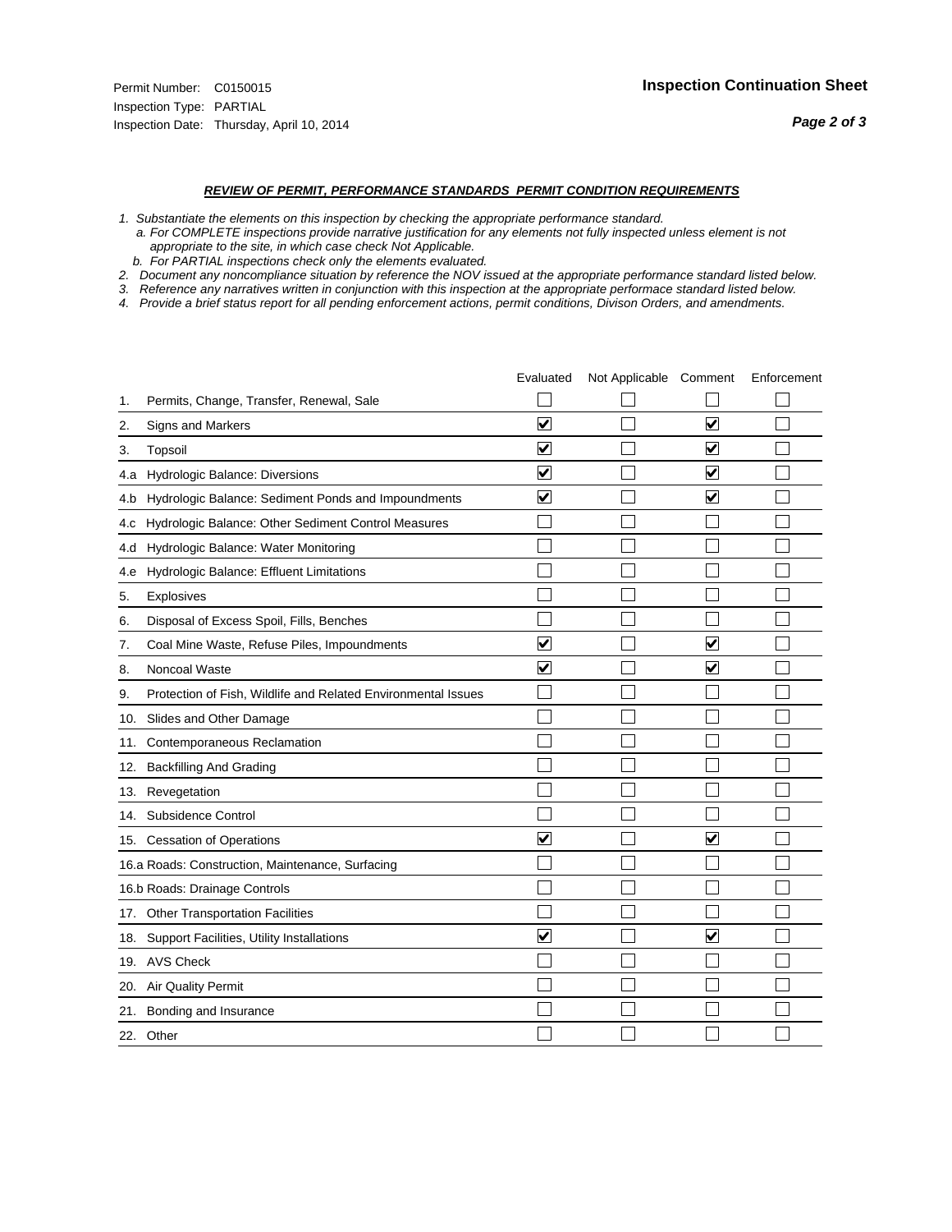Permit Number: C0150015
Inspection Type: PARTIAL
Inspection Date: Thursday, April 10, 2014

**Inspection Continuation Sheet**

***Page 2 of 3***

## *REVIEW OF PERMIT, PERFORMANCE STANDARDS PERMIT CONDITION REQUIREMENTS*

*1. Substantiate the elements on this inspection by checking the appropriate performance standard.*
*a. For COMPLETE inspections provide narrative justification for any elements not fully inspected unless element is not appropriate to the site, in which case check Not Applicable.*
*b. For PARTIAL inspections check only the elements evaluated.*
*2. Document any noncompliance situation by reference the NOV issued at the appropriate performance standard listed below.*
*3. Reference any narratives written in conjunction with this inspection at the appropriate performace standard listed below.*
*4. Provide a brief status report for all pending enforcement actions, permit conditions, Divison Orders, and amendments.*

| | | Evaluated | Not Applicable | Comment | Enforcement |
|---|---|---|---|---|---|
| 1. | Permits, Change, Transfer, Renewal, Sale | ☐ | ☐ | ☐ | ☐ |
| 2. | Signs and Markers | ☑ | ☐ | ☑ | ☐ |
| 3. | Topsoil | ☑ | ☐ | ☑ | ☐ |
| 4.a | Hydrologic Balance: Diversions | ☑ | ☐ | ☑ | ☐ |
| 4.b | Hydrologic Balance: Sediment Ponds and Impoundments | ☑ | ☐ | ☑ | ☐ |
| 4.c | Hydrologic Balance: Other Sediment Control Measures | ☐ | ☐ | ☐ | ☐ |
| 4.d | Hydrologic Balance: Water Monitoring | ☐ | ☐ | ☐ | ☐ |
| 4.e | Hydrologic Balance: Effluent Limitations | ☐ | ☐ | ☐ | ☐ |
| 5. | Explosives | ☐ | ☐ | ☐ | ☐ |
| 6. | Disposal of Excess Spoil, Fills, Benches | ☐ | ☐ | ☐ | ☐ |
| 7. | Coal Mine Waste, Refuse Piles, Impoundments | ☑ | ☐ | ☑ | ☐ |
| 8. | Noncoal Waste | ☑ | ☐ | ☑ | ☐ |
| 9. | Protection of Fish, Wildlife and Related Environmental Issues | ☐ | ☐ | ☐ | ☐ |
| 10. | Slides and Other Damage | ☐ | ☐ | ☐ | ☐ |
| 11. | Contemporaneous Reclamation | ☐ | ☐ | ☐ | ☐ |
| 12. | Backfilling And Grading | ☐ | ☐ | ☐ | ☐ |
| 13. | Revegetation | ☐ | ☐ | ☐ | ☐ |
| 14. | Subsidence Control | ☐ | ☐ | ☐ | ☐ |
| 15. | Cessation of Operations | ☑ | ☐ | ☑ | ☐ |
| 16.a | Roads: Construction, Maintenance, Surfacing | ☐ | ☐ | ☐ | ☐ |
| 16.b | Roads: Drainage Controls | ☐ | ☐ | ☐ | ☐ |
| 17. | Other Transportation Facilities | ☐ | ☐ | ☐ | ☐ |
| 18. | Support Facilities, Utility Installations | ☑ | ☐ | ☑ | ☐ |
| 19. | AVS Check | ☐ | ☐ | ☐ | ☐ |
| 20. | Air Quality Permit | ☐ | ☐ | ☐ | ☐ |
| 21. | Bonding and Insurance | ☐ | ☐ | ☐ | ☐ |
| 22. | Other | ☐ | ☐ | ☐ | ☐ |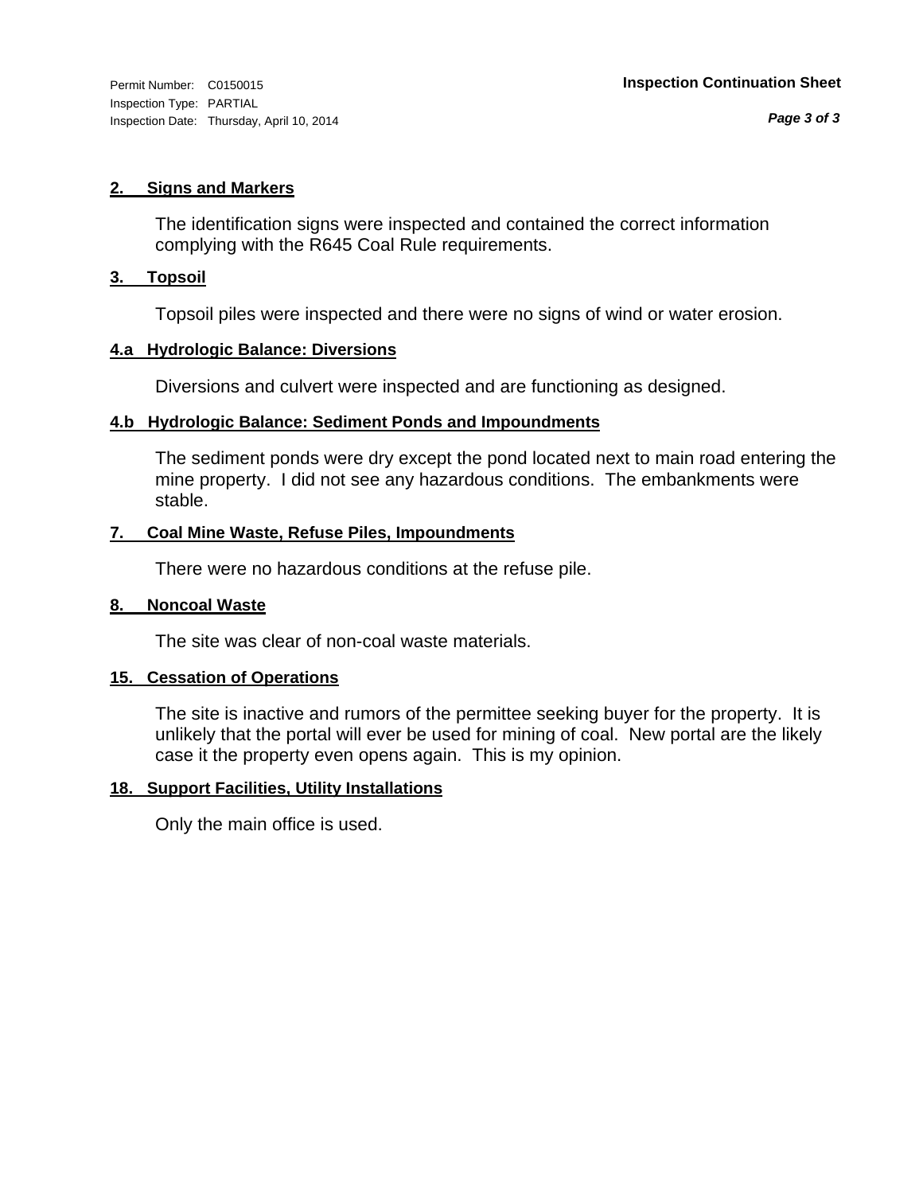Permit Number: C0150015
Inspection Type: PARTIAL
Inspection Date: Thursday, April 10, 2014

**Inspection Continuation Sheet**

#### 2. Signs and Markers

The identification signs were inspected and contained the correct information complying with the R645 Coal Rule requirements.

#### 3. Topsoil

Topsoil piles were inspected and there were no signs of wind or water erosion.

#### 4.a Hydrologic Balance: Diversions

Diversions and culvert were inspected and are functioning as designed.

#### 4.b Hydrologic Balance: Sediment Ponds and Impoundments

The sediment ponds were dry except the pond located next to main road entering the mine property. I did not see any hazardous conditions. The embankments were stable.

#### 7. Coal Mine Waste, Refuse Piles, Impoundments

There were no hazardous conditions at the refuse pile.

#### 8. Noncoal Waste

The site was clear of non-coal waste materials.

#### 15. Cessation of Operations

The site is inactive and rumors of the permittee seeking buyer for the property. It is unlikely that the portal will ever be used for mining of coal. New portal are the likely case it the property even opens again. This is my opinion.

#### 18. Support Facilities, Utility Installations

Only the main office is used.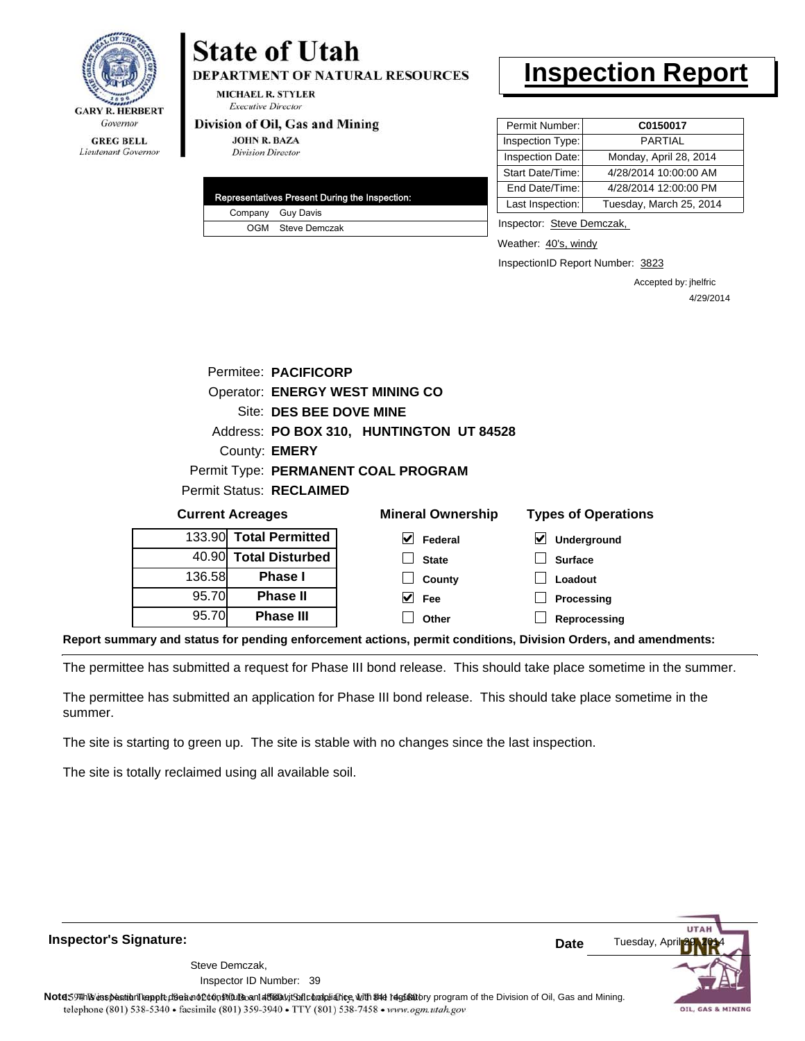GARY R. HERBERT
Governor

GREG BELL
Lieutenant Governor

# State of Utah

**DEPARTMENT OF NATURAL RESOURCES**

MICHAEL R. STYLER
*Executive Director*

**Division of Oil, Gas and Mining**

JOHN R. BAZA
*Division Director*

# Inspection Report

| | |
|---|---|
| Permit Number: | **C0150017** |
| Inspection Type: | PARTIAL |
| Inspection Date: | Monday, April 28, 2014 |
| Start Date/Time: | 4/28/2014 10:00:00 AM |
| End Date/Time: | 4/28/2014 12:00:00 PM |
| Last Inspection: | Tuesday, March 25, 2014 |

| Representatives Present During the Inspection: | |
|---|---|
| Company | Guy Davis |
| OGM | Steve Demczak |

Inspector: Steve Demczak,

Weather: 40's, windy

InspectionID Report Number: 3823

Accepted by: jhelfric
4/29/2014

Permitee: **PACIFICORP**
Operator: **ENERGY WEST MINING CO**
Site: **DES BEE DOVE MINE**
Address: **PO BOX 310, HUNTINGTON UT 84528**
County: **EMERY**
Permit Type: **PERMANENT COAL PROGRAM**
Permit Status: **RECLAIMED**

**Current Acreages**

| | |
|---|---|
| 133.90 | **Total Permitted** |
| 40.90 | **Total Disturbed** |
| 136.58 | **Phase I** |
| 95.70 | **Phase II** |
| 95.70 | **Phase III** |

**Mineral Ownership**

- [x] Federal
- [ ] State
- [ ] County
- [x] Fee
- [ ] Other

**Types of Operations**

- [x] Underground
- [ ] Surface
- [ ] Loadout
- [ ] Processing
- [ ] Reprocessing

**Report summary and status for pending enforcement actions, permit conditions, Division Orders, and amendments:**

The permittee has submitted a request for Phase III bond release. This should take place sometime in the summer.

The permittee has submitted an application for Phase III bond release. This should take place sometime in the summer.

The site is starting to green up. The site is stable with no changes since the last inspection.

The site is totally reclaimed using all available soil.

**Inspector's Signature:**

Steve Demczak,
Inspector ID Number: 39

**Date** Tuesday, April 29, 2014

**Note:** This inspection report does not constitute an affidavit of compliance with the regulatory program of the Division of Oil, Gas and Mining.
telephone (801) 538-5340 • facsimile (801) 359-3940 • TTY (801) 538-7458 • www.ogm.utah.gov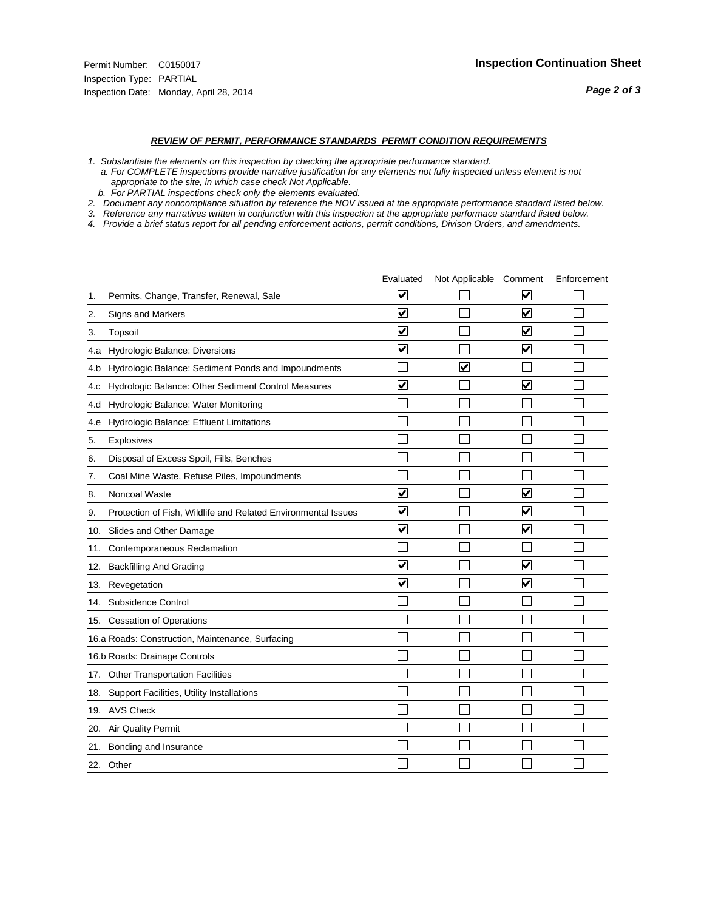Permit Number: C0150017
Inspection Type: PARTIAL
Inspection Date: Monday, April 28, 2014

**Inspection Continuation Sheet**

***Page 2 of 3***

***REVIEW OF PERMIT, PERFORMANCE STANDARDS PERMIT CONDITION REQUIREMENTS***

*1. Substantiate the elements on this inspection by checking the appropriate performance standard.*
*a. For COMPLETE inspections provide narrative justification for any elements not fully inspected unless element is not appropriate to the site, in which case check Not Applicable.*
*b. For PARTIAL inspections check only the elements evaluated.*
*2. Document any noncompliance situation by reference the NOV issued at the appropriate performance standard listed below.*
*3. Reference any narratives written in conjunction with this inspection at the appropriate performace standard listed below.*
*4. Provide a brief status report for all pending enforcement actions, permit conditions, Divison Orders, and amendments.*

| | Evaluated | Not Applicable | Comment | Enforcement |
|---|---|---|---|---|
| 1. Permits, Change, Transfer, Renewal, Sale | ☑ | ☐ | ☑ | ☐ |
| 2. Signs and Markers | ☑ | ☐ | ☑ | ☐ |
| 3. Topsoil | ☑ | ☐ | ☑ | ☐ |
| 4.a Hydrologic Balance: Diversions | ☑ | ☐ | ☑ | ☐ |
| 4.b Hydrologic Balance: Sediment Ponds and Impoundments | ☐ | ☑ | ☐ | ☐ |
| 4.c Hydrologic Balance: Other Sediment Control Measures | ☑ | ☐ | ☑ | ☐ |
| 4.d Hydrologic Balance: Water Monitoring | ☐ | ☐ | ☐ | ☐ |
| 4.e Hydrologic Balance: Effluent Limitations | ☐ | ☐ | ☐ | ☐ |
| 5. Explosives | ☐ | ☐ | ☐ | ☐ |
| 6. Disposal of Excess Spoil, Fills, Benches | ☐ | ☐ | ☐ | ☐ |
| 7. Coal Mine Waste, Refuse Piles, Impoundments | ☐ | ☐ | ☐ | ☐ |
| 8. Noncoal Waste | ☑ | ☐ | ☑ | ☐ |
| 9. Protection of Fish, Wildlife and Related Environmental Issues | ☑ | ☐ | ☑ | ☐ |
| 10. Slides and Other Damage | ☑ | ☐ | ☑ | ☐ |
| 11. Contemporaneous Reclamation | ☐ | ☐ | ☐ | ☐ |
| 12. Backfilling And Grading | ☑ | ☐ | ☑ | ☐ |
| 13. Revegetation | ☑ | ☐ | ☑ | ☐ |
| 14. Subsidence Control | ☐ | ☐ | ☐ | ☐ |
| 15. Cessation of Operations | ☐ | ☐ | ☐ | ☐ |
| 16.a Roads: Construction, Maintenance, Surfacing | ☐ | ☐ | ☐ | ☐ |
| 16.b Roads: Drainage Controls | ☐ | ☐ | ☐ | ☐ |
| 17. Other Transportation Facilities | ☐ | ☐ | ☐ | ☐ |
| 18. Support Facilities, Utility Installations | ☐ | ☐ | ☐ | ☐ |
| 19. AVS Check | ☐ | ☐ | ☐ | ☐ |
| 20. Air Quality Permit | ☐ | ☐ | ☐ | ☐ |
| 21. Bonding and Insurance | ☐ | ☐ | ☐ | ☐ |
| 22. Other | ☐ | ☐ | ☐ | ☐ |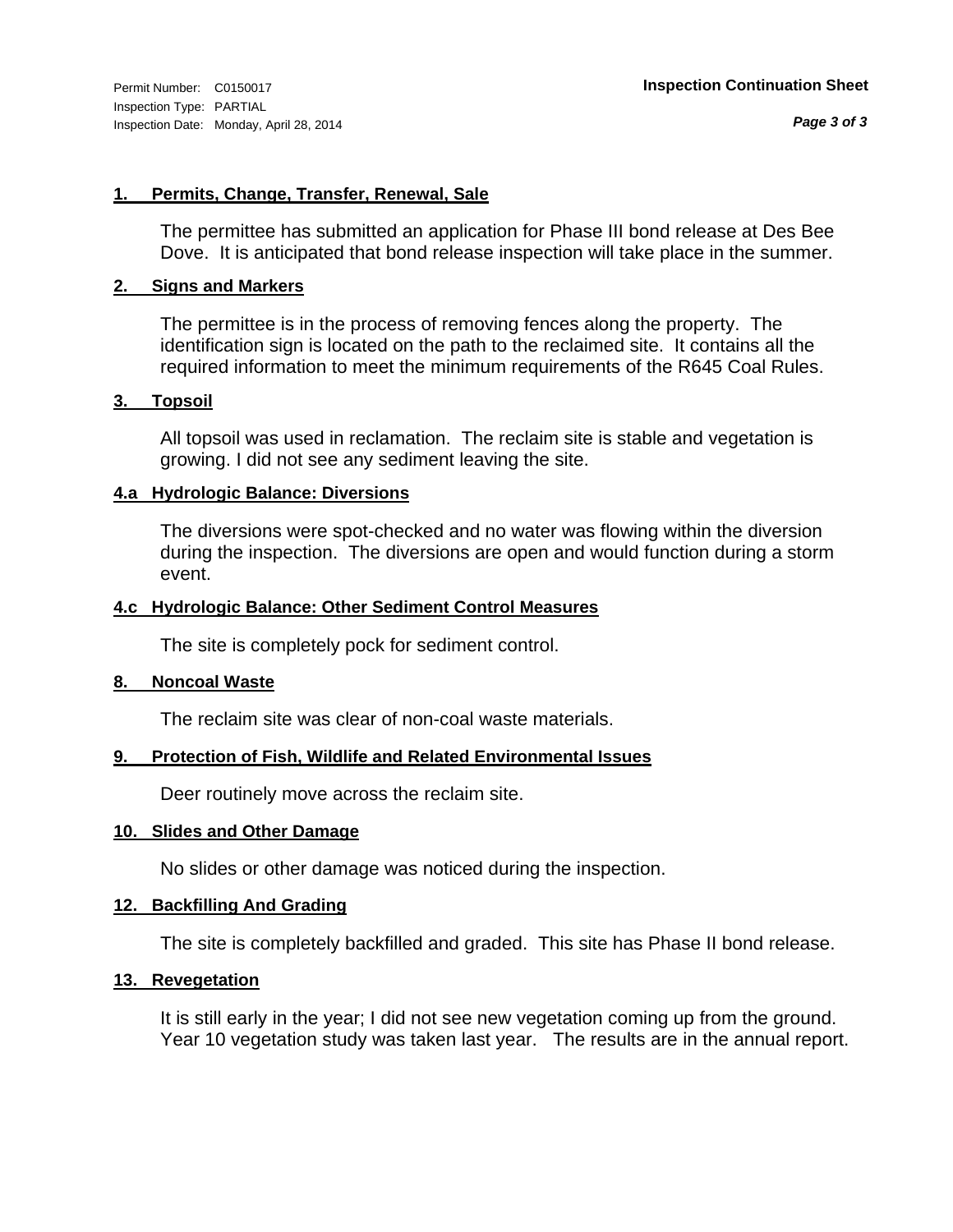Permit Number: C0150017
Inspection Type: PARTIAL
Inspection Date: Monday, April 28, 2014

**Inspection Continuation Sheet**

**1. Permits, Change, Transfer, Renewal, Sale**

The permittee has submitted an application for Phase III bond release at Des Bee Dove. It is anticipated that bond release inspection will take place in the summer.

**2. Signs and Markers**

The permittee is in the process of removing fences along the property. The identification sign is located on the path to the reclaimed site. It contains all the required information to meet the minimum requirements of the R645 Coal Rules.

**3. Topsoil**

All topsoil was used in reclamation. The reclaim site is stable and vegetation is growing. I did not see any sediment leaving the site.

**4.a Hydrologic Balance: Diversions**

The diversions were spot-checked and no water was flowing within the diversion during the inspection. The diversions are open and would function during a storm event.

**4.c Hydrologic Balance: Other Sediment Control Measures**

The site is completely pock for sediment control.

**8. Noncoal Waste**

The reclaim site was clear of non-coal waste materials.

**9. Protection of Fish, Wildlife and Related Environmental Issues**

Deer routinely move across the reclaim site.

**10. Slides and Other Damage**

No slides or other damage was noticed during the inspection.

**12. Backfilling And Grading**

The site is completely backfilled and graded. This site has Phase II bond release.

**13. Revegetation**

It is still early in the year; I did not see new vegetation coming up from the ground. Year 10 vegetation study was taken last year. The results are in the annual report.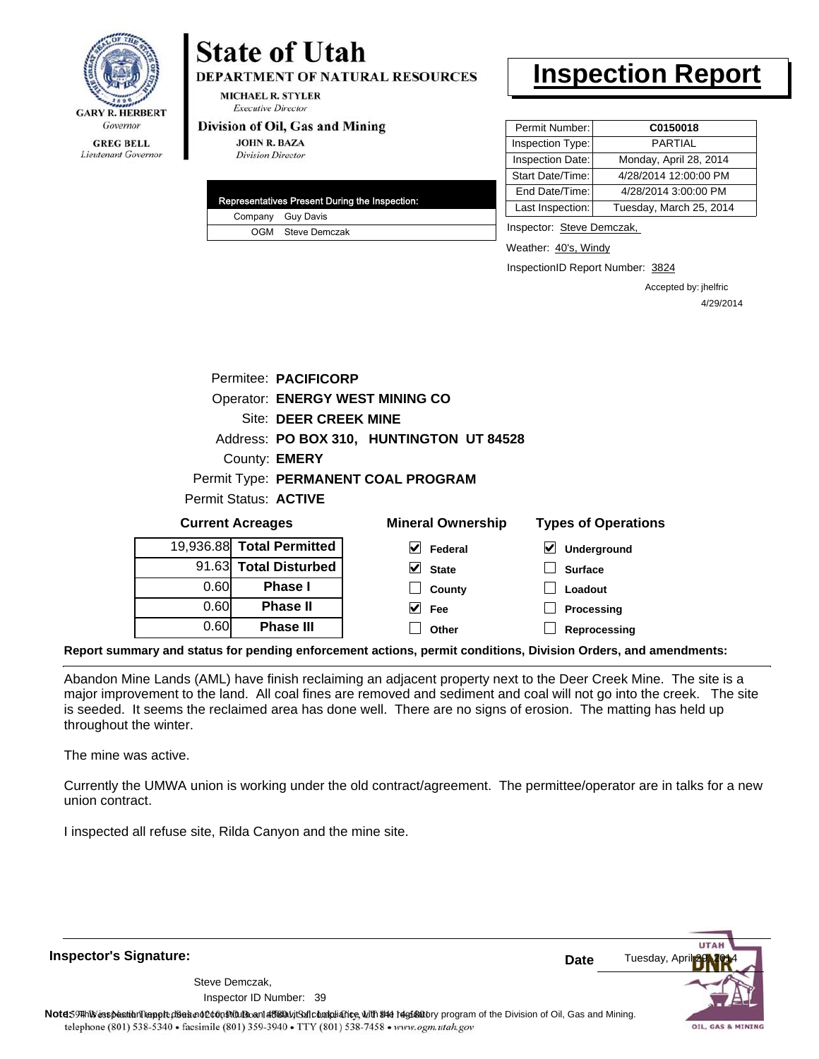# State of Utah

**DEPARTMENT OF NATURAL RESOURCES**

MICHAEL R. STYLER
*Executive Director*

**Division of Oil, Gas and Mining**

JOHN R. BAZA
*Division Director*

GARY R. HERBERT
*Governor*

GREG BELL
*Lieutenant Governor*

# Inspection Report

| | |
|---|---|
| Permit Number: | **C0150018** |
| Inspection Type: | PARTIAL |
| Inspection Date: | Monday, April 28, 2014 |
| Start Date/Time: | 4/28/2014 12:00:00 PM |
| End Date/Time: | 4/28/2014 3:00:00 PM |
| Last Inspection: | Tuesday, March 25, 2014 |

| Representatives Present During the Inspection: | |
|---|---|
| Company | Guy Davis |
| OGM | Steve Demczak |

Inspector: Steve Demczak,

Weather: 40's, Windy

InspectionID Report Number: 3824

Accepted by: jhelfric
4/29/2014

Permitee: **PACIFICORP**
Operator: **ENERGY WEST MINING CO**
Site: **DEER CREEK MINE**
Address: **PO BOX 310, HUNTINGTON UT 84528**
County: **EMERY**
Permit Type: **PERMANENT COAL PROGRAM**
Permit Status: **ACTIVE**

**Current Acreages**

| | |
|---|---|
| 19,936.88 | **Total Permitted** |
| 91.63 | **Total Disturbed** |
| 0.60 | **Phase I** |
| 0.60 | **Phase II** |
| 0.60 | **Phase III** |

**Mineral Ownership**

- [x] Federal
- [x] State
- [ ] County
- [x] Fee
- [ ] Other

**Types of Operations**

- [x] Underground
- [ ] Surface
- [ ] Loadout
- [ ] Processing
- [ ] Reprocessing

**Report summary and status for pending enforcement actions, permit conditions, Division Orders, and amendments:**

Abandon Mine Lands (AML) have finish reclaiming an adjacent property next to the Deer Creek Mine. The site is a major improvement to the land. All coal fines are removed and sediment and coal will not go into the creek. The site is seeded. It seems the reclaimed area has done well. There are no signs of erosion. The matting has held up throughout the winter.

The mine was active.

Currently the UMWA union is working under the old contract/agreement. The permittee/operator are in talks for a new union contract.

I inspected all refuse site, Rilda Canyon and the mine site.

**Inspector's Signature:**

Steve Demczak,
Inspector ID Number: 39

**Date** Tuesday, April 29, 2014

**Note:** This inspection report does not constitute an affidavit of compliance with the regulatory program of the Division of Oil, Gas and Mining.

telephone (801) 538-5340 • facsimile (801) 359-3940 • TTY (801) 538-7458 • www.ogm.utah.gov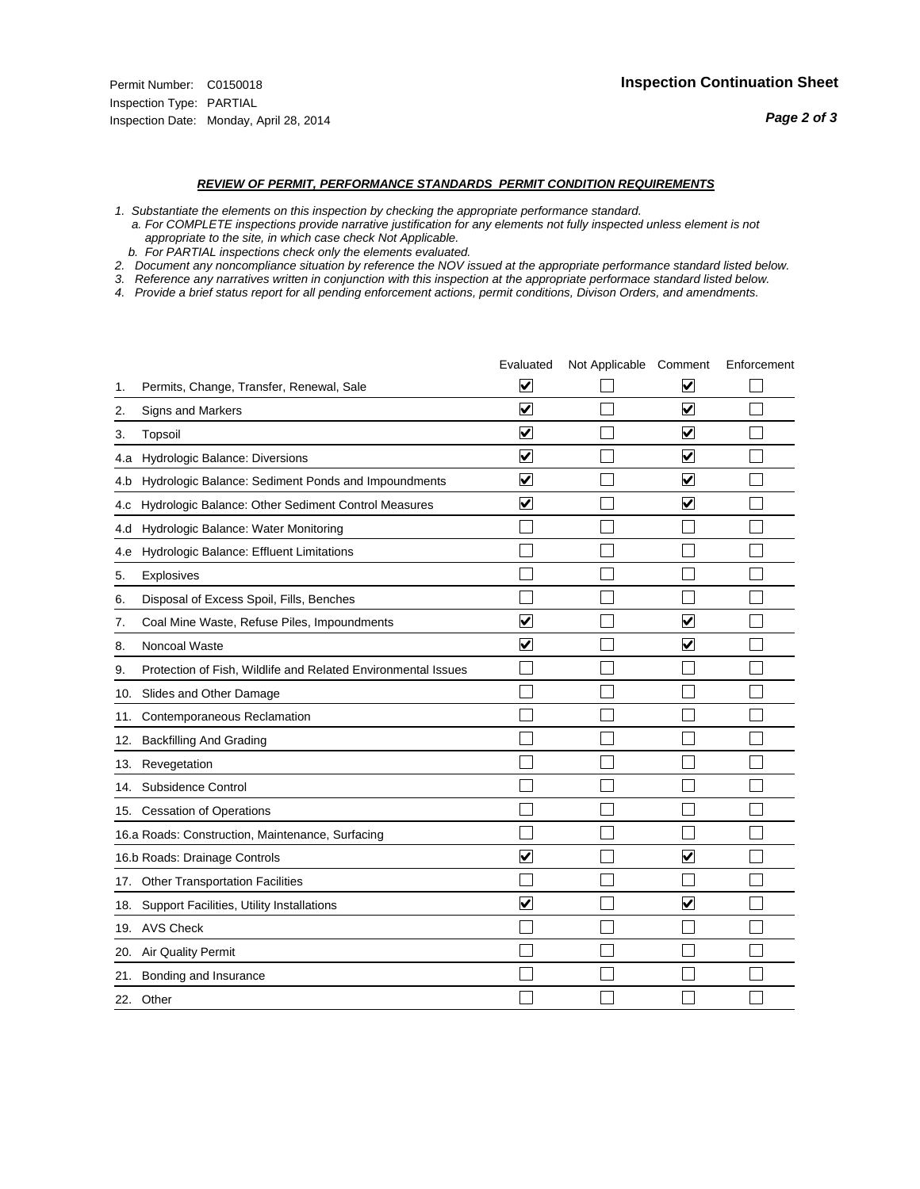Permit Number: C0150018
Inspection Type: PARTIAL
Inspection Date: Monday, April 28, 2014

## Inspection Continuation Sheet

***REVIEW OF PERMIT, PERFORMANCE STANDARDS PERMIT CONDITION REQUIREMENTS***

*1. Substantiate the elements on this inspection by checking the appropriate performance standard.*
*a. For COMPLETE inspections provide narrative justification for any elements not fully inspected unless element is not appropriate to the site, in which case check Not Applicable.*
*b. For PARTIAL inspections check only the elements evaluated.*
*2. Document any noncompliance situation by reference the NOV issued at the appropriate performance standard listed below.*
*3. Reference any narratives written in conjunction with this inspection at the appropriate performace standard listed below.*
*4. Provide a brief status report for all pending enforcement actions, permit conditions, Divison Orders, and amendments.*

| | Evaluated | Not Applicable | Comment | Enforcement |
|---|---|---|---|---|
| 1. Permits, Change, Transfer, Renewal, Sale | ☑ | ☐ | ☑ | ☐ |
| 2. Signs and Markers | ☑ | ☐ | ☑ | ☐ |
| 3. Topsoil | ☑ | ☐ | ☑ | ☐ |
| 4.a Hydrologic Balance: Diversions | ☑ | ☐ | ☑ | ☐ |
| 4.b Hydrologic Balance: Sediment Ponds and Impoundments | ☑ | ☐ | ☑ | ☐ |
| 4.c Hydrologic Balance: Other Sediment Control Measures | ☑ | ☐ | ☑ | ☐ |
| 4.d Hydrologic Balance: Water Monitoring | ☐ | ☐ | ☐ | ☐ |
| 4.e Hydrologic Balance: Effluent Limitations | ☐ | ☐ | ☐ | ☐ |
| 5. Explosives | ☐ | ☐ | ☐ | ☐ |
| 6. Disposal of Excess Spoil, Fills, Benches | ☐ | ☐ | ☐ | ☐ |
| 7. Coal Mine Waste, Refuse Piles, Impoundments | ☑ | ☐ | ☑ | ☐ |
| 8. Noncoal Waste | ☑ | ☐ | ☑ | ☐ |
| 9. Protection of Fish, Wildlife and Related Environmental Issues | ☐ | ☐ | ☐ | ☐ |
| 10. Slides and Other Damage | ☐ | ☐ | ☐ | ☐ |
| 11. Contemporaneous Reclamation | ☐ | ☐ | ☐ | ☐ |
| 12. Backfilling And Grading | ☐ | ☐ | ☐ | ☐ |
| 13. Revegetation | ☐ | ☐ | ☐ | ☐ |
| 14. Subsidence Control | ☐ | ☐ | ☐ | ☐ |
| 15. Cessation of Operations | ☐ | ☐ | ☐ | ☐ |
| 16.a Roads: Construction, Maintenance, Surfacing | ☐ | ☐ | ☐ | ☐ |
| 16.b Roads: Drainage Controls | ☑ | ☐ | ☑ | ☐ |
| 17. Other Transportation Facilities | ☐ | ☐ | ☐ | ☐ |
| 18. Support Facilities, Utility Installations | ☑ | ☐ | ☑ | ☐ |
| 19. AVS Check | ☐ | ☐ | ☐ | ☐ |
| 20. Air Quality Permit | ☐ | ☐ | ☐ | ☐ |
| 21. Bonding and Insurance | ☐ | ☐ | ☐ | ☐ |
| 22. Other | ☐ | ☐ | ☐ | ☐ |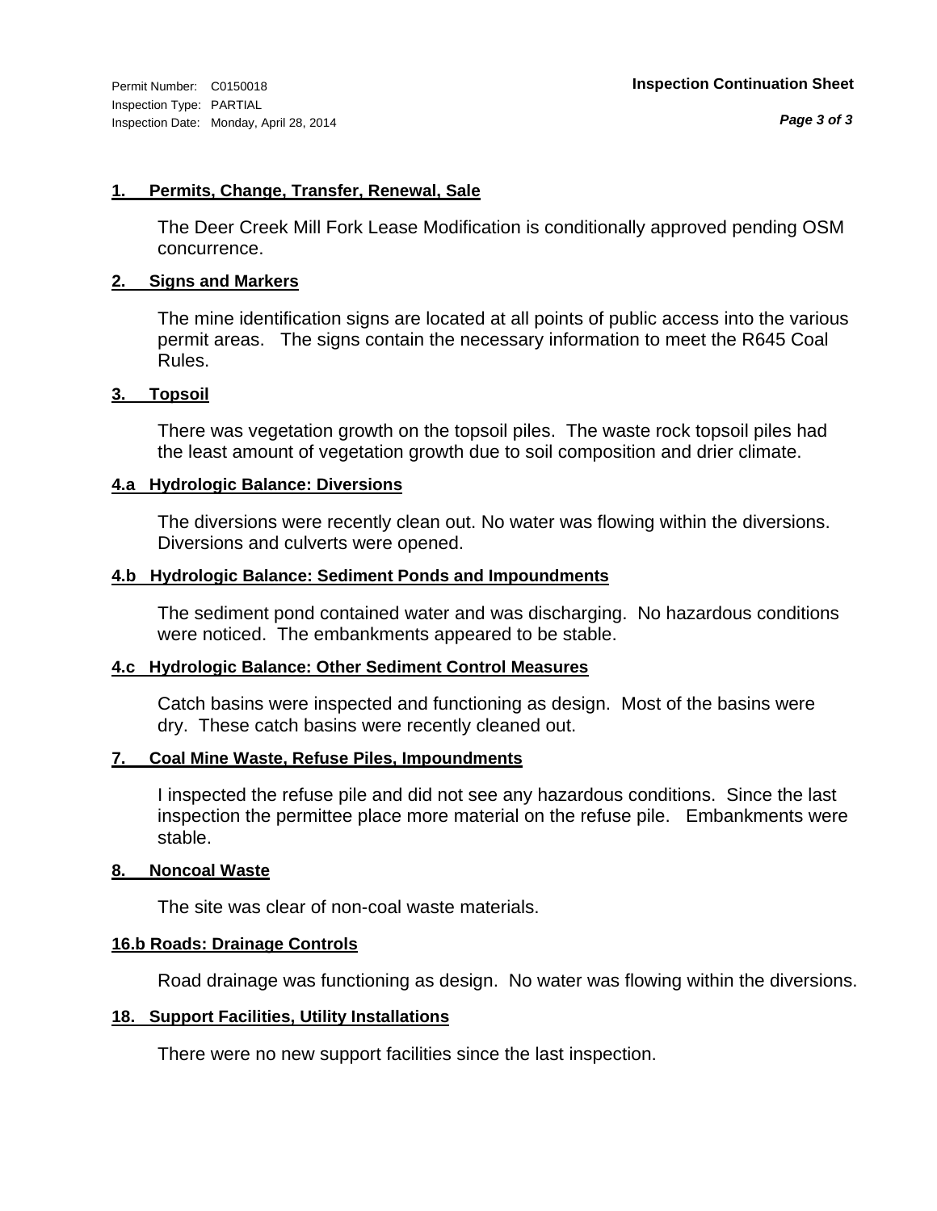Permit Number: C0150018
Inspection Type: PARTIAL
Inspection Date: Monday, April 28, 2014

**Inspection Continuation Sheet**

**1. Permits, Change, Transfer, Renewal, Sale**

The Deer Creek Mill Fork Lease Modification is conditionally approved pending OSM concurrence.

**2. Signs and Markers**

The mine identification signs are located at all points of public access into the various permit areas. The signs contain the necessary information to meet the R645 Coal Rules.

**3. Topsoil**

There was vegetation growth on the topsoil piles. The waste rock topsoil piles had the least amount of vegetation growth due to soil composition and drier climate.

**4.a Hydrologic Balance: Diversions**

The diversions were recently clean out. No water was flowing within the diversions. Diversions and culverts were opened.

**4.b Hydrologic Balance: Sediment Ponds and Impoundments**

The sediment pond contained water and was discharging. No hazardous conditions were noticed. The embankments appeared to be stable.

**4.c Hydrologic Balance: Other Sediment Control Measures**

Catch basins were inspected and functioning as design. Most of the basins were dry. These catch basins were recently cleaned out.

**7. Coal Mine Waste, Refuse Piles, Impoundments**

I inspected the refuse pile and did not see any hazardous conditions. Since the last inspection the permittee place more material on the refuse pile. Embankments were stable.

**8. Noncoal Waste**

The site was clear of non-coal waste materials.

**16.b Roads: Drainage Controls**

Road drainage was functioning as design. No water was flowing within the diversions.

**18. Support Facilities, Utility Installations**

There were no new support facilities since the last inspection.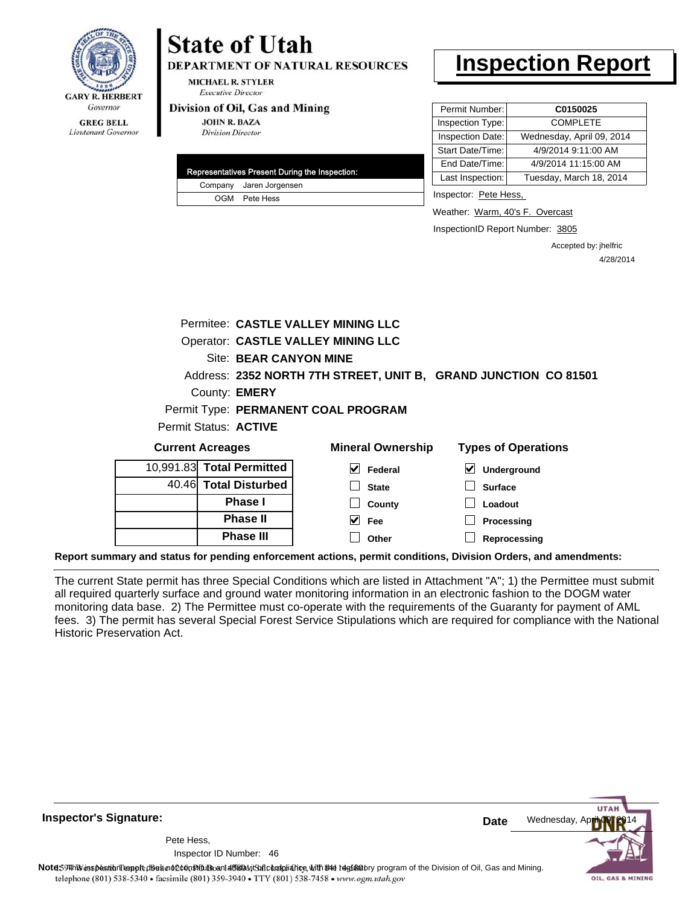GARY R. HERBERT
*Governor*

GREG BELL
*Lieutenant Governor*

# State of Utah

**DEPARTMENT OF NATURAL RESOURCES**

MICHAEL R. STYLER
*Executive Director*

**Division of Oil, Gas and Mining**

JOHN R. BAZA
*Division Director*

# Inspection Report

| | |
|---|---|
| Permit Number: | **C0150025** |
| Inspection Type: | COMPLETE |
| Inspection Date: | Wednesday, April 09, 2014 |
| Start Date/Time: | 4/9/2014 9:11:00 AM |
| End Date/Time: | 4/9/2014 11:15:00 AM |
| Last Inspection: | Tuesday, March 18, 2014 |

| Representatives Present During the Inspection: | |
|---|---|
| Company | Jaren Jorgensen |
| OGM | Pete Hess |

Inspector: Pete Hess,

Weather: Warm, 40's F. Overcast

InspectionID Report Number: 3805

Accepted by: jhelfric
4/28/2014

Permitee: **CASTLE VALLEY MINING LLC**
Operator: **CASTLE VALLEY MINING LLC**
Site: **BEAR CANYON MINE**
Address: **2352 NORTH 7TH STREET, UNIT B, GRAND JUNCTION CO 81501**
County: **EMERY**
Permit Type: **PERMANENT COAL PROGRAM**
Permit Status: **ACTIVE**

**Current Acreages**

| | |
|---|---|
| 10,991.83 | **Total Permitted** |
| 40.46 | **Total Disturbed** |
| | **Phase I** |
| | **Phase II** |
| | **Phase III** |

**Mineral Ownership**

- [x] Federal
- [ ] State
- [ ] County
- [x] Fee
- [ ] Other

**Types of Operations**

- [x] Underground
- [ ] Surface
- [ ] Loadout
- [ ] Processing
- [ ] Reprocessing

**Report summary and status for pending enforcement actions, permit conditions, Division Orders, and amendments:**

The current State permit has three Special Conditions which are listed in Attachment "A"; 1) the Permittee must submit all required quarterly surface and ground water monitoring information in an electronic fashion to the DOGM water monitoring data base. 2) The Permittee must co-operate with the requirements of the Guaranty for payment of AML fees. 3) The permit has several Special Forest Service Stipulations which are required for compliance with the National Historic Preservation Act.

**Inspector's Signature:**

Pete Hess,
Inspector ID Number: 46

**Date** Wednesday, April 09, 2014

**Note:** This inspection report does not constitute an affidavit of compliance with the regulatory program of the Division of Oil, Gas and Mining.
telephone (801) 538-5340 • facsimile (801) 359-3940 • TTY (801) 538-7458 • www.ogm.utah.gov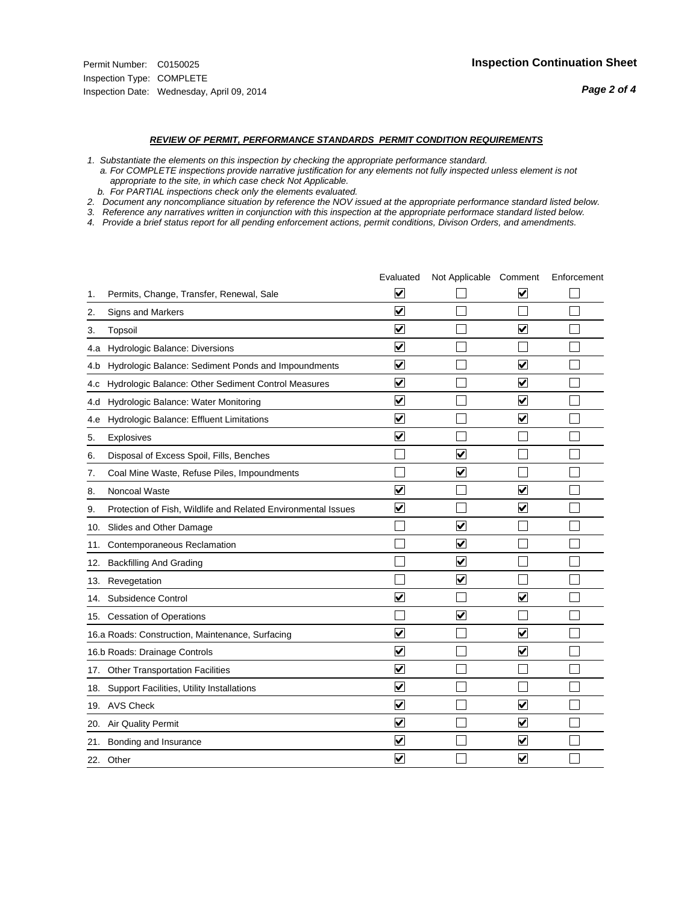Permit Number: C0150025
Inspection Type: COMPLETE
Inspection Date: Wednesday, April 09, 2014

**Inspection Continuation Sheet**

***REVIEW OF PERMIT, PERFORMANCE STANDARDS PERMIT CONDITION REQUIREMENTS***

*1. Substantiate the elements on this inspection by checking the appropriate performance standard.*
*a. For COMPLETE inspections provide narrative justification for any elements not fully inspected unless element is not appropriate to the site, in which case check Not Applicable.*
*b. For PARTIAL inspections check only the elements evaluated.*
*2. Document any noncompliance situation by reference the NOV issued at the appropriate performance standard listed below.*
*3. Reference any narratives written in conjunction with this inspection at the appropriate performace standard listed below.*
*4. Provide a brief status report for all pending enforcement actions, permit conditions, Divison Orders, and amendments.*

| | Evaluated | Not Applicable | Comment | Enforcement |
|---|---|---|---|---|
| 1. Permits, Change, Transfer, Renewal, Sale | ☑ | ☐ | ☑ | ☐ |
| 2. Signs and Markers | ☑ | ☐ | ☐ | ☐ |
| 3. Topsoil | ☑ | ☐ | ☑ | ☐ |
| 4.a Hydrologic Balance: Diversions | ☑ | ☐ | ☐ | ☐ |
| 4.b Hydrologic Balance: Sediment Ponds and Impoundments | ☑ | ☐ | ☑ | ☐ |
| 4.c Hydrologic Balance: Other Sediment Control Measures | ☑ | ☐ | ☑ | ☐ |
| 4.d Hydrologic Balance: Water Monitoring | ☑ | ☐ | ☑ | ☐ |
| 4.e Hydrologic Balance: Effluent Limitations | ☑ | ☐ | ☑ | ☐ |
| 5. Explosives | ☑ | ☐ | ☐ | ☐ |
| 6. Disposal of Excess Spoil, Fills, Benches | ☐ | ☑ | ☐ | ☐ |
| 7. Coal Mine Waste, Refuse Piles, Impoundments | ☐ | ☑ | ☐ | ☐ |
| 8. Noncoal Waste | ☑ | ☐ | ☑ | ☐ |
| 9. Protection of Fish, Wildlife and Related Environmental Issues | ☑ | ☐ | ☑ | ☐ |
| 10. Slides and Other Damage | ☐ | ☑ | ☐ | ☐ |
| 11. Contemporaneous Reclamation | ☐ | ☑ | ☐ | ☐ |
| 12. Backfilling And Grading | ☐ | ☑ | ☐ | ☐ |
| 13. Revegetation | ☐ | ☑ | ☐ | ☐ |
| 14. Subsidence Control | ☑ | ☐ | ☑ | ☐ |
| 15. Cessation of Operations | ☐ | ☑ | ☐ | ☐ |
| 16.a Roads: Construction, Maintenance, Surfacing | ☑ | ☐ | ☑ | ☐ |
| 16.b Roads: Drainage Controls | ☑ | ☐ | ☑ | ☐ |
| 17. Other Transportation Facilities | ☑ | ☐ | ☐ | ☐ |
| 18. Support Facilities, Utility Installations | ☑ | ☐ | ☐ | ☐ |
| 19. AVS Check | ☑ | ☐ | ☑ | ☐ |
| 20. Air Quality Permit | ☑ | ☐ | ☑ | ☐ |
| 21. Bonding and Insurance | ☑ | ☐ | ☑ | ☐ |
| 22. Other | ☑ | ☐ | ☑ | ☐ |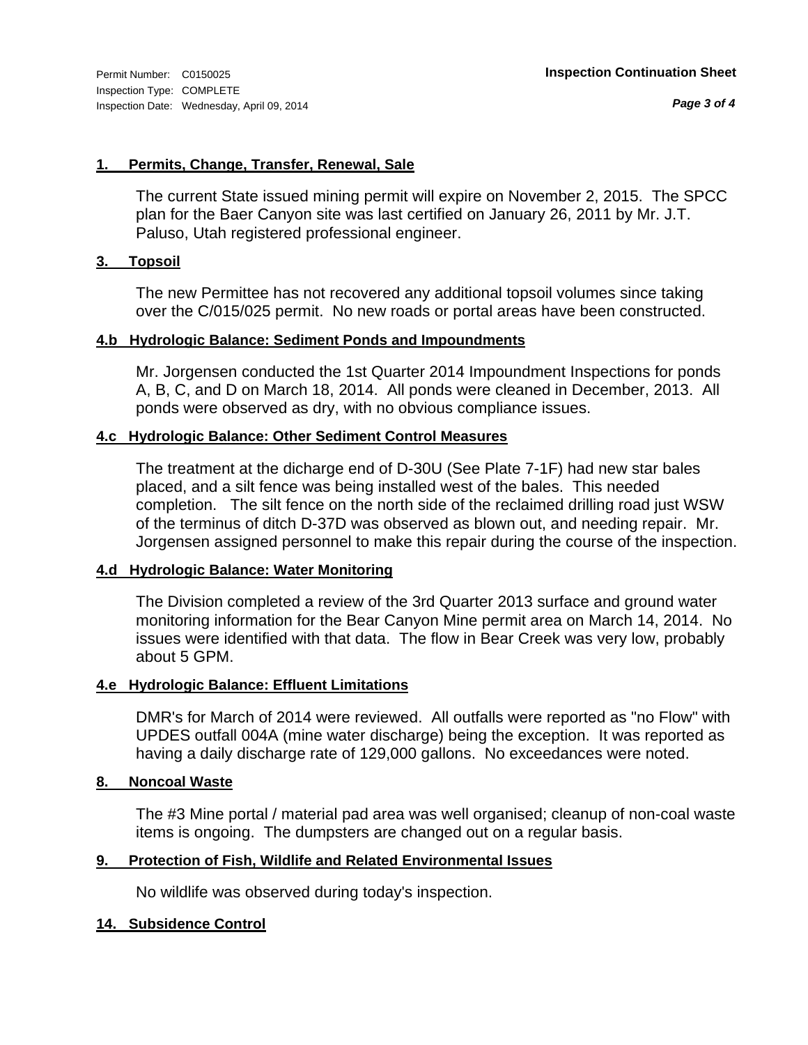Permit Number: C0150025
Inspection Type: COMPLETE
Inspection Date: Wednesday, April 09, 2014

**Inspection Continuation Sheet**

## 1. Permits, Change, Transfer, Renewal, Sale

The current State issued mining permit will expire on November 2, 2015. The SPCC plan for the Baer Canyon site was last certified on January 26, 2011 by Mr. J.T. Paluso, Utah registered professional engineer.

## 3. Topsoil

The new Permittee has not recovered any additional topsoil volumes since taking over the C/015/025 permit. No new roads or portal areas have been constructed.

## 4.b Hydrologic Balance: Sediment Ponds and Impoundments

Mr. Jorgensen conducted the 1st Quarter 2014 Impoundment Inspections for ponds A, B, C, and D on March 18, 2014. All ponds were cleaned in December, 2013. All ponds were observed as dry, with no obvious compliance issues.

## 4.c Hydrologic Balance: Other Sediment Control Measures

The treatment at the dicharge end of D-30U (See Plate 7-1F) had new star bales placed, and a silt fence was being installed west of the bales. This needed completion. The silt fence on the north side of the reclaimed drilling road just WSW of the terminus of ditch D-37D was observed as blown out, and needing repair. Mr. Jorgensen assigned personnel to make this repair during the course of the inspection.

## 4.d Hydrologic Balance: Water Monitoring

The Division completed a review of the 3rd Quarter 2013 surface and ground water monitoring information for the Bear Canyon Mine permit area on March 14, 2014. No issues were identified with that data. The flow in Bear Creek was very low, probably about 5 GPM.

## 4.e Hydrologic Balance: Effluent Limitations

DMR's for March of 2014 were reviewed. All outfalls were reported as "no Flow" with UPDES outfall 004A (mine water discharge) being the exception. It was reported as having a daily discharge rate of 129,000 gallons. No exceedances were noted.

## 8. Noncoal Waste

The #3 Mine portal / material pad area was well organised; cleanup of non-coal waste items is ongoing. The dumpsters are changed out on a regular basis.

## 9. Protection of Fish, Wildlife and Related Environmental Issues

No wildlife was observed during today's inspection.

## 14. Subsidence Control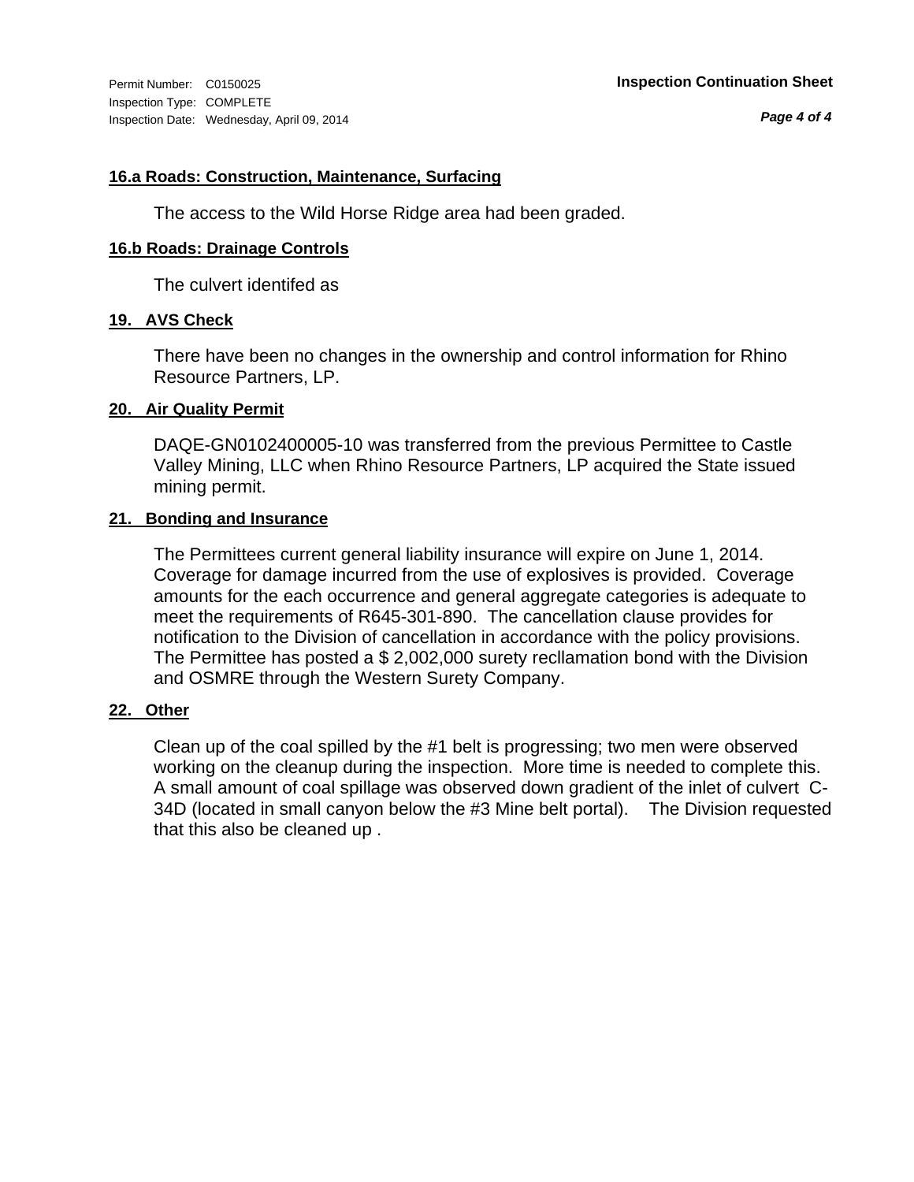#### 16.a Roads: Construction, Maintenance, Surfacing

The access to the Wild Horse Ridge area had been graded.

#### 16.b Roads: Drainage Controls

The culvert identifed as

#### 19. AVS Check

There have been no changes in the ownership and control information for Rhino Resource Partners, LP.

#### 20. Air Quality Permit

DAQE-GN0102400005-10 was transferred from the previous Permittee to Castle Valley Mining, LLC when Rhino Resource Partners, LP acquired the State issued mining permit.

#### 21. Bonding and Insurance

The Permittees current general liability insurance will expire on June 1, 2014. Coverage for damage incurred from the use of explosives is provided. Coverage amounts for the each occurrence and general aggregate categories is adequate to meet the requirements of R645-301-890. The cancellation clause provides for notification to the Division of cancellation in accordance with the policy provisions. The Permittee has posted a $ 2,002,000 surety recllamation bond with the Division and OSMRE through the Western Surety Company.

#### 22. Other

Clean up of the coal spilled by the #1 belt is progressing; two men were observed working on the cleanup during the inspection. More time is needed to complete this. A small amount of coal spillage was observed down gradient of the inlet of culvert C-34D (located in small canyon below the #3 Mine belt portal). The Division requested that this also be cleaned up .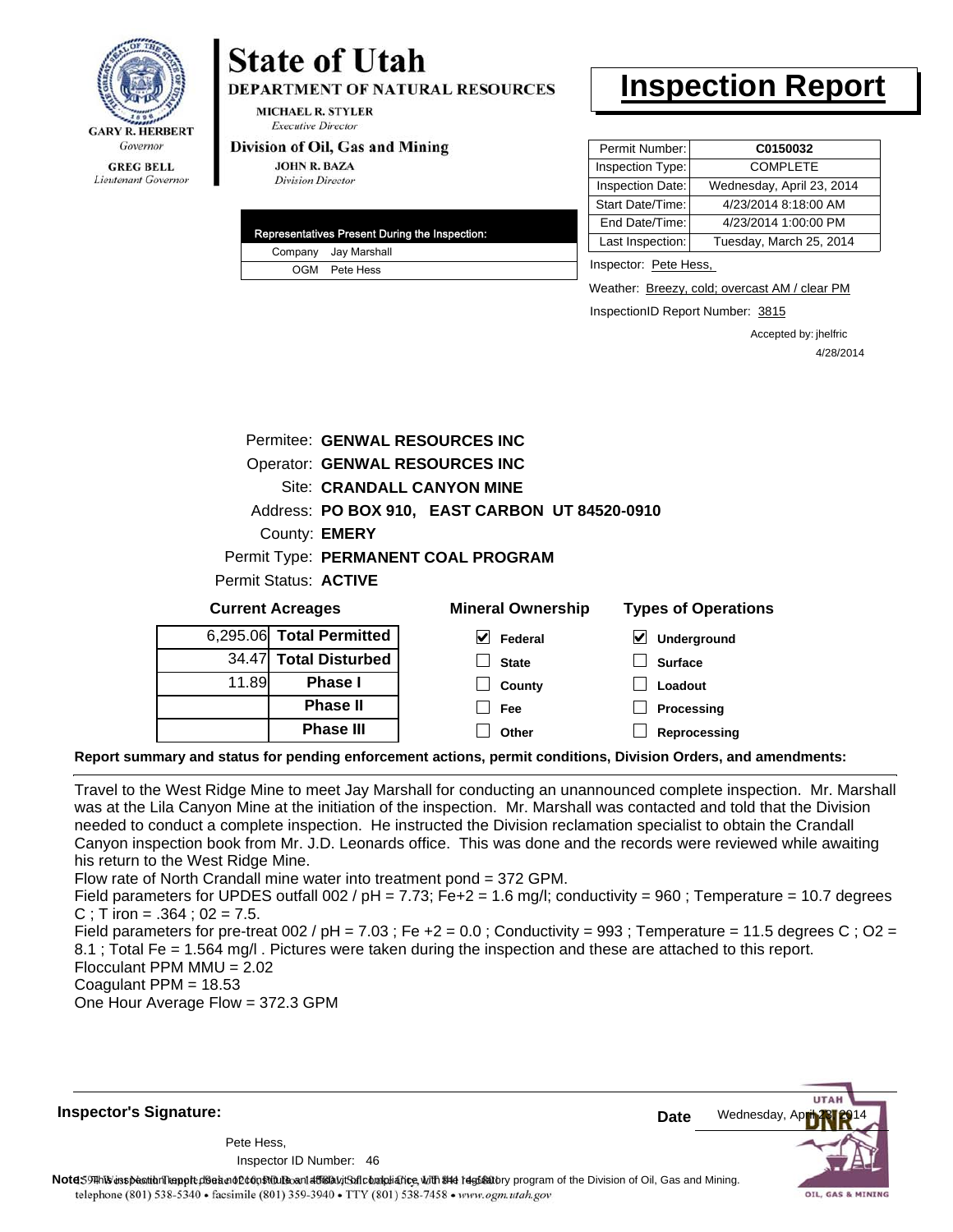**State of Utah**

**DEPARTMENT OF NATURAL RESOURCES**

MICHAEL R. STYLER
*Executive Director*

**Division of Oil, Gas and Mining**

JOHN R. BAZA
*Division Director*

GARY R. HERBERT
*Governor*

GREG BELL
*Lieutenant Governor*

# Inspection Report

| | |
|---|---|
| Permit Number: | **C0150032** |
| Inspection Type: | COMPLETE |
| Inspection Date: | Wednesday, April 23, 2014 |
| Start Date/Time: | 4/23/2014 8:18:00 AM |
| End Date/Time: | 4/23/2014 1:00:00 PM |
| Last Inspection: | Tuesday, March 25, 2014 |

| Representatives Present During the Inspection: | |
|---|---|
| Company | Jay Marshall |
| OGM | Pete Hess |

Inspector: Pete Hess,

Weather: Breezy, cold; overcast AM / clear PM

InspectionID Report Number: 3815

Accepted by: jhelfric
4/28/2014

Permitee: **GENWAL RESOURCES INC**
Operator: **GENWAL RESOURCES INC**
Site: **CRANDALL CANYON MINE**
Address: **PO BOX 910, EAST CARBON UT 84520-0910**
County: **EMERY**
Permit Type: **PERMANENT COAL PROGRAM**
Permit Status: **ACTIVE**

**Current Acreages**

| | |
|---|---|
| 6,295.06 | **Total Permitted** |
| 34.47 | **Total Disturbed** |
| 11.89 | **Phase I** |
| | **Phase II** |
| | **Phase III** |

**Mineral Ownership**

- [x] Federal
- [ ] State
- [ ] County
- [ ] Fee
- [ ] Other

**Types of Operations**

- [x] Underground
- [ ] Surface
- [ ] Loadout
- [ ] Processing
- [ ] Reprocessing

**Report summary and status for pending enforcement actions, permit conditions, Division Orders, and amendments:**

Travel to the West Ridge Mine to meet Jay Marshall for conducting an unannounced complete inspection. Mr. Marshall was at the Lila Canyon Mine at the initiation of the inspection. Mr. Marshall was contacted and told that the Division needed to conduct a complete inspection. He instructed the Division reclamation specialist to obtain the Crandall Canyon inspection book from Mr. J.D. Leonards office. This was done and the records were reviewed while awaiting his return to the West Ridge Mine.
Flow rate of North Crandall mine water into treatment pond = 372 GPM.
Field parameters for UPDES outfall 002 / pH = 7.73; Fe+2 = 1.6 mg/l; conductivity = 960 ; Temperature = 10.7 degrees C ; T iron = .364 ; 02 = 7.5.
Field parameters for pre-treat 002 / pH = 7.03 ; Fe +2 = 0.0 ; Conductivity = 993 ; Temperature = 11.5 degrees C ; O2 = 8.1 ; Total Fe = 1.564 mg/l . Pictures were taken during the inspection and these are attached to this report.
Flocculant PPM MMU = 2.02
Coagulant PPM = 18.53
One Hour Average Flow = 372.3 GPM

**Inspector's Signature:**

Pete Hess,
Inspector ID Number: 46

**Date** Wednesday, April 23, 2014

**Note:** This inspection report does not constitute an affidavit of compliance with the regulatory program of the Division of Oil, Gas and Mining.
telephone (801) 538-5340 • facsimile (801) 359-3940 • TTY (801) 538-7458 • www.ogm.utah.gov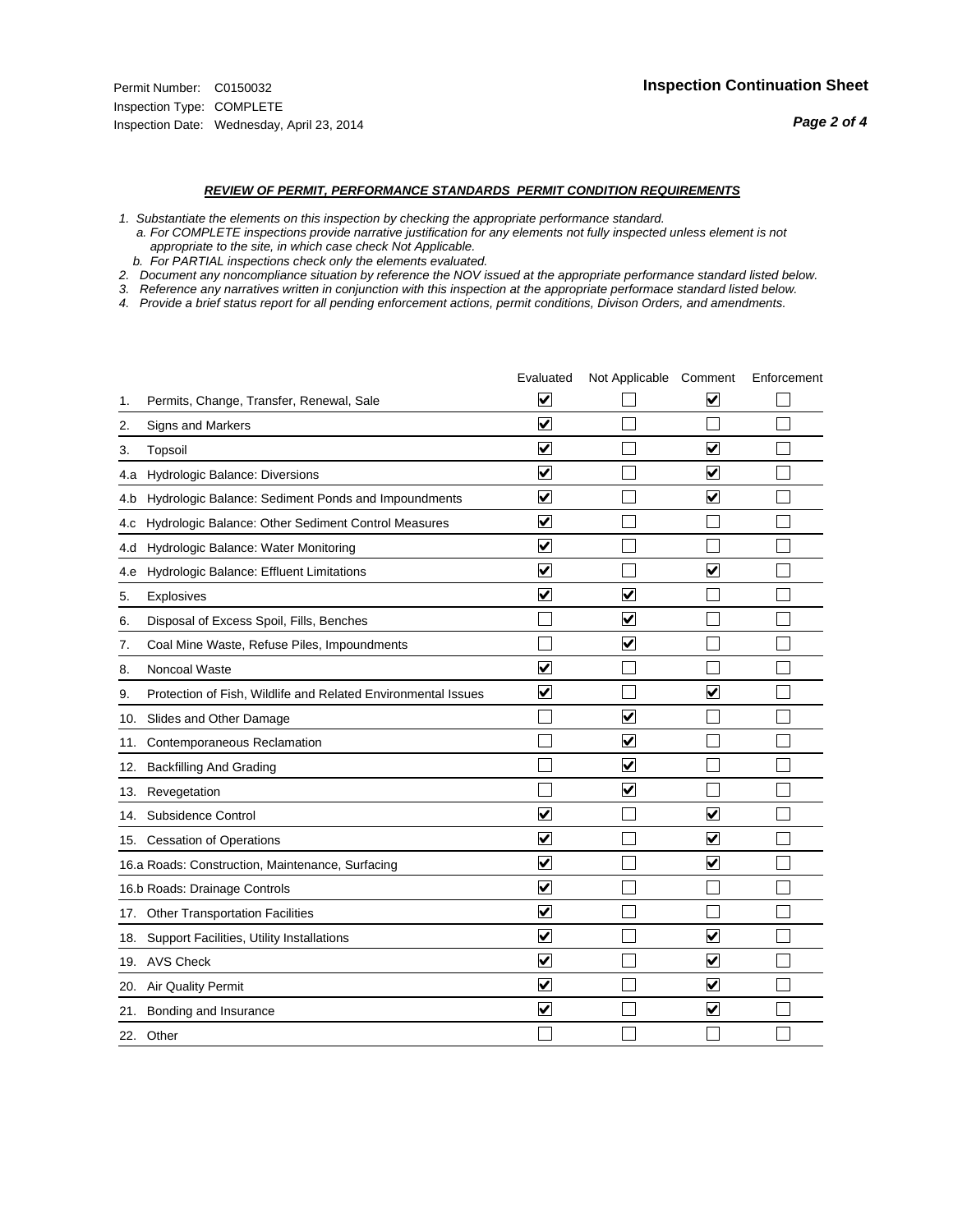Permit Number: C0150032
Inspection Type: COMPLETE
Inspection Date: Wednesday, April 23, 2014

## Inspection Continuation Sheet

***REVIEW OF PERMIT, PERFORMANCE STANDARDS PERMIT CONDITION REQUIREMENTS***

*1. Substantiate the elements on this inspection by checking the appropriate performance standard.*
*a. For COMPLETE inspections provide narrative justification for any elements not fully inspected unless element is not appropriate to the site, in which case check Not Applicable.*
*b. For PARTIAL inspections check only the elements evaluated.*
*2. Document any noncompliance situation by reference the NOV issued at the appropriate performance standard listed below.*
*3. Reference any narratives written in conjunction with this inspection at the appropriate performace standard listed below.*
*4. Provide a brief status report for all pending enforcement actions, permit conditions, Divison Orders, and amendments.*

| | Evaluated | Not Applicable | Comment | Enforcement |
|---|---|---|---|---|
| 1. Permits, Change, Transfer, Renewal, Sale | ☑ | ☐ | ☑ | ☐ |
| 2. Signs and Markers | ☑ | ☐ | ☐ | ☐ |
| 3. Topsoil | ☑ | ☐ | ☑ | ☐ |
| 4.a Hydrologic Balance: Diversions | ☑ | ☐ | ☑ | ☐ |
| 4.b Hydrologic Balance: Sediment Ponds and Impoundments | ☑ | ☐ | ☑ | ☐ |
| 4.c Hydrologic Balance: Other Sediment Control Measures | ☑ | ☐ | ☐ | ☐ |
| 4.d Hydrologic Balance: Water Monitoring | ☑ | ☐ | ☐ | ☐ |
| 4.e Hydrologic Balance: Effluent Limitations | ☑ | ☐ | ☑ | ☐ |
| 5. Explosives | ☑ | ☑ | ☐ | ☐ |
| 6. Disposal of Excess Spoil, Fills, Benches | ☐ | ☑ | ☐ | ☐ |
| 7. Coal Mine Waste, Refuse Piles, Impoundments | ☐ | ☑ | ☐ | ☐ |
| 8. Noncoal Waste | ☑ | ☐ | ☐ | ☐ |
| 9. Protection of Fish, Wildlife and Related Environmental Issues | ☑ | ☐ | ☑ | ☐ |
| 10. Slides and Other Damage | ☐ | ☑ | ☐ | ☐ |
| 11. Contemporaneous Reclamation | ☐ | ☑ | ☐ | ☐ |
| 12. Backfilling And Grading | ☐ | ☑ | ☐ | ☐ |
| 13. Revegetation | ☐ | ☑ | ☐ | ☐ |
| 14. Subsidence Control | ☑ | ☐ | ☑ | ☐ |
| 15. Cessation of Operations | ☑ | ☐ | ☑ | ☐ |
| 16.a Roads: Construction, Maintenance, Surfacing | ☑ | ☐ | ☑ | ☐ |
| 16.b Roads: Drainage Controls | ☑ | ☐ | ☐ | ☐ |
| 17. Other Transportation Facilities | ☑ | ☐ | ☐ | ☐ |
| 18. Support Facilities, Utility Installations | ☑ | ☐ | ☑ | ☐ |
| 19. AVS Check | ☑ | ☐ | ☑ | ☐ |
| 20. Air Quality Permit | ☑ | ☐ | ☑ | ☐ |
| 21. Bonding and Insurance | ☑ | ☐ | ☑ | ☐ |
| 22. Other | ☐ | ☐ | ☐ | ☐ |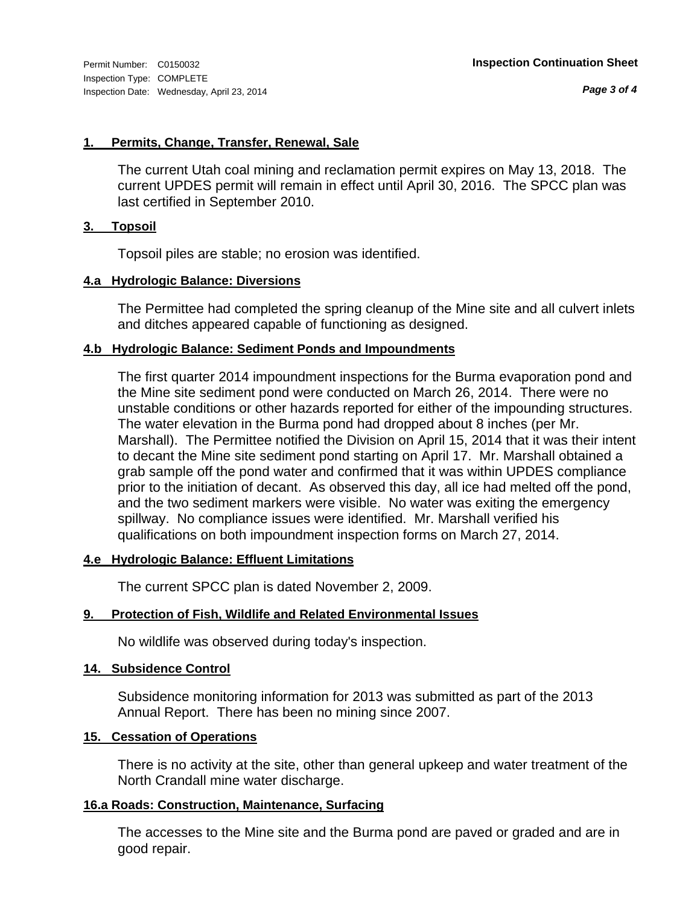Permit Number: C0150032
Inspection Type: COMPLETE
Inspection Date: Wednesday, April 23, 2014

**Inspection Continuation Sheet**

### 1. Permits, Change, Transfer, Renewal, Sale

The current Utah coal mining and reclamation permit expires on May 13, 2018. The current UPDES permit will remain in effect until April 30, 2016. The SPCC plan was last certified in September 2010.

### 3. Topsoil

Topsoil piles are stable; no erosion was identified.

### 4.a Hydrologic Balance: Diversions

The Permittee had completed the spring cleanup of the Mine site and all culvert inlets and ditches appeared capable of functioning as designed.

### 4.b Hydrologic Balance: Sediment Ponds and Impoundments

The first quarter 2014 impoundment inspections for the Burma evaporation pond and the Mine site sediment pond were conducted on March 26, 2014. There were no unstable conditions or other hazards reported for either of the impounding structures. The water elevation in the Burma pond had dropped about 8 inches (per Mr. Marshall). The Permittee notified the Division on April 15, 2014 that it was their intent to decant the Mine site sediment pond starting on April 17. Mr. Marshall obtained a grab sample off the pond water and confirmed that it was within UPDES compliance prior to the initiation of decant. As observed this day, all ice had melted off the pond, and the two sediment markers were visible. No water was exiting the emergency spillway. No compliance issues were identified. Mr. Marshall verified his qualifications on both impoundment inspection forms on March 27, 2014.

### 4.e Hydrologic Balance: Effluent Limitations

The current SPCC plan is dated November 2, 2009.

### 9. Protection of Fish, Wildlife and Related Environmental Issues

No wildlife was observed during today's inspection.

### 14. Subsidence Control

Subsidence monitoring information for 2013 was submitted as part of the 2013 Annual Report. There has been no mining since 2007.

### 15. Cessation of Operations

There is no activity at the site, other than general upkeep and water treatment of the North Crandall mine water discharge.

### 16.a Roads: Construction, Maintenance, Surfacing

The accesses to the Mine site and the Burma pond are paved or graded and are in good repair.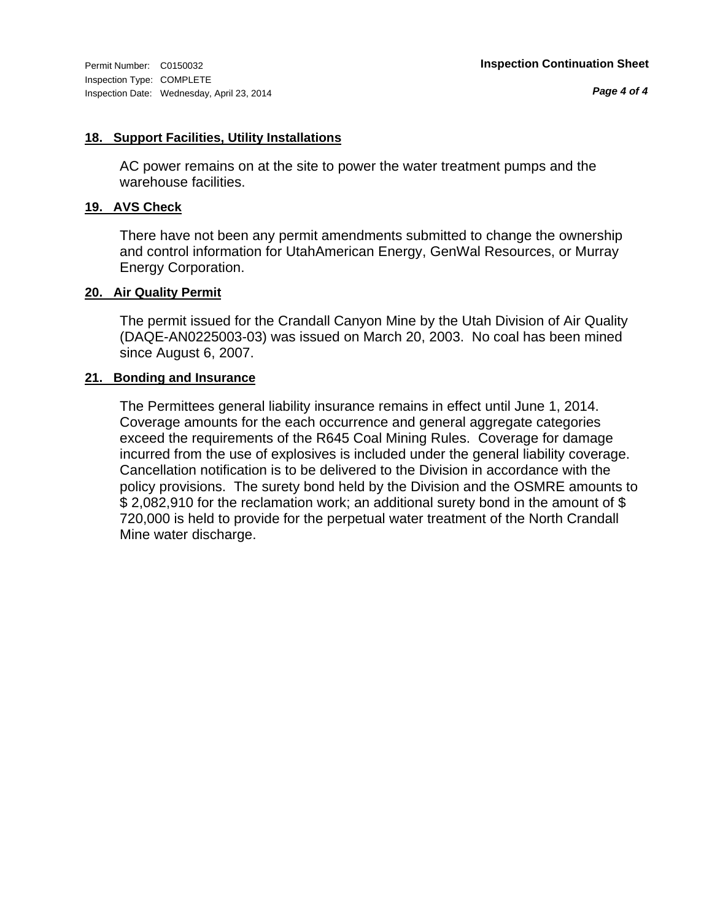### 18. Support Facilities, Utility Installations

AC power remains on at the site to power the water treatment pumps and the warehouse facilities.

### 19. AVS Check

There have not been any permit amendments submitted to change the ownership and control information for UtahAmerican Energy, GenWal Resources, or Murray Energy Corporation.

### 20. Air Quality Permit

The permit issued for the Crandall Canyon Mine by the Utah Division of Air Quality (DAQE-AN0225003-03) was issued on March 20, 2003. No coal has been mined since August 6, 2007.

### 21. Bonding and Insurance

The Permittees general liability insurance remains in effect until June 1, 2014. Coverage amounts for the each occurrence and general aggregate categories exceed the requirements of the R645 Coal Mining Rules. Coverage for damage incurred from the use of explosives is included under the general liability coverage. Cancellation notification is to be delivered to the Division in accordance with the policy provisions. The surety bond held by the Division and the OSMRE amounts to $ 2,082,910 for the reclamation work; an additional surety bond in the amount of $ 720,000 is held to provide for the perpetual water treatment of the North Crandall Mine water discharge.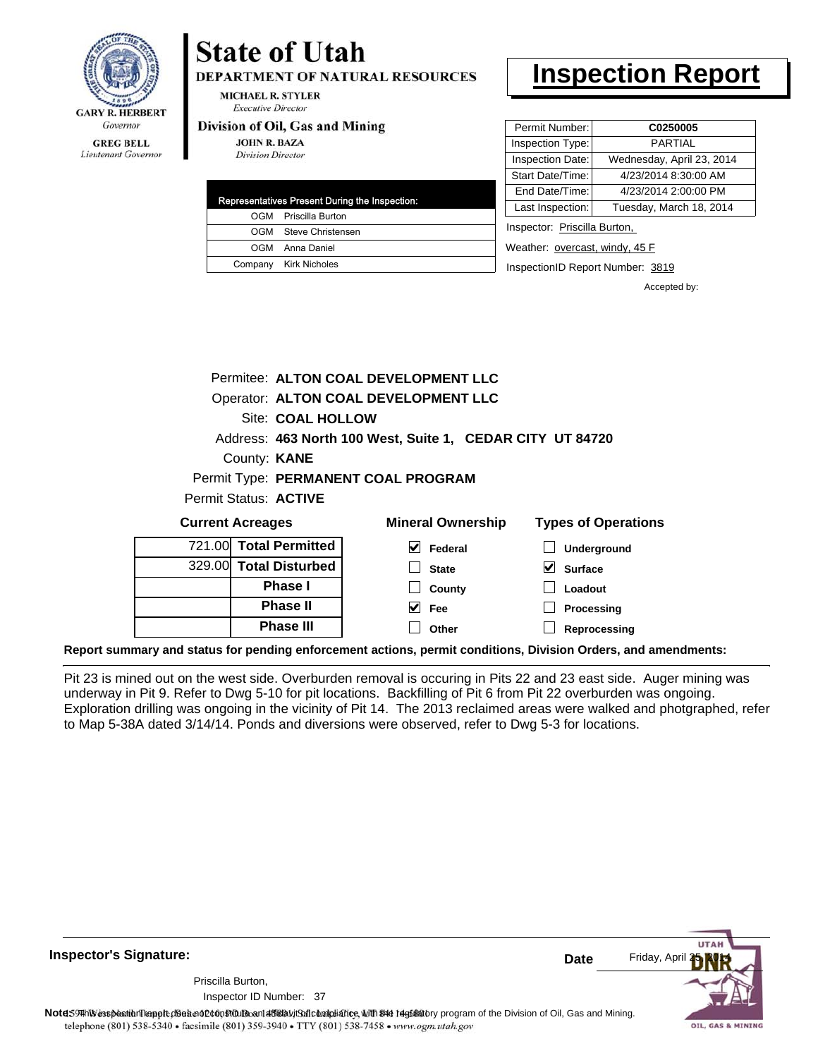GARY R. HERBERT
*Governor*

GREG BELL
*Lieutenant Governor*

# State of Utah

**DEPARTMENT OF NATURAL RESOURCES**

MICHAEL R. STYLER
*Executive Director*

**Division of Oil, Gas and Mining**

JOHN R. BAZA
*Division Director*

# Inspection Report

| | |
|---|---|
| Permit Number: | **C0250005** |
| Inspection Type: | PARTIAL |
| Inspection Date: | Wednesday, April 23, 2014 |
| Start Date/Time: | 4/23/2014 8:30:00 AM |
| End Date/Time: | 4/23/2014 2:00:00 PM |
| Last Inspection: | Tuesday, March 18, 2014 |

| Representatives Present During the Inspection: | |
|---|---|
| OGM | Priscilla Burton |
| OGM | Steve Christensen |
| OGM | Anna Daniel |
| Company | Kirk Nicholes |

Inspector: Priscilla Burton,

Weather: overcast, windy, 45 F

InspectionID Report Number: 3819

Accepted by:

Permitee: **ALTON COAL DEVELOPMENT LLC**
Operator: **ALTON COAL DEVELOPMENT LLC**
Site: **COAL HOLLOW**
Address: **463 North 100 West, Suite 1, CEDAR CITY UT 84720**
County: **KANE**
Permit Type: **PERMANENT COAL PROGRAM**
Permit Status: **ACTIVE**

**Current Acreages**

| | |
|---|---|
| 721.00 | **Total Permitted** |
| 329.00 | **Total Disturbed** |
| | **Phase I** |
| | **Phase II** |
| | **Phase III** |

**Mineral Ownership**

- [x] Federal
- [ ] State
- [ ] County
- [x] Fee
- [ ] Other

**Types of Operations**

- [ ] Underground
- [x] Surface
- [ ] Loadout
- [ ] Processing
- [ ] Reprocessing

**Report summary and status for pending enforcement actions, permit conditions, Division Orders, and amendments:**

Pit 23 is mined out on the west side. Overburden removal is occuring in Pits 22 and 23 east side. Auger mining was underway in Pit 9. Refer to Dwg 5-10 for pit locations. Backfilling of Pit 6 from Pit 22 overburden was ongoing. Exploration drilling was ongoing in the vicinity of Pit 14. The 2013 reclaimed areas were walked and photgraphed, refer to Map 5-38A dated 3/14/14. Ponds and diversions were observed, refer to Dwg 5-3 for locations.

**Inspector's Signature:**

Priscilla Burton,
Inspector ID Number: 37

**Date** Friday, April 25, 2014

**Note:** This inspection report does not constitute an affidavit of compliance with the regulatory program of the Division of Oil, Gas and Mining.
telephone (801) 538-5340 • facsimile (801) 359-3940 • TTY (801) 538-7458 • www.ogm.utah.gov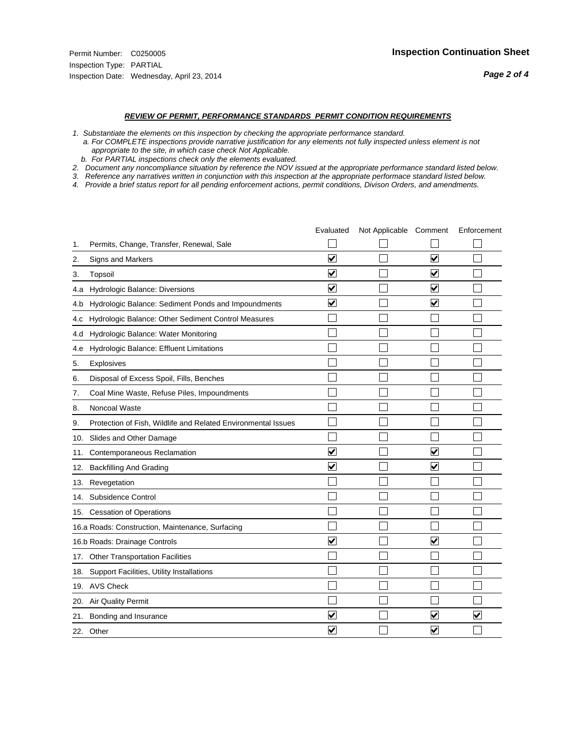Permit Number: C0250005
Inspection Type: PARTIAL
Inspection Date: Wednesday, April 23, 2014

## Inspection Continuation Sheet

### *REVIEW OF PERMIT, PERFORMANCE STANDARDS PERMIT CONDITION REQUIREMENTS*

*1. Substantiate the elements on this inspection by checking the appropriate performance standard.*
*a. For COMPLETE inspections provide narrative justification for any elements not fully inspected unless element is not appropriate to the site, in which case check Not Applicable.*
*b. For PARTIAL inspections check only the elements evaluated.*
*2. Document any noncompliance situation by reference the NOV issued at the appropriate performance standard listed below.*
*3. Reference any narratives written in conjunction with this inspection at the appropriate performace standard listed below.*
*4. Provide a brief status report for all pending enforcement actions, permit conditions, Divison Orders, and amendments.*

| | | Evaluated | Not Applicable | Comment | Enforcement |
|---|---|---|---|---|---|
| 1. | Permits, Change, Transfer, Renewal, Sale | ☐ | ☐ | ☐ | ☐ |
| 2. | Signs and Markers | ☑ | ☐ | ☑ | ☐ |
| 3. | Topsoil | ☑ | ☐ | ☑ | ☐ |
| 4.a | Hydrologic Balance: Diversions | ☑ | ☐ | ☑ | ☐ |
| 4.b | Hydrologic Balance: Sediment Ponds and Impoundments | ☑ | ☐ | ☑ | ☐ |
| 4.c | Hydrologic Balance: Other Sediment Control Measures | ☐ | ☐ | ☐ | ☐ |
| 4.d | Hydrologic Balance: Water Monitoring | ☐ | ☐ | ☐ | ☐ |
| 4.e | Hydrologic Balance: Effluent Limitations | ☐ | ☐ | ☐ | ☐ |
| 5. | Explosives | ☐ | ☐ | ☐ | ☐ |
| 6. | Disposal of Excess Spoil, Fills, Benches | ☐ | ☐ | ☐ | ☐ |
| 7. | Coal Mine Waste, Refuse Piles, Impoundments | ☐ | ☐ | ☐ | ☐ |
| 8. | Noncoal Waste | ☐ | ☐ | ☐ | ☐ |
| 9. | Protection of Fish, Wildlife and Related Environmental Issues | ☐ | ☐ | ☐ | ☐ |
| 10. | Slides and Other Damage | ☐ | ☐ | ☐ | ☐ |
| 11. | Contemporaneous Reclamation | ☑ | ☐ | ☑ | ☐ |
| 12. | Backfilling And Grading | ☑ | ☐ | ☑ | ☐ |
| 13. | Revegetation | ☐ | ☐ | ☐ | ☐ |
| 14. | Subsidence Control | ☐ | ☐ | ☐ | ☐ |
| 15. | Cessation of Operations | ☐ | ☐ | ☐ | ☐ |
| 16.a | Roads: Construction, Maintenance, Surfacing | ☐ | ☐ | ☐ | ☐ |
| 16.b | Roads: Drainage Controls | ☑ | ☐ | ☑ | ☐ |
| 17. | Other Transportation Facilities | ☐ | ☐ | ☐ | ☐ |
| 18. | Support Facilities, Utility Installations | ☐ | ☐ | ☐ | ☐ |
| 19. | AVS Check | ☐ | ☐ | ☐ | ☐ |
| 20. | Air Quality Permit | ☐ | ☐ | ☐ | ☐ |
| 21. | Bonding and Insurance | ☑ | ☐ | ☑ | ☑ |
| 22. | Other | ☑ | ☐ | ☑ | ☐ |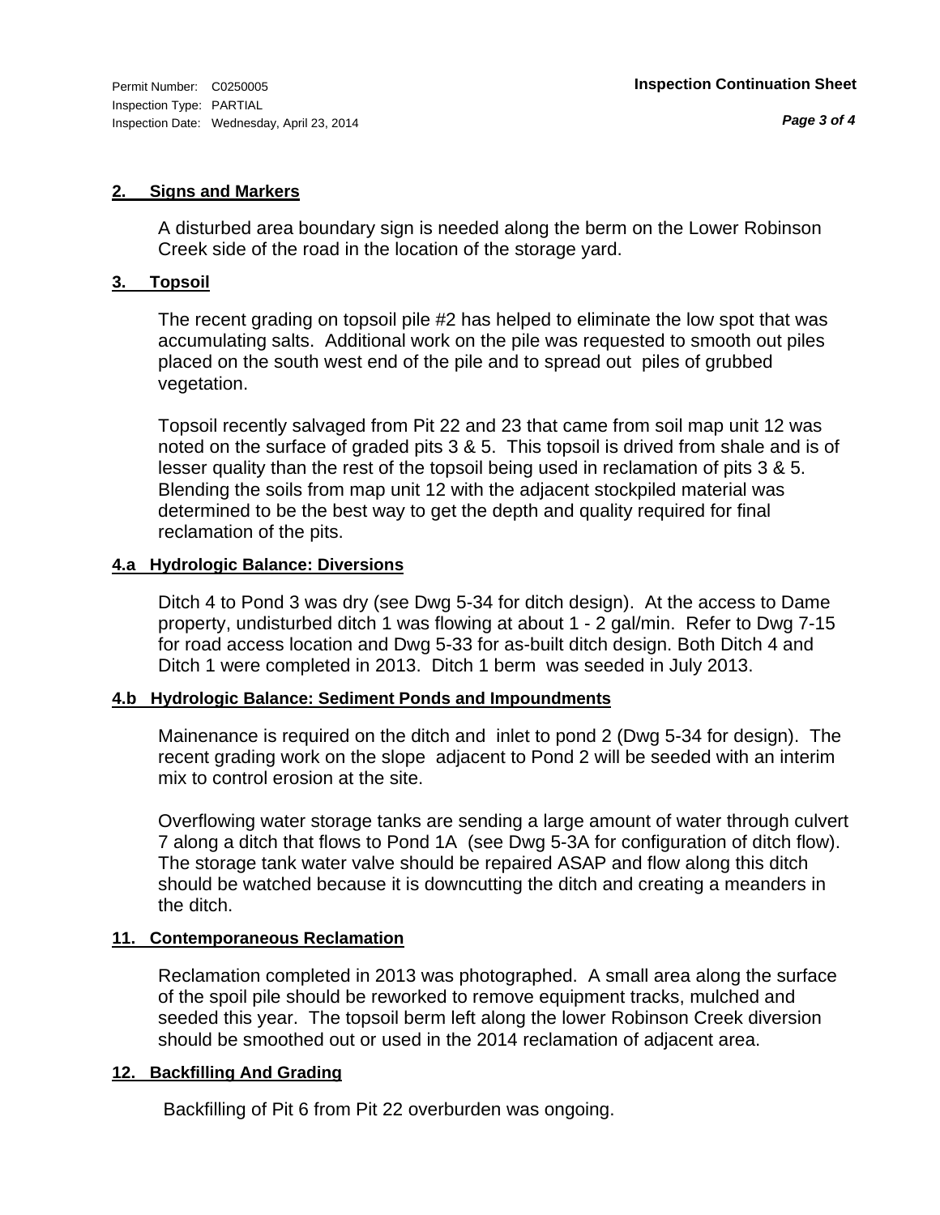Permit Number: C0250005
Inspection Type: PARTIAL
Inspection Date: Wednesday, April 23, 2014

**Inspection Continuation Sheet**

### 2. Signs and Markers

A disturbed area boundary sign is needed along the berm on the Lower Robinson Creek side of the road in the location of the storage yard.

### 3. Topsoil

The recent grading on topsoil pile #2 has helped to eliminate the low spot that was accumulating salts. Additional work on the pile was requested to smooth out piles placed on the south west end of the pile and to spread out piles of grubbed vegetation.

Topsoil recently salvaged from Pit 22 and 23 that came from soil map unit 12 was noted on the surface of graded pits 3 & 5. This topsoil is drived from shale and is of lesser quality than the rest of the topsoil being used in reclamation of pits 3 & 5. Blending the soils from map unit 12 with the adjacent stockpiled material was determined to be the best way to get the depth and quality required for final reclamation of the pits.

### 4.a Hydrologic Balance: Diversions

Ditch 4 to Pond 3 was dry (see Dwg 5-34 for ditch design). At the access to Dame property, undisturbed ditch 1 was flowing at about 1 - 2 gal/min. Refer to Dwg 7-15 for road access location and Dwg 5-33 for as-built ditch design. Both Ditch 4 and Ditch 1 were completed in 2013. Ditch 1 berm was seeded in July 2013.

### 4.b Hydrologic Balance: Sediment Ponds and Impoundments

Mainenance is required on the ditch and inlet to pond 2 (Dwg 5-34 for design). The recent grading work on the slope adjacent to Pond 2 will be seeded with an interim mix to control erosion at the site.

Overflowing water storage tanks are sending a large amount of water through culvert 7 along a ditch that flows to Pond 1A (see Dwg 5-3A for configuration of ditch flow). The storage tank water valve should be repaired ASAP and flow along this ditch should be watched because it is downcutting the ditch and creating a meanders in the ditch.

### 11. Contemporaneous Reclamation

Reclamation completed in 2013 was photographed. A small area along the surface of the spoil pile should be reworked to remove equipment tracks, mulched and seeded this year. The topsoil berm left along the lower Robinson Creek diversion should be smoothed out or used in the 2014 reclamation of adjacent area.

### 12. Backfilling And Grading

Backfilling of Pit 6 from Pit 22 overburden was ongoing.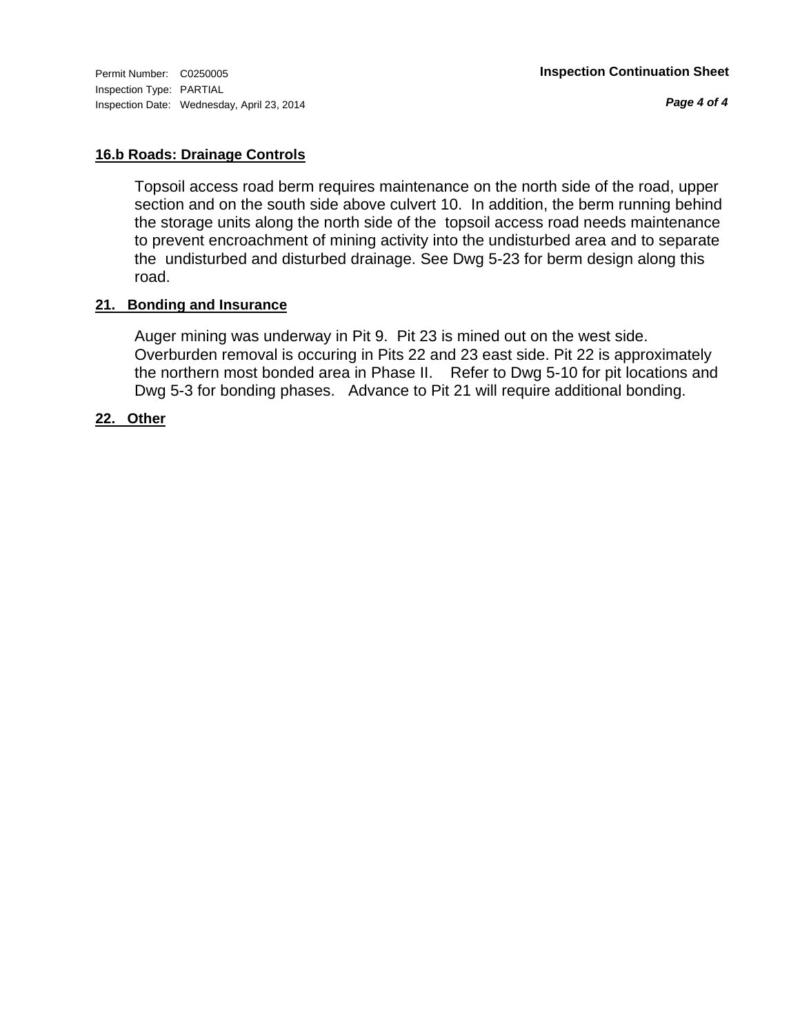**16.b Roads: Drainage Controls**

Topsoil access road berm requires maintenance on the north side of the road, upper section and on the south side above culvert 10.  In addition, the berm running behind the storage units along the north side of the  topsoil access road needs maintenance to prevent encroachment of mining activity into the undisturbed area and to separate the  undisturbed and disturbed drainage. See Dwg 5-23 for berm design along this road.

**21.   Bonding and Insurance**

Auger mining was underway in Pit 9.  Pit 23 is mined out on the west side. Overburden removal is occuring in Pits 22 and 23 east side. Pit 22 is approximately the northern most bonded area in Phase II.    Refer to Dwg 5-10 for pit locations and Dwg 5-3 for bonding phases.   Advance to Pit 21 will require additional bonding.

**22.   Other**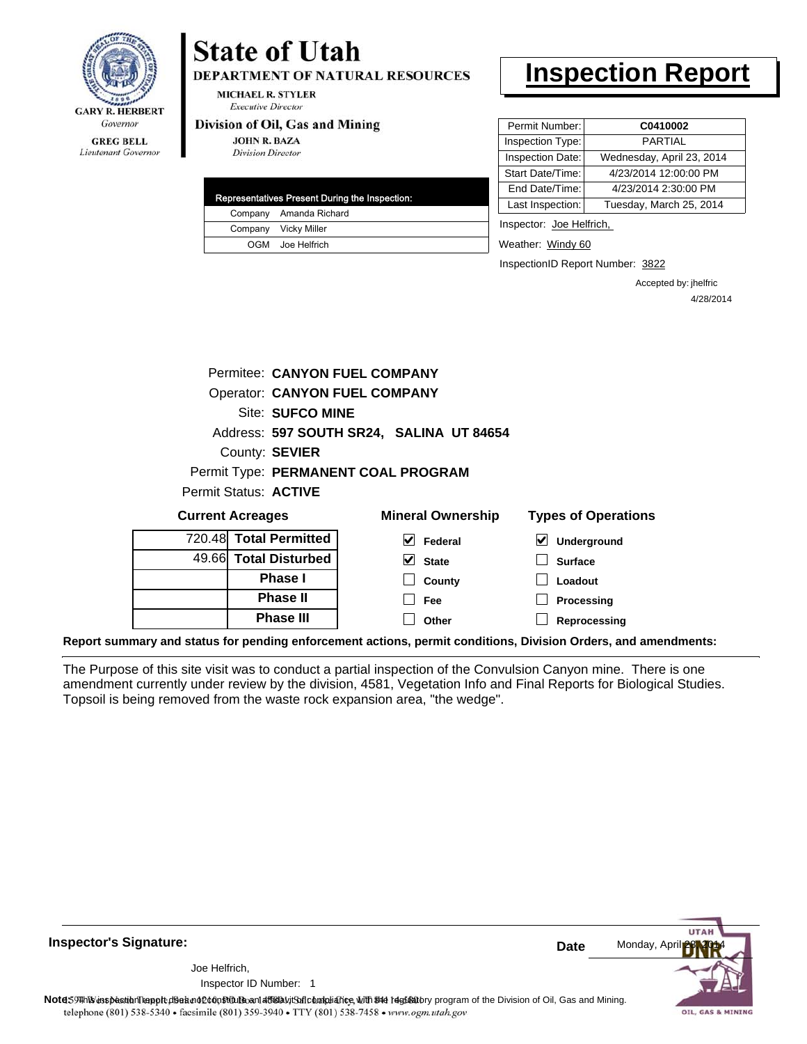**State of Utah**
**DEPARTMENT OF NATURAL RESOURCES**
MICHAEL R. STYLER
*Executive Director*
**Division of Oil, Gas and Mining**
JOHN R. BAZA
*Division Director*

GARY R. HERBERT
*Governor*
GREG BELL
*Lieutenant Governor*

# Inspection Report

| | |
|---|---|
| Permit Number: | **C0410002** |
| Inspection Type: | PARTIAL |
| Inspection Date: | Wednesday, April 23, 2014 |
| Start Date/Time: | 4/23/2014 12:00:00 PM |
| End Date/Time: | 4/23/2014 2:30:00 PM |
| Last Inspection: | Tuesday, March 25, 2014 |

Inspector: Joe Helfrich,

Weather: Windy 60

InspectionID Report Number: 3822

Accepted by: jhelfric
4/28/2014

| Representatives Present During the Inspection: | |
|---|---|
| Company | Amanda Richard |
| Company | Vicky Miller |
| OGM | Joe Helfrich |

Permitee: **CANYON FUEL COMPANY**
Operator: **CANYON FUEL COMPANY**
Site: **SUFCO MINE**
Address: **597 SOUTH SR24, SALINA UT 84654**
County: **SEVIER**
Permit Type: **PERMANENT COAL PROGRAM**
Permit Status: **ACTIVE**

**Current Acreages**

| | |
|---|---|
| 720.48 | **Total Permitted** |
| 49.66 | **Total Disturbed** |
| | **Phase I** |
| | **Phase II** |
| | **Phase III** |

**Mineral Ownership**

- [x] Federal
- [x] State
- [ ] County
- [ ] Fee
- [ ] Other

**Types of Operations**

- [x] Underground
- [ ] Surface
- [ ] Loadout
- [ ] Processing
- [ ] Reprocessing

**Report summary and status for pending enforcement actions, permit conditions, Division Orders, and amendments:**

The Purpose of this site visit was to conduct a partial inspection of the Convulsion Canyon mine. There is one amendment currently under review by the division, 4581, Vegetation Info and Final Reports for Biological Studies. Topsoil is being removed from the waste rock expansion area, "the wedge".

**Inspector's Signature:**

Joe Helfrich,
Inspector ID Number: 1

**Date** Monday, April 28, 2014

**Note:** This inspection report does not constitute an affidavit of compliance with the regulatory program of the Division of Oil, Gas and Mining.
telephone (801) 538-5340 • facsimile (801) 359-3940 • TTY (801) 538-7458 • www.ogm.utah.gov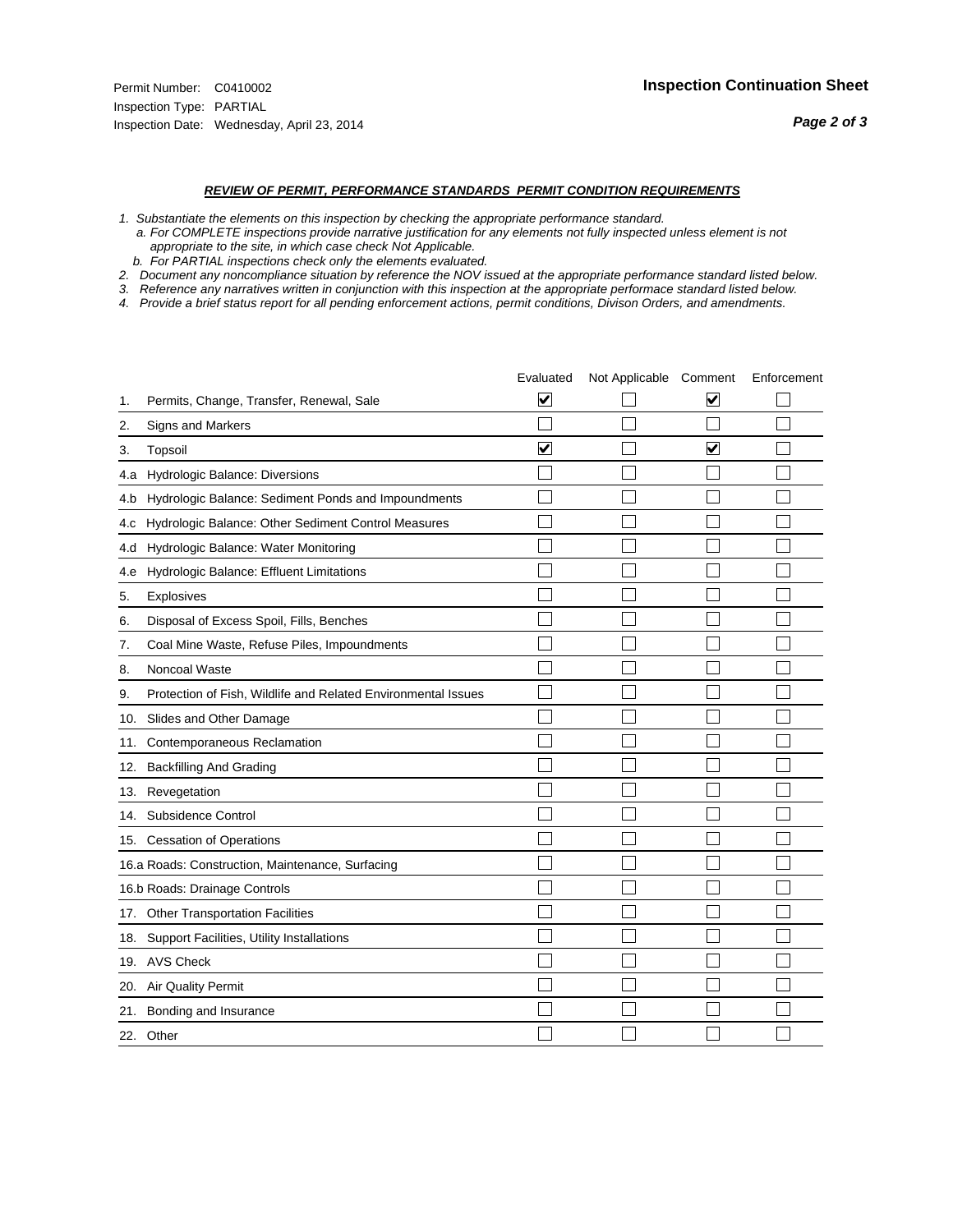Permit Number: C0410002
Inspection Type: PARTIAL
Inspection Date: Wednesday, April 23, 2014

**Inspection Continuation Sheet**

***REVIEW OF PERMIT, PERFORMANCE STANDARDS PERMIT CONDITION REQUIREMENTS***

*1. Substantiate the elements on this inspection by checking the appropriate performance standard.*
*a. For COMPLETE inspections provide narrative justification for any elements not fully inspected unless element is not appropriate to the site, in which case check Not Applicable.*
*b. For PARTIAL inspections check only the elements evaluated.*
*2. Document any noncompliance situation by reference the NOV issued at the appropriate performance standard listed below.*
*3. Reference any narratives written in conjunction with this inspection at the appropriate performace standard listed below.*
*4. Provide a brief status report for all pending enforcement actions, permit conditions, Divison Orders, and amendments.*

| | | Evaluated | Not Applicable | Comment | Enforcement |
|---|---|---|---|---|---|
| 1. | Permits, Change, Transfer, Renewal, Sale | ☑ | ☐ | ☑ | ☐ |
| 2. | Signs and Markers | ☐ | ☐ | ☐ | ☐ |
| 3. | Topsoil | ☑ | ☐ | ☑ | ☐ |
| 4.a | Hydrologic Balance: Diversions | ☐ | ☐ | ☐ | ☐ |
| 4.b | Hydrologic Balance: Sediment Ponds and Impoundments | ☐ | ☐ | ☐ | ☐ |
| 4.c | Hydrologic Balance: Other Sediment Control Measures | ☐ | ☐ | ☐ | ☐ |
| 4.d | Hydrologic Balance: Water Monitoring | ☐ | ☐ | ☐ | ☐ |
| 4.e | Hydrologic Balance: Effluent Limitations | ☐ | ☐ | ☐ | ☐ |
| 5. | Explosives | ☐ | ☐ | ☐ | ☐ |
| 6. | Disposal of Excess Spoil, Fills, Benches | ☐ | ☐ | ☐ | ☐ |
| 7. | Coal Mine Waste, Refuse Piles, Impoundments | ☐ | ☐ | ☐ | ☐ |
| 8. | Noncoal Waste | ☐ | ☐ | ☐ | ☐ |
| 9. | Protection of Fish, Wildlife and Related Environmental Issues | ☐ | ☐ | ☐ | ☐ |
| 10. | Slides and Other Damage | ☐ | ☐ | ☐ | ☐ |
| 11. | Contemporaneous Reclamation | ☐ | ☐ | ☐ | ☐ |
| 12. | Backfilling And Grading | ☐ | ☐ | ☐ | ☐ |
| 13. | Revegetation | ☐ | ☐ | ☐ | ☐ |
| 14. | Subsidence Control | ☐ | ☐ | ☐ | ☐ |
| 15. | Cessation of Operations | ☐ | ☐ | ☐ | ☐ |
| 16.a | Roads: Construction, Maintenance, Surfacing | ☐ | ☐ | ☐ | ☐ |
| 16.b | Roads: Drainage Controls | ☐ | ☐ | ☐ | ☐ |
| 17. | Other Transportation Facilities | ☐ | ☐ | ☐ | ☐ |
| 18. | Support Facilities, Utility Installations | ☐ | ☐ | ☐ | ☐ |
| 19. | AVS Check | ☐ | ☐ | ☐ | ☐ |
| 20. | Air Quality Permit | ☐ | ☐ | ☐ | ☐ |
| 21. | Bonding and Insurance | ☐ | ☐ | ☐ | ☐ |
| 22. | Other | ☐ | ☐ | ☐ | ☐ |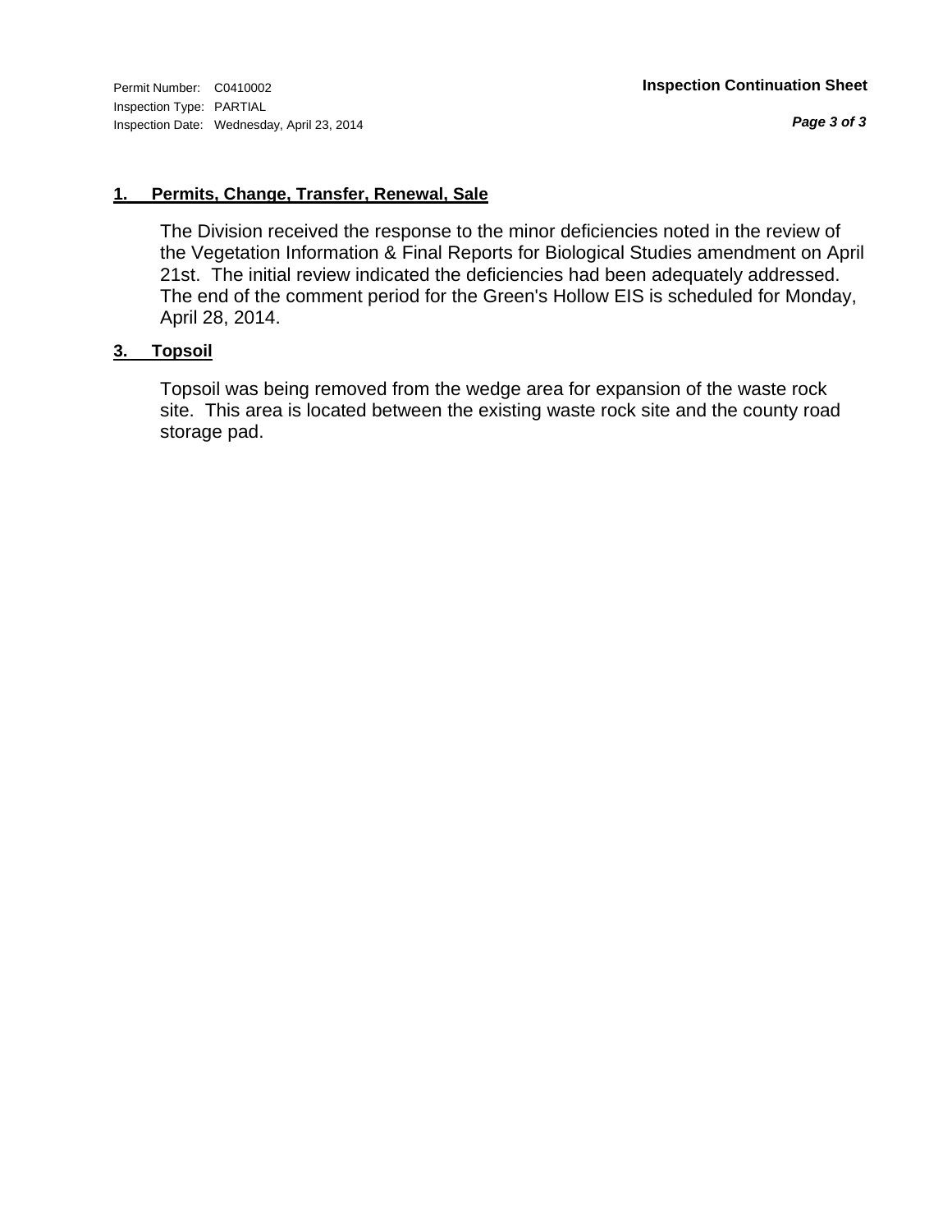Permit Number: C0410002
Inspection Type: PARTIAL
Inspection Date: Wednesday, April 23, 2014

**Inspection Continuation Sheet**

## 1. Permits, Change, Transfer, Renewal, Sale

The Division received the response to the minor deficiencies noted in the review of the Vegetation Information & Final Reports for Biological Studies amendment on April 21st. The initial review indicated the deficiencies had been adequately addressed. The end of the comment period for the Green's Hollow EIS is scheduled for Monday, April 28, 2014.

## 3. Topsoil

Topsoil was being removed from the wedge area for expansion of the waste rock site. This area is located between the existing waste rock site and the county road storage pad.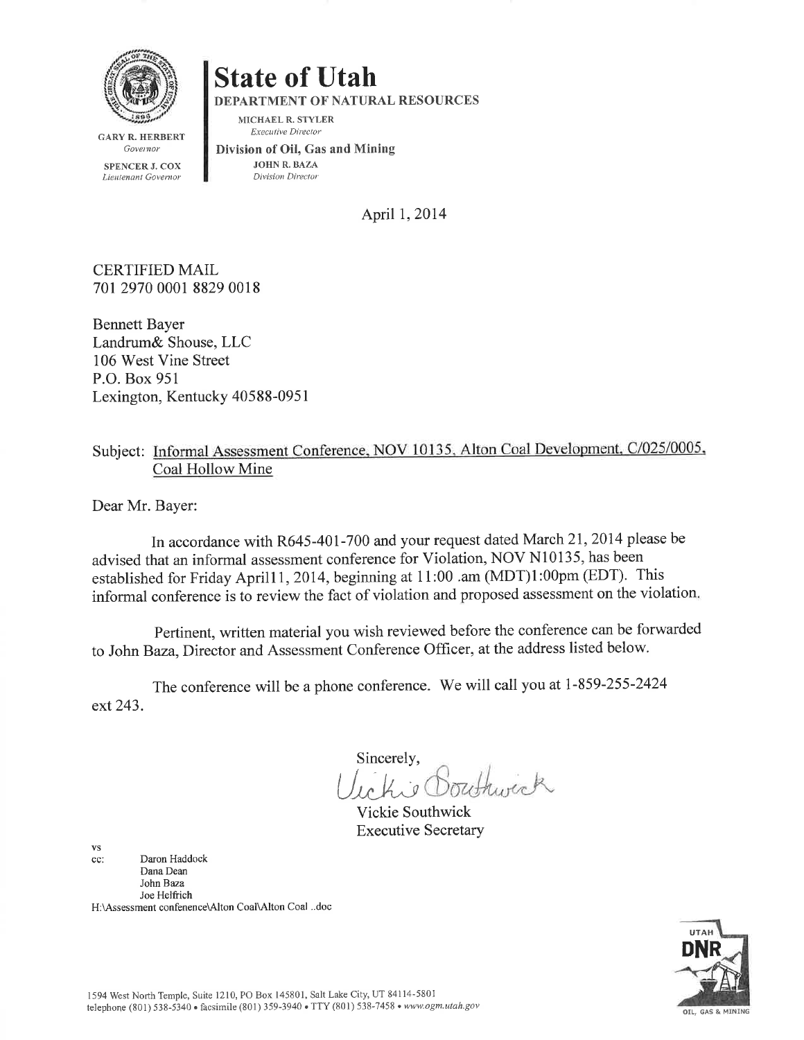GARY R. HERBERT
*Governor*

SPENCER J. COX
*Lieutenant Governor*

# State of Utah

**DEPARTMENT OF NATURAL RESOURCES**

MICHAEL R. STYLER
*Executive Director*

**Division of Oil, Gas and Mining**

JOHN R. BAZA
*Division Director*

April 1, 2014

CERTIFIED MAIL
701 2970 0001 8829 0018

Bennett Bayer
Landrum& Shouse, LLC
106 West Vine Street
P.O. Box 951
Lexington, Kentucky 40588-0951

Subject: Informal Assessment Conference, NOV 10135, Alton Coal Development, C/025/0005, Coal Hollow Mine

Dear Mr. Bayer:

In accordance with R645-401-700 and your request dated March 21, 2014 please be advised that an informal assessment conference for Violation, NOV N10135, has been established for Friday April11, 2014, beginning at 11:00 .am (MDT)1:00pm (EDT). This informal conference is to review the fact of violation and proposed assessment on the violation.

Pertinent, written material you wish reviewed before the conference can be forwarded to John Baza, Director and Assessment Conference Officer, at the address listed below.

The conference will be a phone conference. We will call you at 1-859-255-2424 ext 243.

Sincerely,

Vickie Southwick

Vickie Southwick
Executive Secretary

vs
cc: Daron Haddock
Dana Dean
John Baza
Joe Helfrich
H:\Assessment confenence\Alton Coal\Alton Coal ..doc

1594 West North Temple, Suite 1210, PO Box 145801, Salt Lake City, UT 84114-5801
telephone (801) 538-5340 • facsimile (801) 359-3940 • TTY (801) 538-7458 • *www.ogm.utah.gov*

UTAH DNR
OIL, GAS & MINING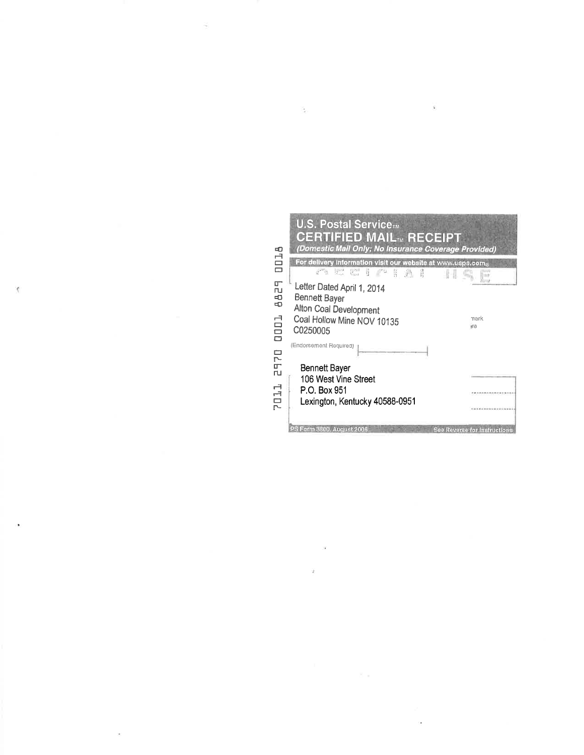7011 2970 0001 4829 0018

## U.S. Postal Service™
## CERTIFIED MAIL™ RECEIPT
*(Domestic Mail Only; No Insurance Coverage Provided)*

For delivery information visit our website at www.usps.com®

OFFICIAL USE

Letter Dated April 1, 2014
Bennett Bayer
Alton Coal Development
Coal Hollow Mine NOV 10135
C0250005

(Endorsement Required)

Bennett Bayer
106 West Vine Street
P.O. Box 951
Lexington, Kentucky 40588-0951

PS Form 3800, August 2006 — See Reverse for Instructions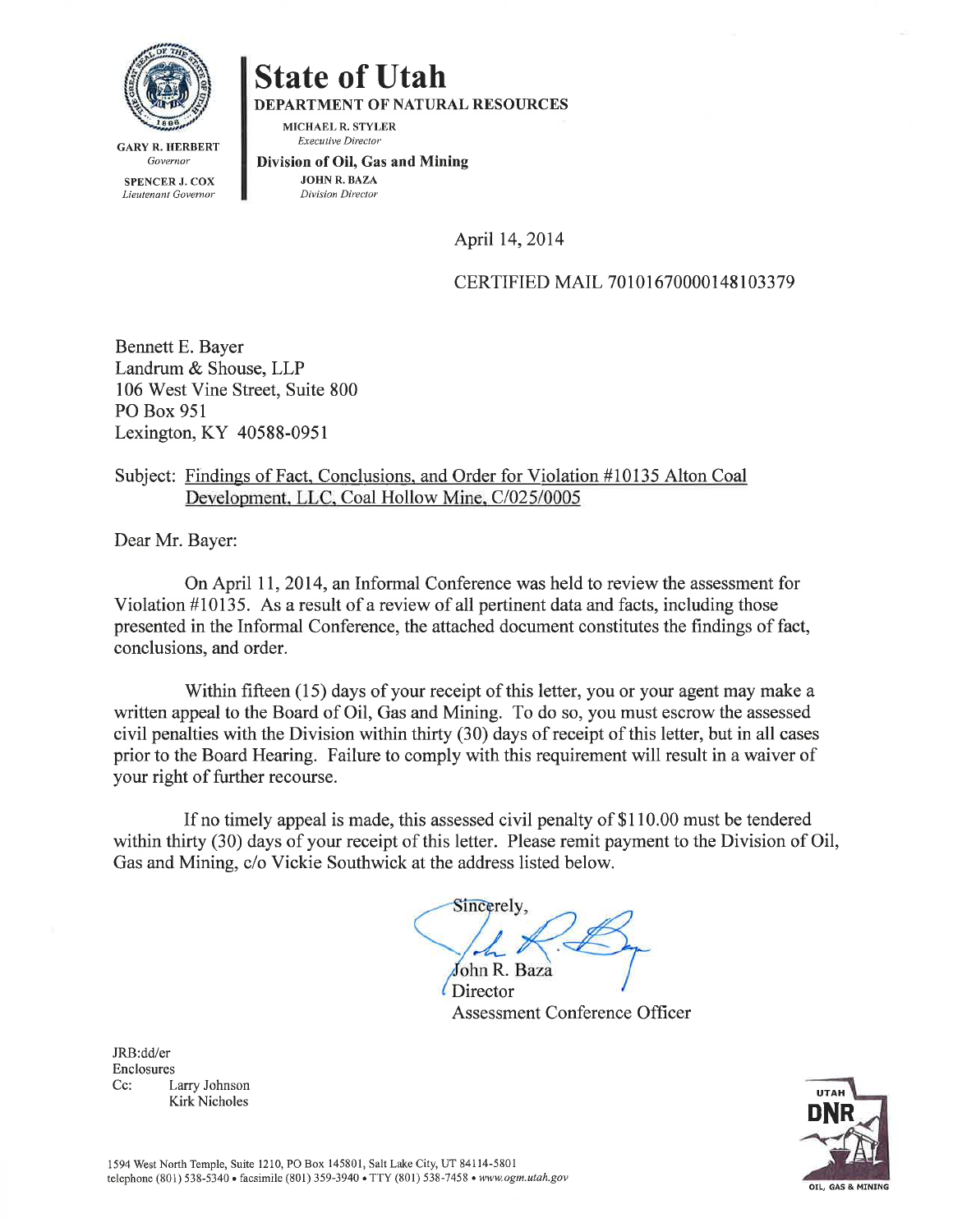# State of Utah

**DEPARTMENT OF NATURAL RESOURCES**

MICHAEL R. STYLER
*Executive Director*

**Division of Oil, Gas and Mining**
JOHN R. BAZA
*Division Director*

GARY R. HERBERT
*Governor*

SPENCER J. COX
*Lieutenant Governor*

April 14, 2014

CERTIFIED MAIL 70101670000148103379

Bennett E. Bayer
Landrum & Shouse, LLP
106 West Vine Street, Suite 800
PO Box 951
Lexington, KY 40588-0951

Subject: Findings of Fact, Conclusions, and Order for Violation #10135 Alton Coal Development, LLC, Coal Hollow Mine, C/025/0005

Dear Mr. Bayer:

On April 11, 2014, an Informal Conference was held to review the assessment for Violation #10135. As a result of a review of all pertinent data and facts, including those presented in the Informal Conference, the attached document constitutes the findings of fact, conclusions, and order.

Within fifteen (15) days of your receipt of this letter, you or your agent may make a written appeal to the Board of Oil, Gas and Mining. To do so, you must escrow the assessed civil penalties with the Division within thirty (30) days of receipt of this letter, but in all cases prior to the Board Hearing. Failure to comply with this requirement will result in a waiver of your right of further recourse.

If no timely appeal is made, this assessed civil penalty of $110.00 must be tendered within thirty (30) days of your receipt of this letter. Please remit payment to the Division of Oil, Gas and Mining, c/o Vickie Southwick at the address listed below.

Sincerely,

John R. Baza
Director
Assessment Conference Officer

JRB:dd/er
Enclosures
Cc: Larry Johnson
Kirk Nicholes

1594 West North Temple, Suite 1210, PO Box 145801, Salt Lake City, UT 84114-5801
telephone (801) 538-5340 • facsimile (801) 359-3940 • TTY (801) 538-7458 • www.ogm.utah.gov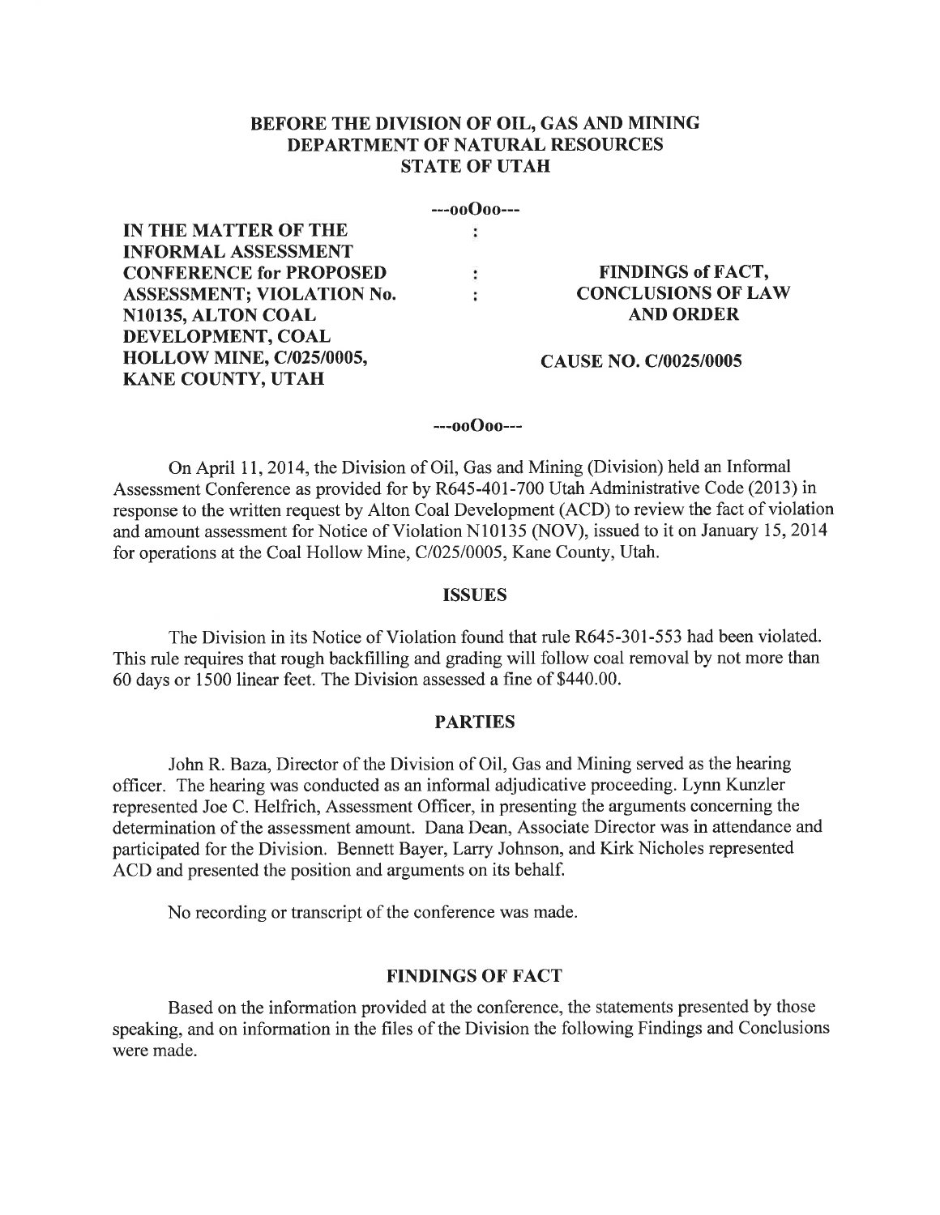**BEFORE THE DIVISION OF OIL, GAS AND MINING**
**DEPARTMENT OF NATURAL RESOURCES**
**STATE OF UTAH**

---ooOoo---

| | | |
|---|---|---|
| **IN THE MATTER OF THE INFORMAL ASSESSMENT CONFERENCE for PROPOSED ASSESSMENT; VIOLATION No. N10135, ALTON COAL DEVELOPMENT, COAL HOLLOW MINE, C/025/0005, KANE COUNTY, UTAH** | : : : | **FINDINGS of FACT, CONCLUSIONS OF LAW AND ORDER** **CAUSE NO. C/0025/0005** |

---ooOoo---

On April 11, 2014, the Division of Oil, Gas and Mining (Division) held an Informal Assessment Conference as provided for by R645-401-700 Utah Administrative Code (2013) in response to the written request by Alton Coal Development (ACD) to review the fact of violation and amount assessment for Notice of Violation N10135 (NOV), issued to it on January 15, 2014 for operations at the Coal Hollow Mine, C/025/0005, Kane County, Utah.

## ISSUES

The Division in its Notice of Violation found that rule R645-301-553 had been violated. This rule requires that rough backfilling and grading will follow coal removal by not more than 60 days or 1500 linear feet. The Division assessed a fine of $440.00.

## PARTIES

John R. Baza, Director of the Division of Oil, Gas and Mining served as the hearing officer. The hearing was conducted as an informal adjudicative proceeding. Lynn Kunzler represented Joe C. Helfrich, Assessment Officer, in presenting the arguments concerning the determination of the assessment amount. Dana Dean, Associate Director was in attendance and participated for the Division. Bennett Bayer, Larry Johnson, and Kirk Nicholes represented ACD and presented the position and arguments on its behalf.

No recording or transcript of the conference was made.

## FINDINGS OF FACT

Based on the information provided at the conference, the statements presented by those speaking, and on information in the files of the Division the following Findings and Conclusions were made.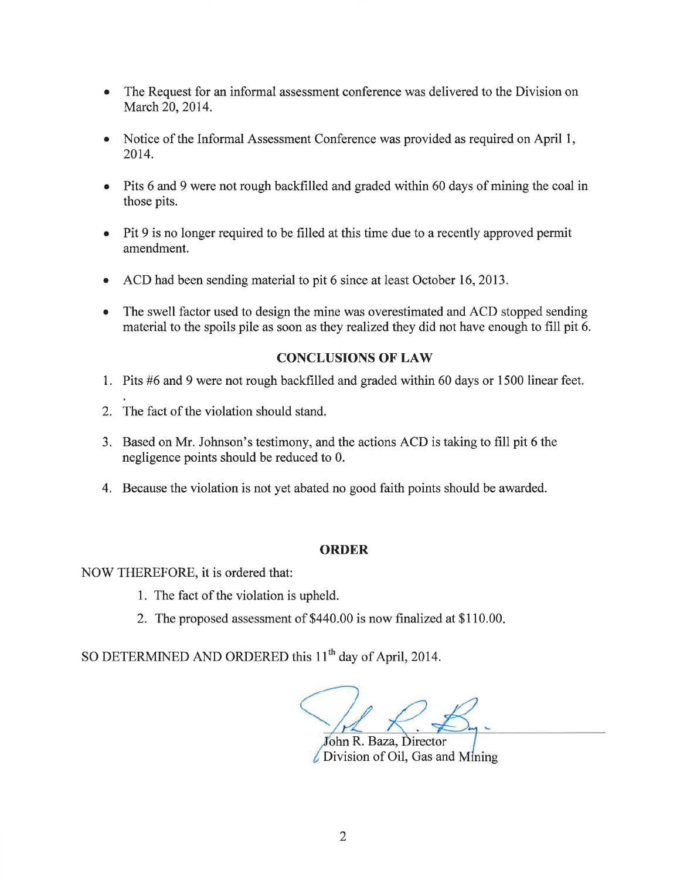- The Request for an informal assessment conference was delivered to the Division on March 20, 2014.
- Notice of the Informal Assessment Conference was provided as required on April 1, 2014.
- Pits 6 and 9 were not rough backfilled and graded within 60 days of mining the coal in those pits.
- Pit 9 is no longer required to be filled at this time due to a recently approved permit amendment.
- ACD had been sending material to pit 6 since at least October 16, 2013.
- The swell factor used to design the mine was overestimated and ACD stopped sending material to the spoils pile as soon as they realized they did not have enough to fill pit 6.

## CONCLUSIONS OF LAW

1. Pits #6 and 9 were not rough backfilled and graded within 60 days or 1500 linear feet.
2. The fact of the violation should stand.
3. Based on Mr. Johnson's testimony, and the actions ACD is taking to fill pit 6 the negligence points should be reduced to 0.
4. Because the violation is not yet abated no good faith points should be awarded.

## ORDER

NOW THEREFORE, it is ordered that:

1. The fact of the violation is upheld.
2. The proposed assessment of $440.00 is now finalized at $110.00.

SO DETERMINED AND ORDERED this 11th day of April, 2014.

John R. Baza, Director
Division of Oil, Gas and Mining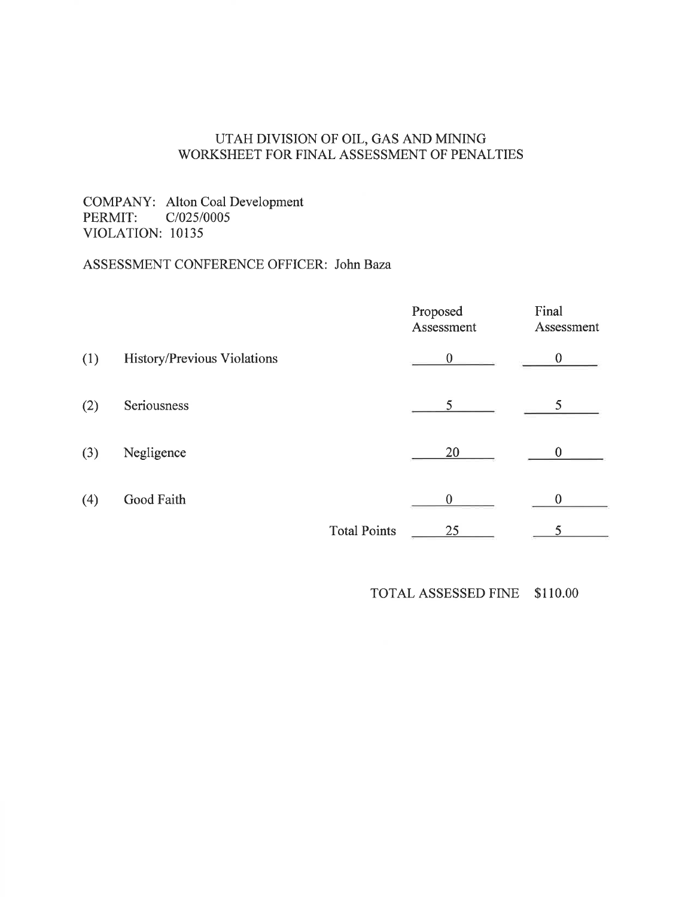# UTAH DIVISION OF OIL, GAS AND MINING
## WORKSHEET FOR FINAL ASSESSMENT OF PENALTIES

COMPANY: Alton Coal Development
PERMIT: C/025/0005
VIOLATION: 10135

ASSESSMENT CONFERENCE OFFICER: John Baza

| | | Proposed Assessment | Final Assessment |
|---|---|---|---|
| (1) | History/Previous Violations | 0 | 0 |
| (2) | Seriousness | 5 | 5 |
| (3) | Negligence | 20 | 0 |
| (4) | Good Faith | 0 | 0 |
| | Total Points | 25 | 5 |

TOTAL ASSESSED FINE $110.00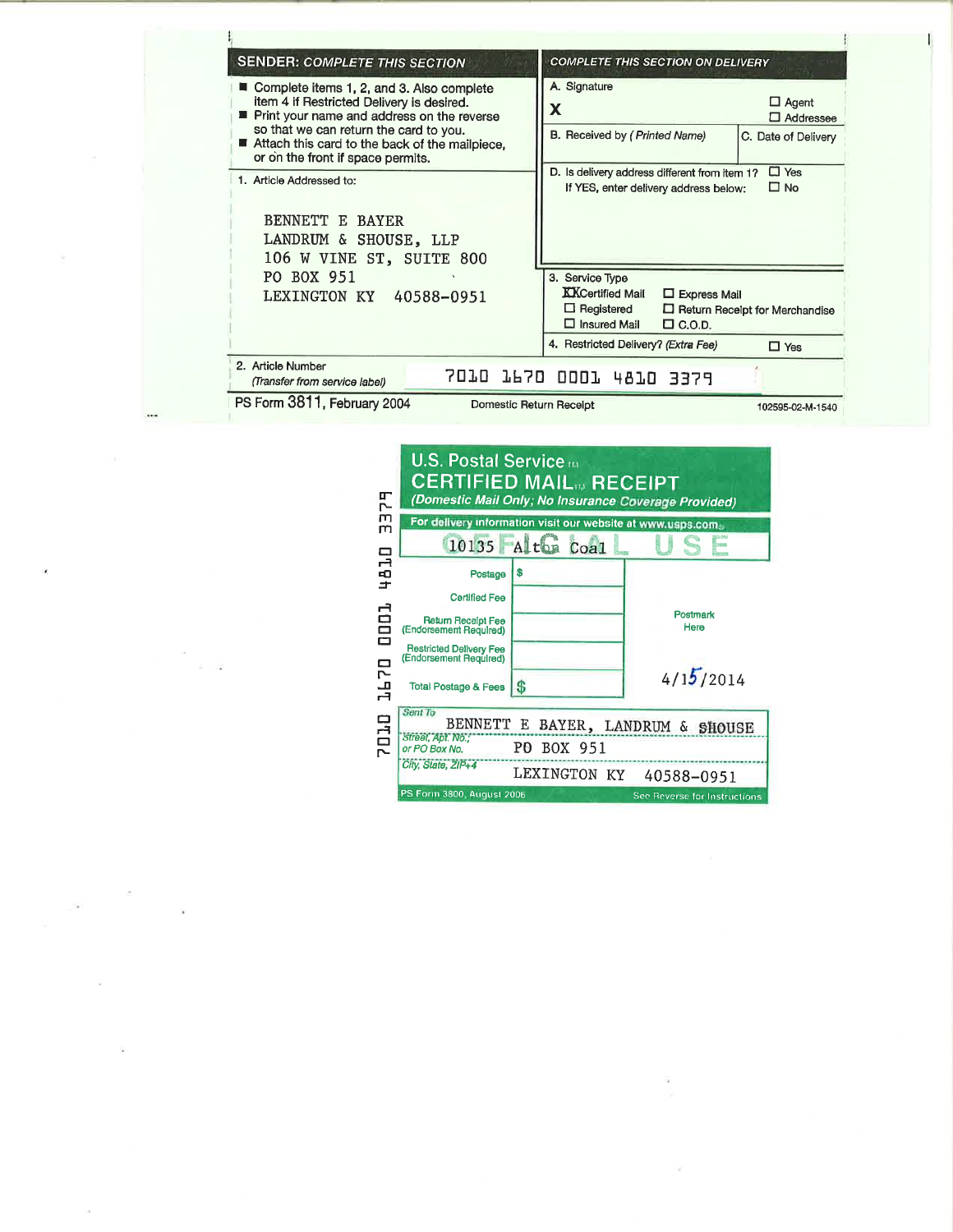**SENDER:** *COMPLETE THIS SECTION*

- Complete items 1, 2, and 3. Also complete item 4 if Restricted Delivery is desired.
- Print your name and address on the reverse so that we can return the card to you.
- Attach this card to the back of the mailpiece, or on the front if space permits.

1. Article Addressed to:

BENNETT E BAYER
LANDRUM & SHOUSE, LLP
106 W VINE ST, SUITE 800
PO BOX 951
LEXINGTON KY 40588-0951

*COMPLETE THIS SECTION ON DELIVERY*

A. Signature

X

☐ Agent
☐ Addressee

B. Received by (*Printed Name*)

C. Date of Delivery

D. Is delivery address different from item 1? ☐ Yes
If YES, enter delivery address below: ☐ No

3. Service Type

☒ Certified Mail ☐ Express Mail
☐ Registered ☐ Return Receipt for Merchandise
☐ Insured Mail ☐ C.O.D.

4. Restricted Delivery? (*Extra Fee*) ☐ Yes

2. Article Number
(*Transfer from service label*)

7010 1670 0001 4810 3379

PS Form 3811, February 2004 Domestic Return Receipt 102595-02-M-1540

## U.S. Postal Service™
## CERTIFIED MAIL™ RECEIPT

*(Domestic Mail Only; No Insurance Coverage Provided)*

For delivery information visit our website at www.usps.com®

10135 Alton Coal **OFFICIAL USE**

7010 1670 0001 4810 3379

| | |
|---|---|
| Postage | $ |
| Certified Fee | |
| Return Receipt Fee (Endorsement Required) | |
| Restricted Delivery Fee (Endorsement Required) | |
| Total Postage & Fees | $ |

Postmark Here

4/15/2014

*Sent To* BENNETT E BAYER, LANDRUM & SHOUSE

*Street, Apt. No.; or PO Box No.* PO BOX 951

*City, State, ZIP+4* LEXINGTON KY 40588-0951

PS Form 3800, August 2006 See Reverse for Instructions